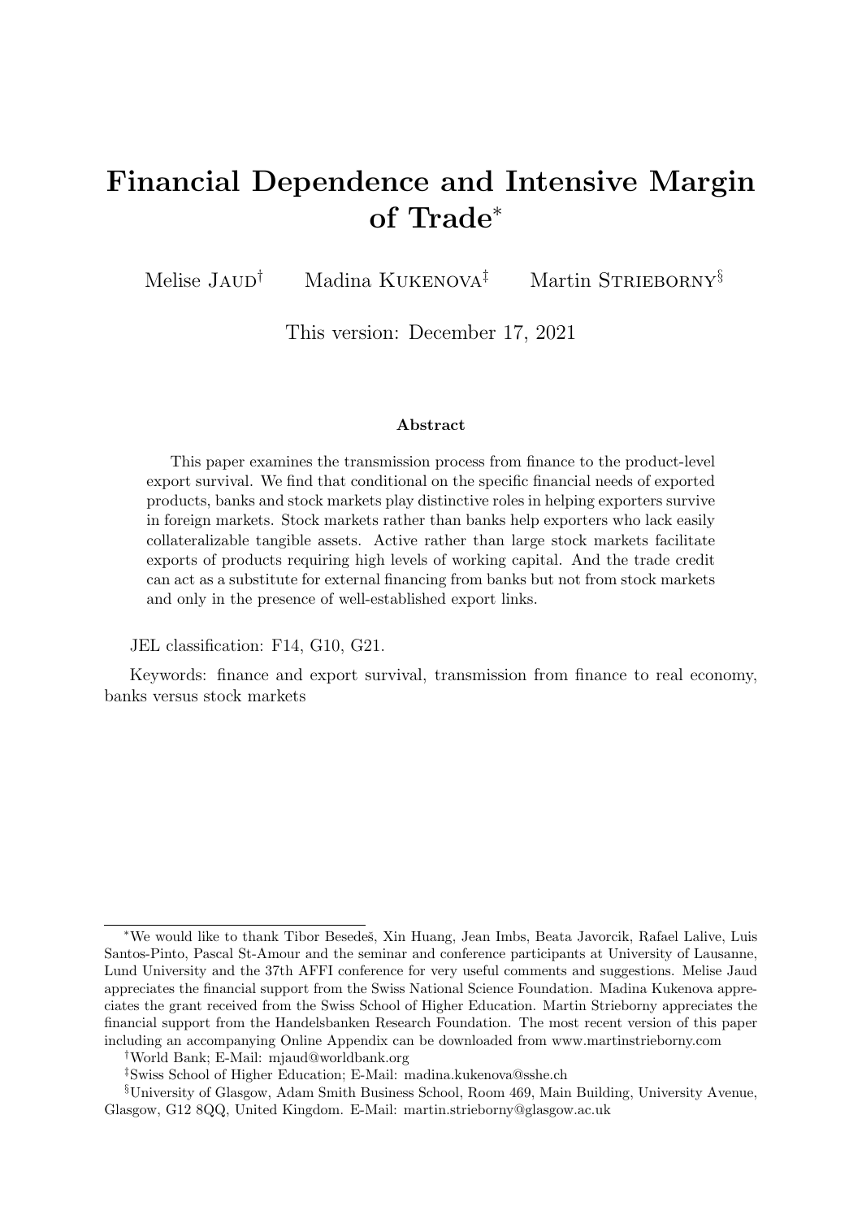# Financial Dependence and Intensive Margin of Trade[*]

Melise Jaud[†] Madina Kukenova[‡] Martin Strieborny[§]

This version: December 17, 2021

## Abstract

This paper examines the transmission process from finance to the product-level export survival. We find that conditional on the specific financial needs of exported products, banks and stock markets play distinctive roles in helping exporters survive in foreign markets. Stock markets rather than banks help exporters who lack easily collateralizable tangible assets. Active rather than large stock markets facilitate exports of products requiring high levels of working capital. And the trade credit can act as a substitute for external financing from banks but not from stock markets and only in the presence of well-established export links.

JEL classification: F14, G10, G21.

Keywords: finance and export survival, transmission from finance to real economy, banks versus stock markets

---

[*] We would like to thank Tibor Besedeš, Xin Huang, Jean Imbs, Beata Javorcik, Rafael Lalive, Luis Santos-Pinto, Pascal St-Amour and the seminar and conference participants at University of Lausanne, Lund University and the 37th AFFI conference for very useful comments and suggestions. Melise Jaud appreciates the financial support from the Swiss National Science Foundation. Madina Kukenova appreciates the grant received from the Swiss School of Higher Education. Martin Strieborny appreciates the financial support from the Handelsbanken Research Foundation. The most recent version of this paper including an accompanying Online Appendix can be downloaded from www.martinstrieborny.com

[†] World Bank; E-Mail: mjaud@worldbank.org

[‡] Swiss School of Higher Education; E-Mail: madina.kukenova@sshe.ch

[§] University of Glasgow, Adam Smith Business School, Room 469, Main Building, University Avenue, Glasgow, G12 8QQ, United Kingdom. E-Mail: martin.strieborny@glasgow.ac.uk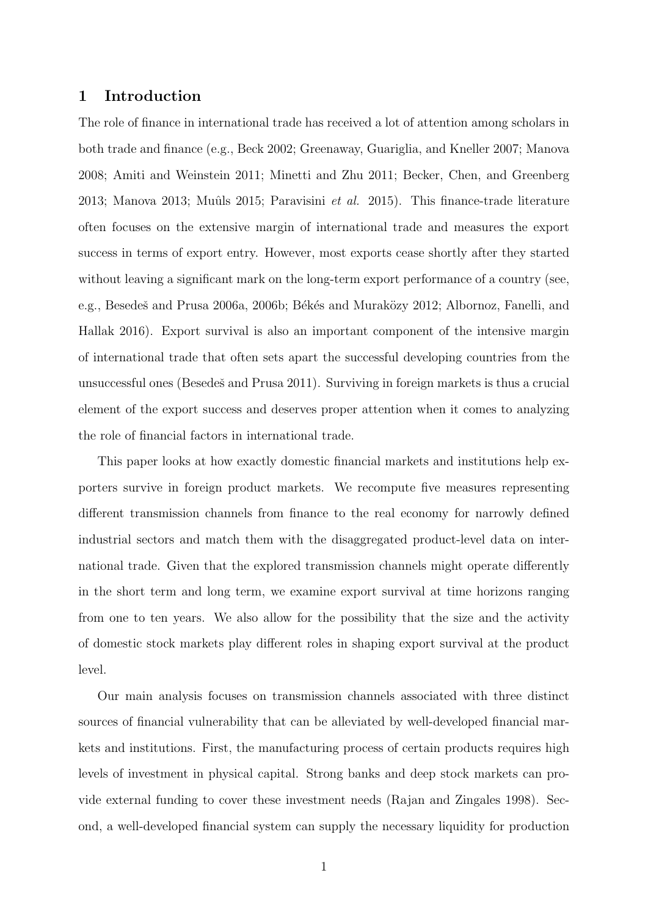# 1 Introduction

The role of finance in international trade has received a lot of attention among scholars in both trade and finance (e.g., Beck 2002; Greenaway, Guariglia, and Kneller 2007; Manova 2008; Amiti and Weinstein 2011; Minetti and Zhu 2011; Becker, Chen, and Greenberg 2013; Manova 2013; Muûls 2015; Paravisini *et al.* 2015). This finance-trade literature often focuses on the extensive margin of international trade and measures the export success in terms of export entry. However, most exports cease shortly after they started without leaving a significant mark on the long-term export performance of a country (see, e.g., Besedeš and Prusa 2006a, 2006b; Békés and Muraközy 2012; Albornoz, Fanelli, and Hallak 2016). Export survival is also an important component of the intensive margin of international trade that often sets apart the successful developing countries from the unsuccessful ones (Besedeš and Prusa 2011). Surviving in foreign markets is thus a crucial element of the export success and deserves proper attention when it comes to analyzing the role of financial factors in international trade.

This paper looks at how exactly domestic financial markets and institutions help exporters survive in foreign product markets. We recompute five measures representing different transmission channels from finance to the real economy for narrowly defined industrial sectors and match them with the disaggregated product-level data on international trade. Given that the explored transmission channels might operate differently in the short term and long term, we examine export survival at time horizons ranging from one to ten years. We also allow for the possibility that the size and the activity of domestic stock markets play different roles in shaping export survival at the product level.

Our main analysis focuses on transmission channels associated with three distinct sources of financial vulnerability that can be alleviated by well-developed financial markets and institutions. First, the manufacturing process of certain products requires high levels of investment in physical capital. Strong banks and deep stock markets can provide external funding to cover these investment needs (Rajan and Zingales 1998). Second, a well-developed financial system can supply the necessary liquidity for production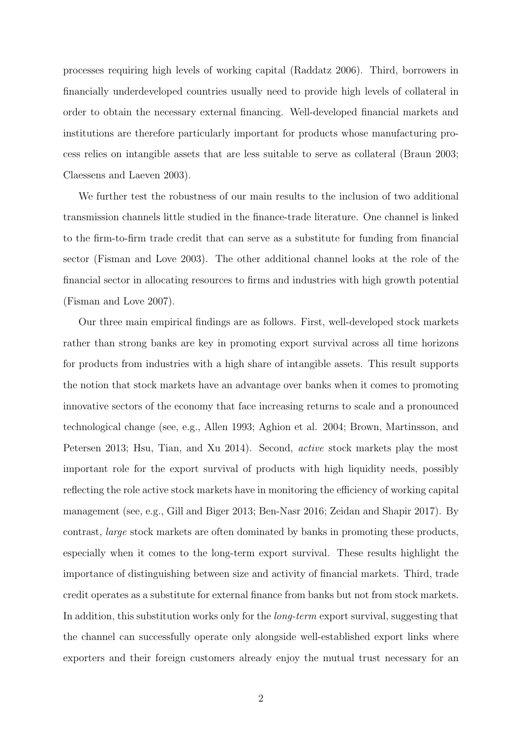processes requiring high levels of working capital (Raddatz 2006). Third, borrowers in financially underdeveloped countries usually need to provide high levels of collateral in order to obtain the necessary external financing. Well-developed financial markets and institutions are therefore particularly important for products whose manufacturing process relies on intangible assets that are less suitable to serve as collateral (Braun 2003; Claessens and Laeven 2003).

We further test the robustness of our main results to the inclusion of two additional transmission channels little studied in the finance-trade literature. One channel is linked to the firm-to-firm trade credit that can serve as a substitute for funding from financial sector (Fisman and Love 2003). The other additional channel looks at the role of the financial sector in allocating resources to firms and industries with high growth potential (Fisman and Love 2007).

Our three main empirical findings are as follows. First, well-developed stock markets rather than strong banks are key in promoting export survival across all time horizons for products from industries with a high share of intangible assets. This result supports the notion that stock markets have an advantage over banks when it comes to promoting innovative sectors of the economy that face increasing returns to scale and a pronounced technological change (see, e.g., Allen 1993; Aghion et al. 2004; Brown, Martinsson, and Petersen 2013; Hsu, Tian, and Xu 2014). Second, *active* stock markets play the most important role for the export survival of products with high liquidity needs, possibly reflecting the role active stock markets have in monitoring the efficiency of working capital management (see, e.g., Gill and Biger 2013; Ben-Nasr 2016; Zeidan and Shapir 2017). By contrast, *large* stock markets are often dominated by banks in promoting these products, especially when it comes to the long-term export survival. These results highlight the importance of distinguishing between size and activity of financial markets. Third, trade credit operates as a substitute for external finance from banks but not from stock markets. In addition, this substitution works only for the *long-term* export survival, suggesting that the channel can successfully operate only alongside well-established export links where exporters and their foreign customers already enjoy the mutual trust necessary for an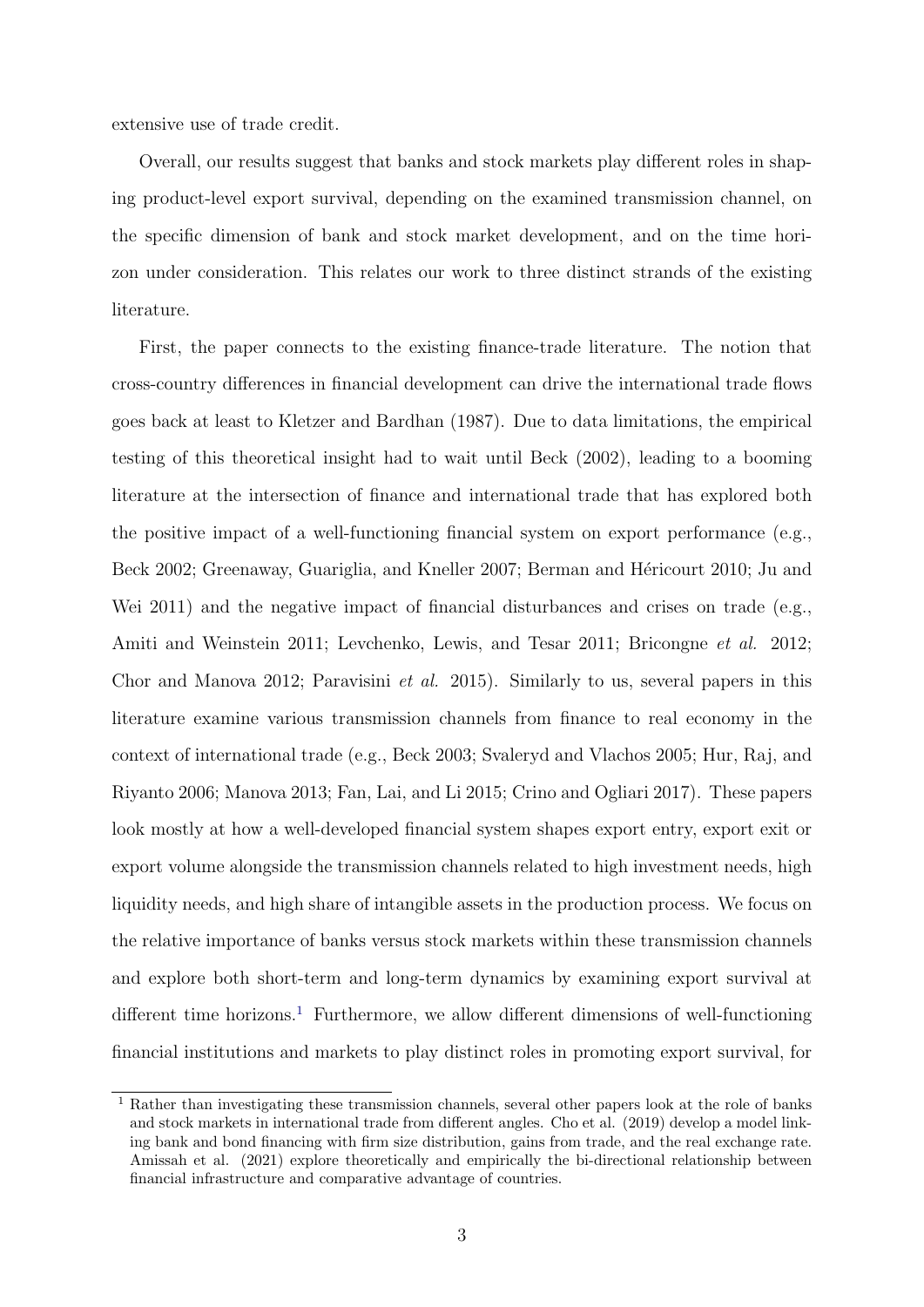extensive use of trade credit.

Overall, our results suggest that banks and stock markets play different roles in shaping product-level export survival, depending on the examined transmission channel, on the specific dimension of bank and stock market development, and on the time horizon under consideration. This relates our work to three distinct strands of the existing literature.

First, the paper connects to the existing finance-trade literature. The notion that cross-country differences in financial development can drive the international trade flows goes back at least to Kletzer and Bardhan (1987). Due to data limitations, the empirical testing of this theoretical insight had to wait until Beck (2002), leading to a booming literature at the intersection of finance and international trade that has explored both the positive impact of a well-functioning financial system on export performance (e.g., Beck 2002; Greenaway, Guariglia, and Kneller 2007; Berman and Héricourt 2010; Ju and Wei 2011) and the negative impact of financial disturbances and crises on trade (e.g., Amiti and Weinstein 2011; Levchenko, Lewis, and Tesar 2011; Bricongne *et al.* 2012; Chor and Manova 2012; Paravisini *et al.* 2015). Similarly to us, several papers in this literature examine various transmission channels from finance to real economy in the context of international trade (e.g., Beck 2003; Svaleryd and Vlachos 2005; Hur, Raj, and Riyanto 2006; Manova 2013; Fan, Lai, and Li 2015; Crino and Ogliari 2017). These papers look mostly at how a well-developed financial system shapes export entry, export exit or export volume alongside the transmission channels related to high investment needs, high liquidity needs, and high share of intangible assets in the production process. We focus on the relative importance of banks versus stock markets within these transmission channels and explore both short-term and long-term dynamics by examining export survival at different time horizons.[1] Furthermore, we allow different dimensions of well-functioning financial institutions and markets to play distinct roles in promoting export survival, for

[1] Rather than investigating these transmission channels, several other papers look at the role of banks and stock markets in international trade from different angles. Cho et al. (2019) develop a model linking bank and bond financing with firm size distribution, gains from trade, and the real exchange rate. Amissah et al. (2021) explore theoretically and empirically the bi-directional relationship between financial infrastructure and comparative advantage of countries.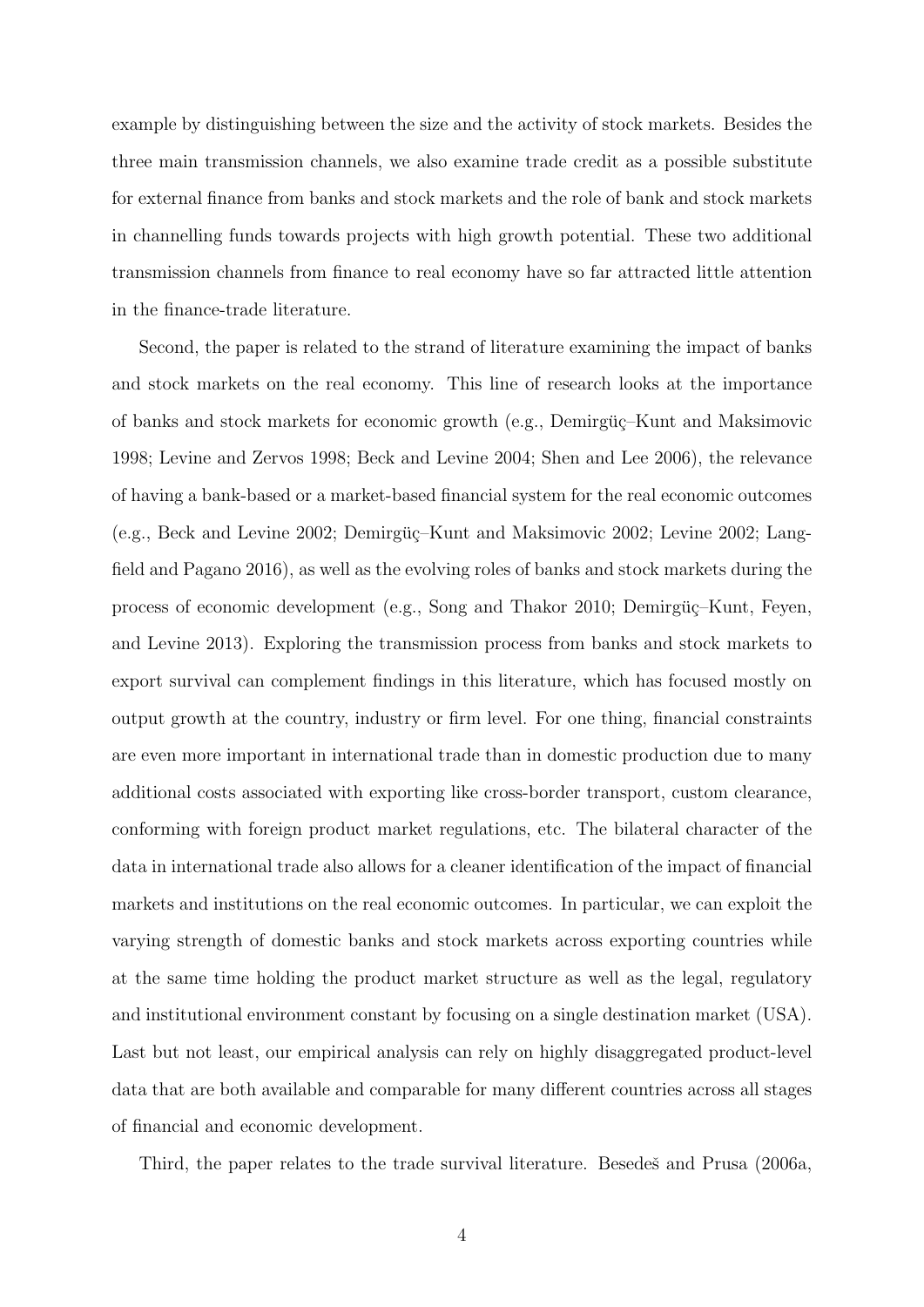example by distinguishing between the size and the activity of stock markets. Besides the three main transmission channels, we also examine trade credit as a possible substitute for external finance from banks and stock markets and the role of bank and stock markets in channelling funds towards projects with high growth potential. These two additional transmission channels from finance to real economy have so far attracted little attention in the finance-trade literature.

Second, the paper is related to the strand of literature examining the impact of banks and stock markets on the real economy. This line of research looks at the importance of banks and stock markets for economic growth (e.g., Demirgüç–Kunt and Maksimovic 1998; Levine and Zervos 1998; Beck and Levine 2004; Shen and Lee 2006), the relevance of having a bank-based or a market-based financial system for the real economic outcomes (e.g., Beck and Levine 2002; Demirgüç–Kunt and Maksimovic 2002; Levine 2002; Langfield and Pagano 2016), as well as the evolving roles of banks and stock markets during the process of economic development (e.g., Song and Thakor 2010; Demirgüç–Kunt, Feyen, and Levine 2013). Exploring the transmission process from banks and stock markets to export survival can complement findings in this literature, which has focused mostly on output growth at the country, industry or firm level. For one thing, financial constraints are even more important in international trade than in domestic production due to many additional costs associated with exporting like cross-border transport, custom clearance, conforming with foreign product market regulations, etc. The bilateral character of the data in international trade also allows for a cleaner identification of the impact of financial markets and institutions on the real economic outcomes. In particular, we can exploit the varying strength of domestic banks and stock markets across exporting countries while at the same time holding the product market structure as well as the legal, regulatory and institutional environment constant by focusing on a single destination market (USA). Last but not least, our empirical analysis can rely on highly disaggregated product-level data that are both available and comparable for many different countries across all stages of financial and economic development.

Third, the paper relates to the trade survival literature. Besedeš and Prusa (2006a,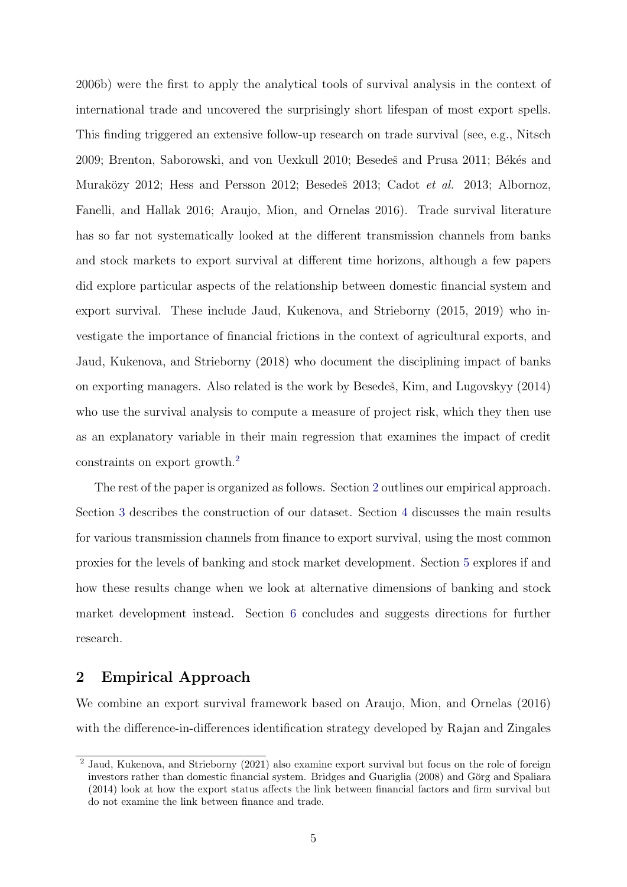2006b) were the first to apply the analytical tools of survival analysis in the context of international trade and uncovered the surprisingly short lifespan of most export spells. This finding triggered an extensive follow-up research on trade survival (see, e.g., Nitsch 2009; Brenton, Saborowski, and von Uexkull 2010; Besedeš and Prusa 2011; Békés and Muraközy 2012; Hess and Persson 2012; Besedeš 2013; Cadot *et al.* 2013; Albornoz, Fanelli, and Hallak 2016; Araujo, Mion, and Ornelas 2016). Trade survival literature has so far not systematically looked at the different transmission channels from banks and stock markets to export survival at different time horizons, although a few papers did explore particular aspects of the relationship between domestic financial system and export survival. These include Jaud, Kukenova, and Strieborny (2015, 2019) who investigate the importance of financial frictions in the context of agricultural exports, and Jaud, Kukenova, and Strieborny (2018) who document the disciplining impact of banks on exporting managers. Also related is the work by Besedeš, Kim, and Lugovskyy (2014) who use the survival analysis to compute a measure of project risk, which they then use as an explanatory variable in their main regression that examines the impact of credit constraints on export growth.[2]

The rest of the paper is organized as follows. Section 2 outlines our empirical approach. Section 3 describes the construction of our dataset. Section 4 discusses the main results for various transmission channels from finance to export survival, using the most common proxies for the levels of banking and stock market development. Section 5 explores if and how these results change when we look at alternative dimensions of banking and stock market development instead. Section 6 concludes and suggests directions for further research.

## 2 Empirical Approach

We combine an export survival framework based on Araujo, Mion, and Ornelas (2016) with the difference-in-differences identification strategy developed by Rajan and Zingales

[2] Jaud, Kukenova, and Strieborny (2021) also examine export survival but focus on the role of foreign investors rather than domestic financial system. Bridges and Guariglia (2008) and Görg and Spaliara (2014) look at how the export status affects the link between financial factors and firm survival but do not examine the link between finance and trade.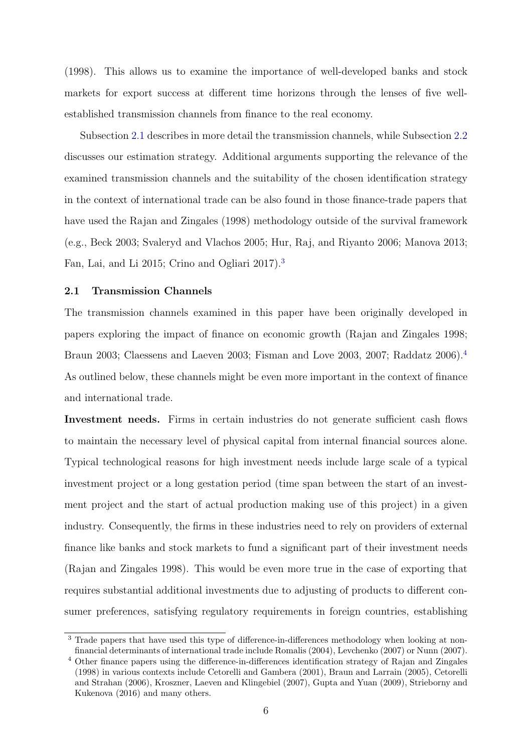(1998). This allows us to examine the importance of well-developed banks and stock markets for export success at different time horizons through the lenses of five well-established transmission channels from finance to the real economy.

Subsection 2.1 describes in more detail the transmission channels, while Subsection 2.2 discusses our estimation strategy. Additional arguments supporting the relevance of the examined transmission channels and the suitability of the chosen identification strategy in the context of international trade can be also found in those finance-trade papers that have used the Rajan and Zingales (1998) methodology outside of the survival framework (e.g., Beck 2003; Svaleryd and Vlachos 2005; Hur, Raj, and Riyanto 2006; Manova 2013; Fan, Lai, and Li 2015; Crino and Ogliari 2017).[3]

### 2.1 Transmission Channels

The transmission channels examined in this paper have been originally developed in papers exploring the impact of finance on economic growth (Rajan and Zingales 1998; Braun 2003; Claessens and Laeven 2003; Fisman and Love 2003, 2007; Raddatz 2006).[4] As outlined below, these channels might be even more important in the context of finance and international trade.

**Investment needs.** Firms in certain industries do not generate sufficient cash flows to maintain the necessary level of physical capital from internal financial sources alone. Typical technological reasons for high investment needs include large scale of a typical investment project or a long gestation period (time span between the start of an investment project and the start of actual production making use of this project) in a given industry. Consequently, the firms in these industries need to rely on providers of external finance like banks and stock markets to fund a significant part of their investment needs (Rajan and Zingales 1998). This would be even more true in the case of exporting that requires substantial additional investments due to adjusting of products to different consumer preferences, satisfying regulatory requirements in foreign countries, establishing

[3] Trade papers that have used this type of difference-in-differences methodology when looking at non-financial determinants of international trade include Romalis (2004), Levchenko (2007) or Nunn (2007).

[4] Other finance papers using the difference-in-differences identification strategy of Rajan and Zingales (1998) in various contexts include Cetorelli and Gambera (2001), Braun and Larrain (2005), Cetorelli and Strahan (2006), Kroszner, Laeven and Klingebiel (2007), Gupta and Yuan (2009), Strieborny and Kukenova (2016) and many others.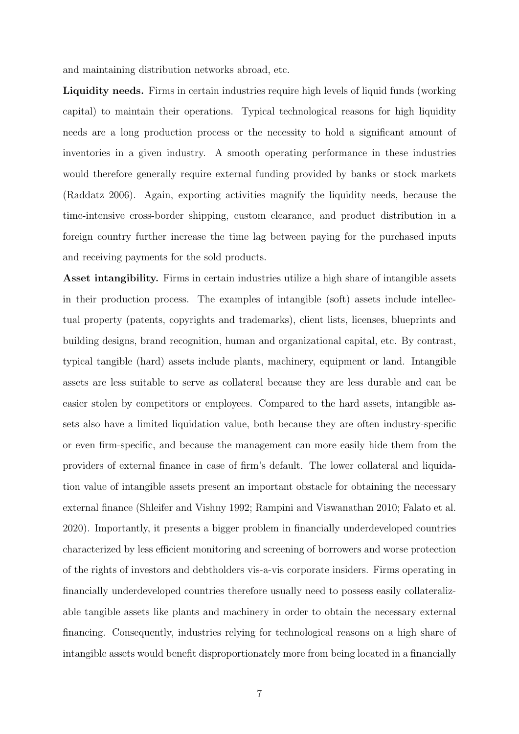and maintaining distribution networks abroad, etc.

**Liquidity needs.** Firms in certain industries require high levels of liquid funds (working capital) to maintain their operations. Typical technological reasons for high liquidity needs are a long production process or the necessity to hold a significant amount of inventories in a given industry. A smooth operating performance in these industries would therefore generally require external funding provided by banks or stock markets (Raddatz 2006). Again, exporting activities magnify the liquidity needs, because the time-intensive cross-border shipping, custom clearance, and product distribution in a foreign country further increase the time lag between paying for the purchased inputs and receiving payments for the sold products.

**Asset intangibility.** Firms in certain industries utilize a high share of intangible assets in their production process. The examples of intangible (soft) assets include intellectual property (patents, copyrights and trademarks), client lists, licenses, blueprints and building designs, brand recognition, human and organizational capital, etc. By contrast, typical tangible (hard) assets include plants, machinery, equipment or land. Intangible assets are less suitable to serve as collateral because they are less durable and can be easier stolen by competitors or employees. Compared to the hard assets, intangible assets also have a limited liquidation value, both because they are often industry-specific or even firm-specific, and because the management can more easily hide them from the providers of external finance in case of firm's default. The lower collateral and liquidation value of intangible assets present an important obstacle for obtaining the necessary external finance (Shleifer and Vishny 1992; Rampini and Viswanathan 2010; Falato et al. 2020). Importantly, it presents a bigger problem in financially underdeveloped countries characterized by less efficient monitoring and screening of borrowers and worse protection of the rights of investors and debtholders vis-a-vis corporate insiders. Firms operating in financially underdeveloped countries therefore usually need to possess easily collateralizable tangible assets like plants and machinery in order to obtain the necessary external financing. Consequently, industries relying for technological reasons on a high share of intangible assets would benefit disproportionately more from being located in a financially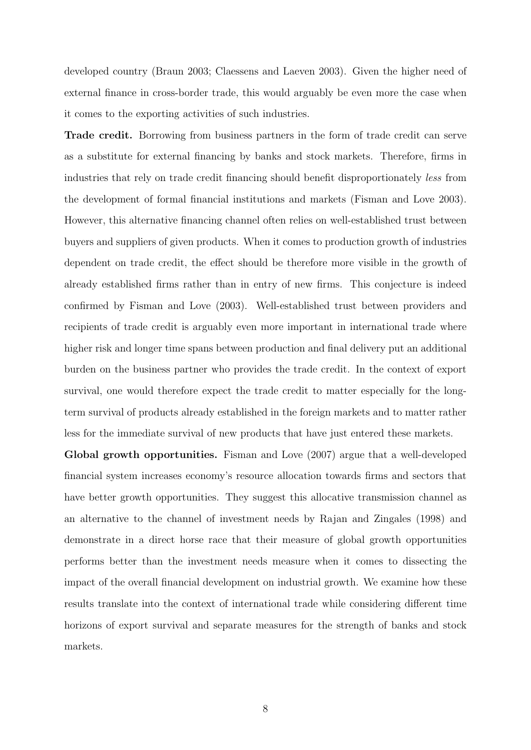developed country (Braun 2003; Claessens and Laeven 2003). Given the higher need of external finance in cross-border trade, this would arguably be even more the case when it comes to the exporting activities of such industries.

**Trade credit.** Borrowing from business partners in the form of trade credit can serve as a substitute for external financing by banks and stock markets. Therefore, firms in industries that rely on trade credit financing should benefit disproportionately *less* from the development of formal financial institutions and markets (Fisman and Love 2003). However, this alternative financing channel often relies on well-established trust between buyers and suppliers of given products. When it comes to production growth of industries dependent on trade credit, the effect should be therefore more visible in the growth of already established firms rather than in entry of new firms. This conjecture is indeed confirmed by Fisman and Love (2003). Well-established trust between providers and recipients of trade credit is arguably even more important in international trade where higher risk and longer time spans between production and final delivery put an additional burden on the business partner who provides the trade credit. In the context of export survival, one would therefore expect the trade credit to matter especially for the long-term survival of products already established in the foreign markets and to matter rather less for the immediate survival of new products that have just entered these markets.

**Global growth opportunities.** Fisman and Love (2007) argue that a well-developed financial system increases economy's resource allocation towards firms and sectors that have better growth opportunities. They suggest this allocative transmission channel as an alternative to the channel of investment needs by Rajan and Zingales (1998) and demonstrate in a direct horse race that their measure of global growth opportunities performs better than the investment needs measure when it comes to dissecting the impact of the overall financial development on industrial growth. We examine how these results translate into the context of international trade while considering different time horizons of export survival and separate measures for the strength of banks and stock markets.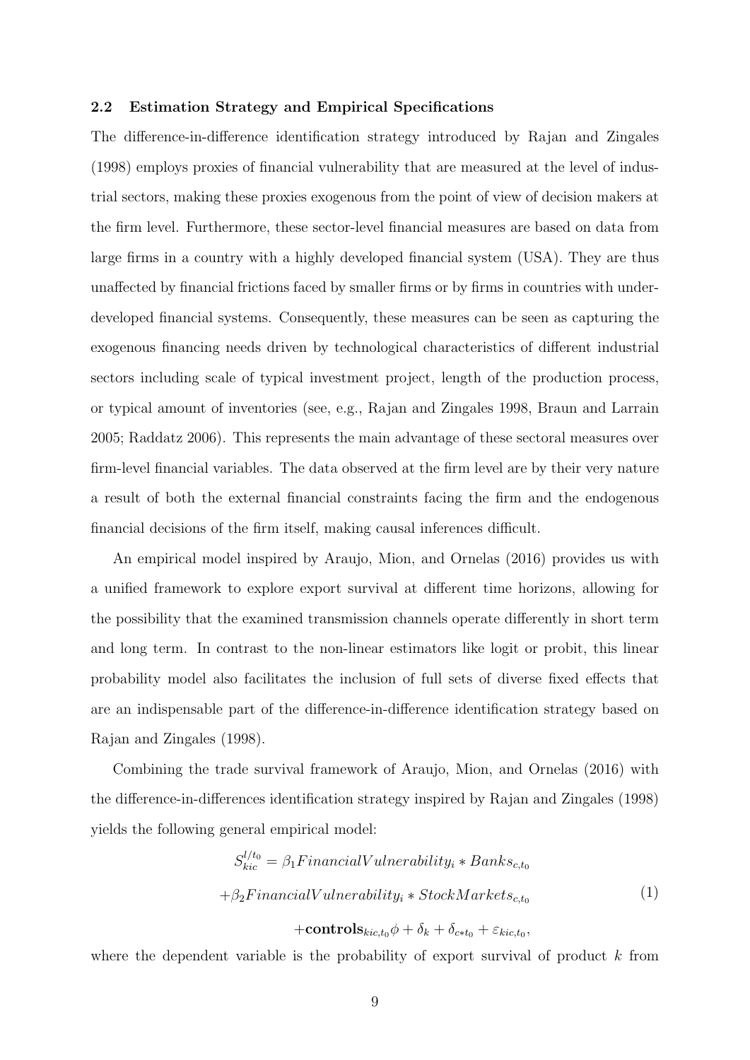### 2.2 Estimation Strategy and Empirical Specifications

The difference-in-difference identification strategy introduced by Rajan and Zingales (1998) employs proxies of financial vulnerability that are measured at the level of industrial sectors, making these proxies exogenous from the point of view of decision makers at the firm level. Furthermore, these sector-level financial measures are based on data from large firms in a country with a highly developed financial system (USA). They are thus unaffected by financial frictions faced by smaller firms or by firms in countries with underdeveloped financial systems. Consequently, these measures can be seen as capturing the exogenous financing needs driven by technological characteristics of different industrial sectors including scale of typical investment project, length of the production process, or typical amount of inventories (see, e.g., Rajan and Zingales 1998, Braun and Larrain 2005; Raddatz 2006). This represents the main advantage of these sectoral measures over firm-level financial variables. The data observed at the firm level are by their very nature a result of both the external financial constraints facing the firm and the endogenous financial decisions of the firm itself, making causal inferences difficult.

An empirical model inspired by Araujo, Mion, and Ornelas (2016) provides us with a unified framework to explore export survival at different time horizons, allowing for the possibility that the examined transmission channels operate differently in short term and long term. In contrast to the non-linear estimators like logit or probit, this linear probability model also facilitates the inclusion of full sets of diverse fixed effects that are an indispensable part of the difference-in-difference identification strategy based on Rajan and Zingales (1998).

Combining the trade survival framework of Araujo, Mion, and Ornelas (2016) with the difference-in-differences identification strategy inspired by Rajan and Zingales (1998) yields the following general empirical model:

$$
\begin{aligned}
S_{kic}^{l/t_0} &= \beta_1 FinancialVulnerability_i * Banks_{c,t_0} \\
&+ \beta_2 FinancialVulnerability_i * StockMarkets_{c,t_0} \\
&+ \mathbf{controls}_{kic,t_0}\phi + \delta_k + \delta_{c*t_0} + \varepsilon_{kic,t_0},
\end{aligned}
\tag{1}
$$

where the dependent variable is the probability of export survival of product $k$ from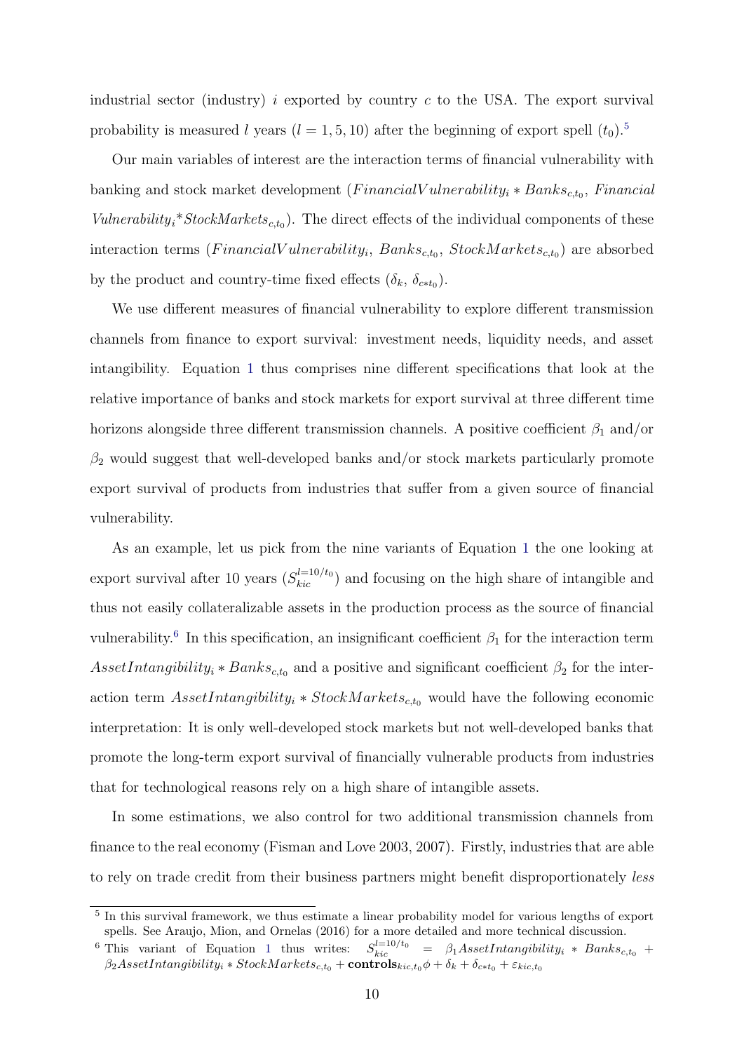industrial sector (industry) $i$ exported by country $c$ to the USA. The export survival probability is measured $l$ years ($l = 1, 5, 10$) after the beginning of export spell ($t_0$).[5]

Our main variables of interest are the interaction terms of financial vulnerability with banking and stock market development ($FinancialVulnerability_i * Banks_{c,t_0}$, $Financial Vulnerability_i * StockMarkets_{c,t_0}$). The direct effects of the individual components of these interaction terms ($FinancialVulnerability_i$, $Banks_{c,t_0}$, $StockMarkets_{c,t_0}$) are absorbed by the product and country-time fixed effects ($\delta_k$, $\delta_{c*t_0}$).

We use different measures of financial vulnerability to explore different transmission channels from finance to export survival: investment needs, liquidity needs, and asset intangibility. Equation 1 thus comprises nine different specifications that look at the relative importance of banks and stock markets for export survival at three different time horizons alongside three different transmission channels. A positive coefficient $\beta_1$ and/or $\beta_2$ would suggest that well-developed banks and/or stock markets particularly promote export survival of products from industries that suffer from a given source of financial vulnerability.

As an example, let us pick from the nine variants of Equation 1 the one looking at export survival after 10 years ($S_{kic}^{l=10/t_0}$) and focusing on the high share of intangible and thus not easily collateralizable assets in the production process as the source of financial vulnerability.[6] In this specification, an insignificant coefficient $\beta_1$ for the interaction term $AssetIntangibility_i * Banks_{c,t_0}$ and a positive and significant coefficient $\beta_2$ for the interaction term $AssetIntangibility_i * StockMarkets_{c,t_0}$ would have the following economic interpretation: It is only well-developed stock markets but not well-developed banks that promote the long-term export survival of financially vulnerable products from industries that for technological reasons rely on a high share of intangible assets.

In some estimations, we also control for two additional transmission channels from finance to the real economy (Fisman and Love 2003, 2007). Firstly, industries that are able to rely on trade credit from their business partners might benefit disproportionately *less*

[5] In this survival framework, we thus estimate a linear probability model for various lengths of export spells. See Araujo, Mion, and Ornelas (2016) for a more detailed and more technical discussion.

[6] This variant of Equation 1 thus writes: $S_{kic}^{l=10/t_0} = \beta_1 AssetIntangibility_i * Banks_{c,t_0} + \beta_2 AssetIntangibility_i * StockMarkets_{c,t_0} + \mathbf{controls}_{kic,t_0}\phi + \delta_k + \delta_{c*t_0} + \varepsilon_{kic,t_0}$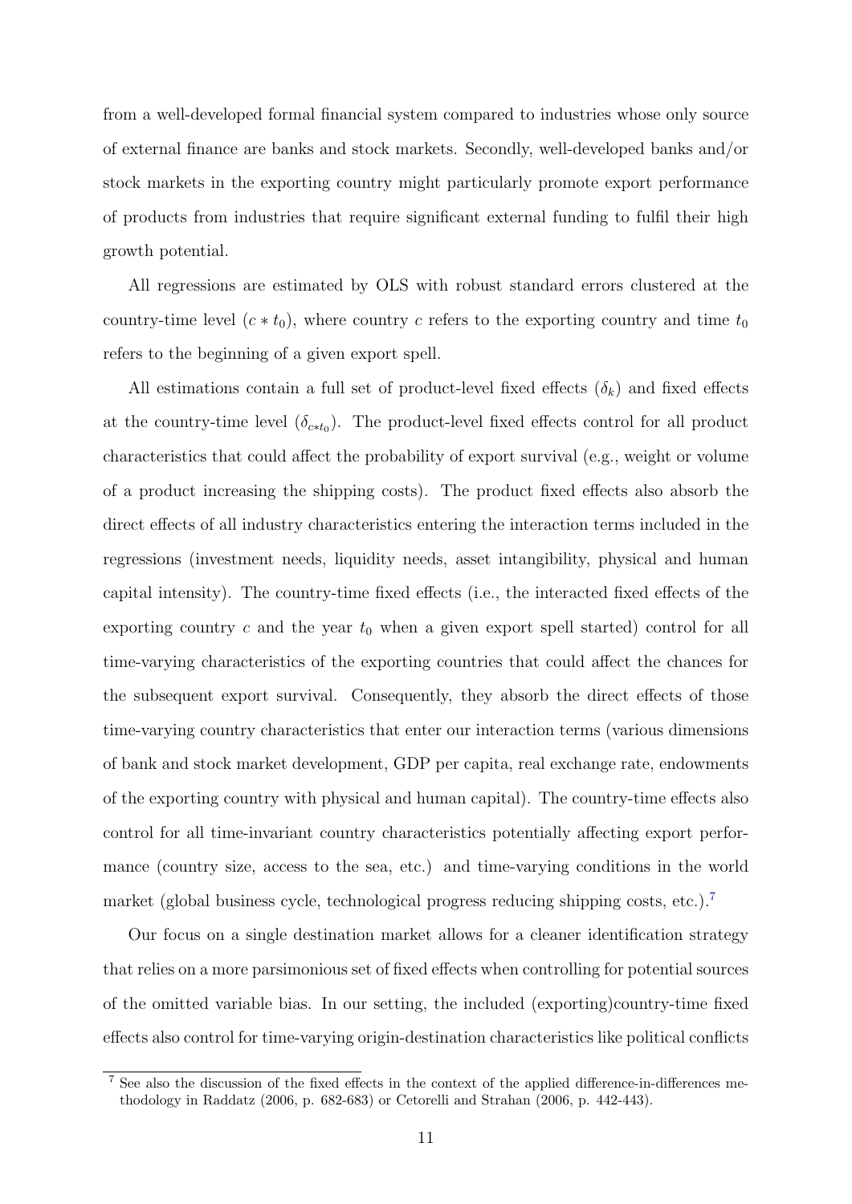from a well-developed formal financial system compared to industries whose only source of external finance are banks and stock markets. Secondly, well-developed banks and/or stock markets in the exporting country might particularly promote export performance of products from industries that require significant external funding to fulfil their high growth potential.

All regressions are estimated by OLS with robust standard errors clustered at the country-time level ($c * t_0$), where country $c$ refers to the exporting country and time $t_0$ refers to the beginning of a given export spell.

All estimations contain a full set of product-level fixed effects ($\delta_k$) and fixed effects at the country-time level ($\delta_{c*t_0}$). The product-level fixed effects control for all product characteristics that could affect the probability of export survival (e.g., weight or volume of a product increasing the shipping costs). The product fixed effects also absorb the direct effects of all industry characteristics entering the interaction terms included in the regressions (investment needs, liquidity needs, asset intangibility, physical and human capital intensity). The country-time fixed effects (i.e., the interacted fixed effects of the exporting country $c$ and the year $t_0$ when a given export spell started) control for all time-varying characteristics of the exporting countries that could affect the chances for the subsequent export survival. Consequently, they absorb the direct effects of those time-varying country characteristics that enter our interaction terms (various dimensions of bank and stock market development, GDP per capita, real exchange rate, endowments of the exporting country with physical and human capital). The country-time effects also control for all time-invariant country characteristics potentially affecting export performance (country size, access to the sea, etc.) and time-varying conditions in the world market (global business cycle, technological progress reducing shipping costs, etc.).[7]

Our focus on a single destination market allows for a cleaner identification strategy that relies on a more parsimonious set of fixed effects when controlling for potential sources of the omitted variable bias. In our setting, the included (exporting)country-time fixed effects also control for time-varying origin-destination characteristics like political conflicts

[7] See also the discussion of the fixed effects in the context of the applied difference-in-differences methodology in Raddatz (2006, p. 682-683) or Cetorelli and Strahan (2006, p. 442-443).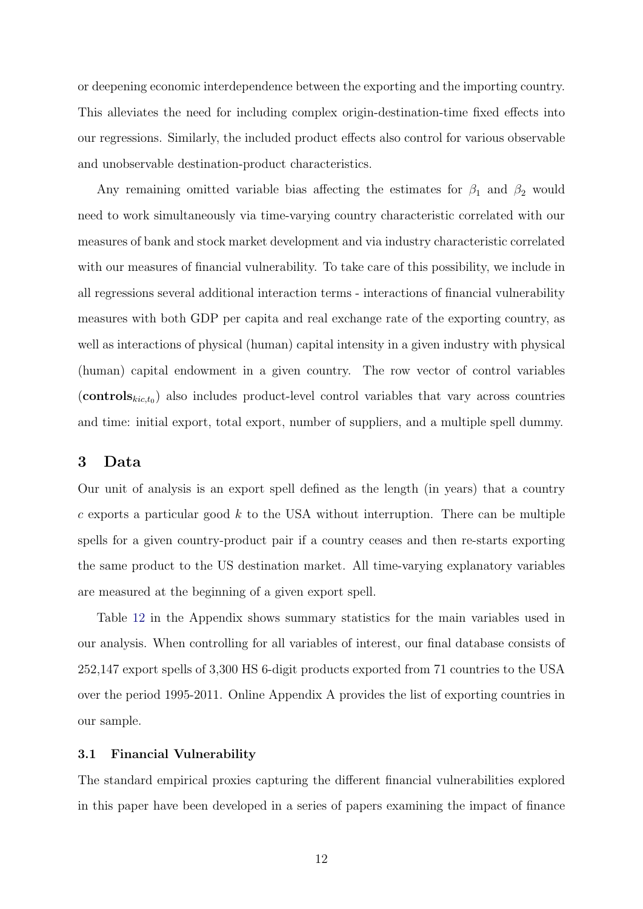or deepening economic interdependence between the exporting and the importing country. This alleviates the need for including complex origin-destination-time fixed effects into our regressions. Similarly, the included product effects also control for various observable and unobservable destination-product characteristics.

Any remaining omitted variable bias affecting the estimates for $\beta_1$ and $\beta_2$ would need to work simultaneously via time-varying country characteristic correlated with our measures of bank and stock market development and via industry characteristic correlated with our measures of financial vulnerability. To take care of this possibility, we include in all regressions several additional interaction terms - interactions of financial vulnerability measures with both GDP per capita and real exchange rate of the exporting country, as well as interactions of physical (human) capital intensity in a given industry with physical (human) capital endowment in a given country. The row vector of control variables ($\mathbf{controls}_{kic,t_0}$) also includes product-level control variables that vary across countries and time: initial export, total export, number of suppliers, and a multiple spell dummy.

# 3 Data

Our unit of analysis is an export spell defined as the length (in years) that a country $c$ exports a particular good $k$ to the USA without interruption. There can be multiple spells for a given country-product pair if a country ceases and then re-starts exporting the same product to the US destination market. All time-varying explanatory variables are measured at the beginning of a given export spell.

Table 12 in the Appendix shows summary statistics for the main variables used in our analysis. When controlling for all variables of interest, our final database consists of 252,147 export spells of 3,300 HS 6-digit products exported from 71 countries to the USA over the period 1995-2011. Online Appendix A provides the list of exporting countries in our sample.

## 3.1 Financial Vulnerability

The standard empirical proxies capturing the different financial vulnerabilities explored in this paper have been developed in a series of papers examining the impact of finance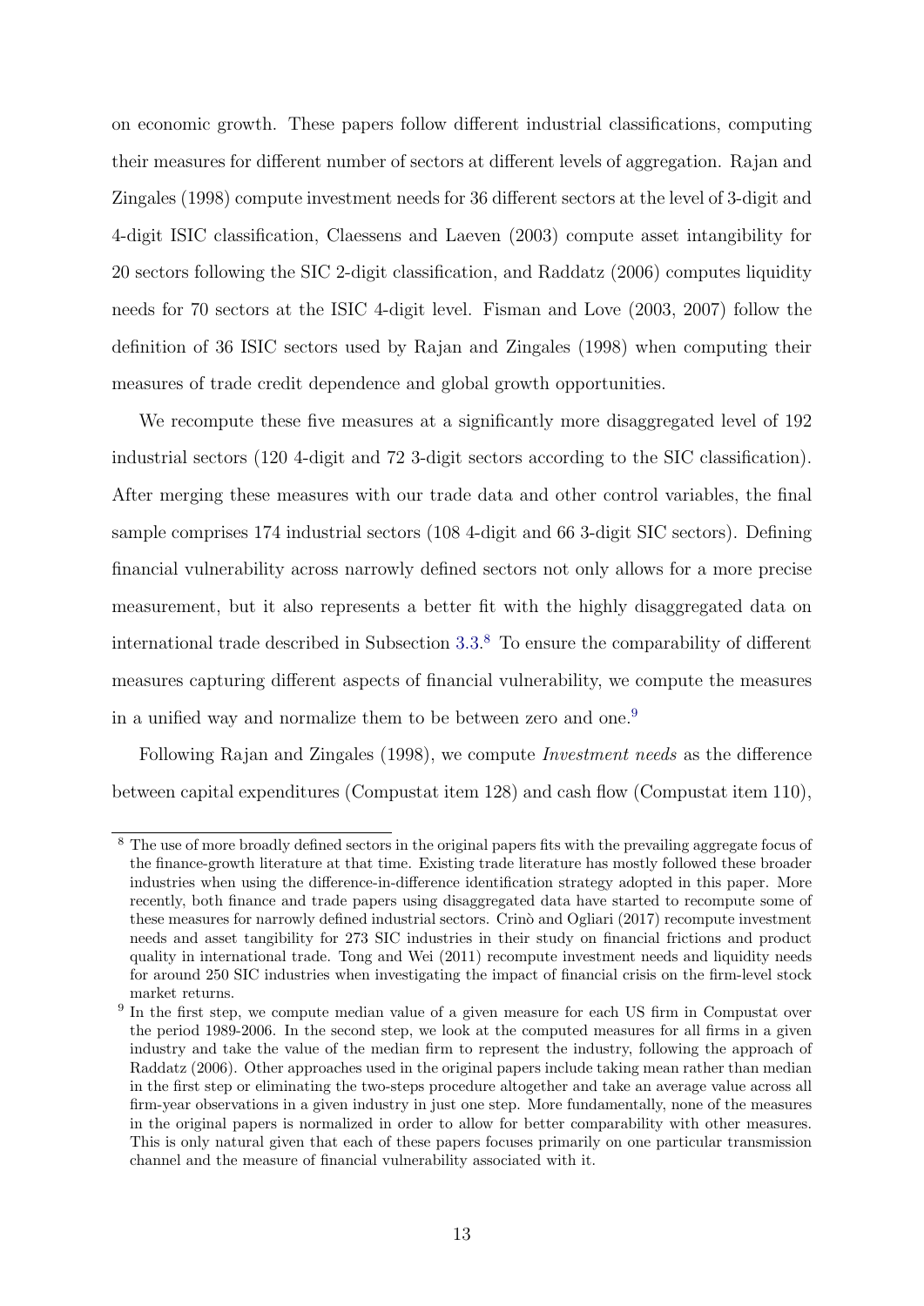on economic growth. These papers follow different industrial classifications, computing their measures for different number of sectors at different levels of aggregation. Rajan and Zingales (1998) compute investment needs for 36 different sectors at the level of 3-digit and 4-digit ISIC classification, Claessens and Laeven (2003) compute asset intangibility for 20 sectors following the SIC 2-digit classification, and Raddatz (2006) computes liquidity needs for 70 sectors at the ISIC 4-digit level. Fisman and Love (2003, 2007) follow the definition of 36 ISIC sectors used by Rajan and Zingales (1998) when computing their measures of trade credit dependence and global growth opportunities.

We recompute these five measures at a significantly more disaggregated level of 192 industrial sectors (120 4-digit and 72 3-digit sectors according to the SIC classification). After merging these measures with our trade data and other control variables, the final sample comprises 174 industrial sectors (108 4-digit and 66 3-digit SIC sectors). Defining financial vulnerability across narrowly defined sectors not only allows for a more precise measurement, but it also represents a better fit with the highly disaggregated data on international trade described in Subsection 3.3.[8] To ensure the comparability of different measures capturing different aspects of financial vulnerability, we compute the measures in a unified way and normalize them to be between zero and one.[9]

Following Rajan and Zingales (1998), we compute *Investment needs* as the difference between capital expenditures (Compustat item 128) and cash flow (Compustat item 110),

[8] The use of more broadly defined sectors in the original papers fits with the prevailing aggregate focus of the finance-growth literature at that time. Existing trade literature has mostly followed these broader industries when using the difference-in-difference identification strategy adopted in this paper. More recently, both finance and trade papers using disaggregated data have started to recompute some of these measures for narrowly defined industrial sectors. Crinò and Ogliari (2017) recompute investment needs and asset tangibility for 273 SIC industries in their study on financial frictions and product quality in international trade. Tong and Wei (2011) recompute investment needs and liquidity needs for around 250 SIC industries when investigating the impact of financial crisis on the firm-level stock market returns.

[9] In the first step, we compute median value of a given measure for each US firm in Compustat over the period 1989-2006. In the second step, we look at the computed measures for all firms in a given industry and take the value of the median firm to represent the industry, following the approach of Raddatz (2006). Other approaches used in the original papers include taking mean rather than median in the first step or eliminating the two-steps procedure altogether and take an average value across all firm-year observations in a given industry in just one step. More fundamentally, none of the measures in the original papers is normalized in order to allow for better comparability with other measures. This is only natural given that each of these papers focuses primarily on one particular transmission channel and the measure of financial vulnerability associated with it.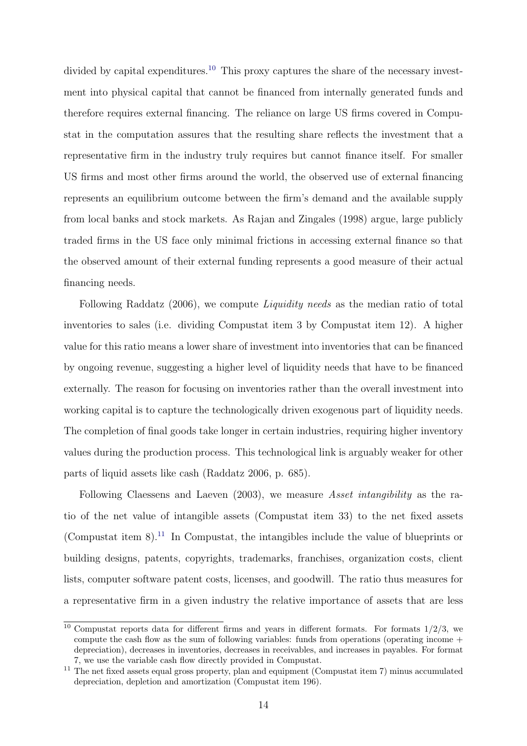divided by capital expenditures.[10] This proxy captures the share of the necessary investment into physical capital that cannot be financed from internally generated funds and therefore requires external financing. The reliance on large US firms covered in Compustat in the computation assures that the resulting share reflects the investment that a representative firm in the industry truly requires but cannot finance itself. For smaller US firms and most other firms around the world, the observed use of external financing represents an equilibrium outcome between the firm's demand and the available supply from local banks and stock markets. As Rajan and Zingales (1998) argue, large publicly traded firms in the US face only minimal frictions in accessing external finance so that the observed amount of their external funding represents a good measure of their actual financing needs.

Following Raddatz (2006), we compute *Liquidity needs* as the median ratio of total inventories to sales (i.e. dividing Compustat item 3 by Compustat item 12). A higher value for this ratio means a lower share of investment into inventories that can be financed by ongoing revenue, suggesting a higher level of liquidity needs that have to be financed externally. The reason for focusing on inventories rather than the overall investment into working capital is to capture the technologically driven exogenous part of liquidity needs. The completion of final goods take longer in certain industries, requiring higher inventory values during the production process. This technological link is arguably weaker for other parts of liquid assets like cash (Raddatz 2006, p. 685).

Following Claessens and Laeven (2003), we measure *Asset intangibility* as the ratio of the net value of intangible assets (Compustat item 33) to the net fixed assets (Compustat item 8).[11] In Compustat, the intangibles include the value of blueprints or building designs, patents, copyrights, trademarks, franchises, organization costs, client lists, computer software patent costs, licenses, and goodwill. The ratio thus measures for a representative firm in a given industry the relative importance of assets that are less

[10] Compustat reports data for different firms and years in different formats. For formats 1/2/3, we compute the cash flow as the sum of following variables: funds from operations (operating income + depreciation), decreases in inventories, decreases in receivables, and increases in payables. For format 7, we use the variable cash flow directly provided in Compustat.

[11] The net fixed assets equal gross property, plan and equipment (Compustat item 7) minus accumulated depreciation, depletion and amortization (Compustat item 196).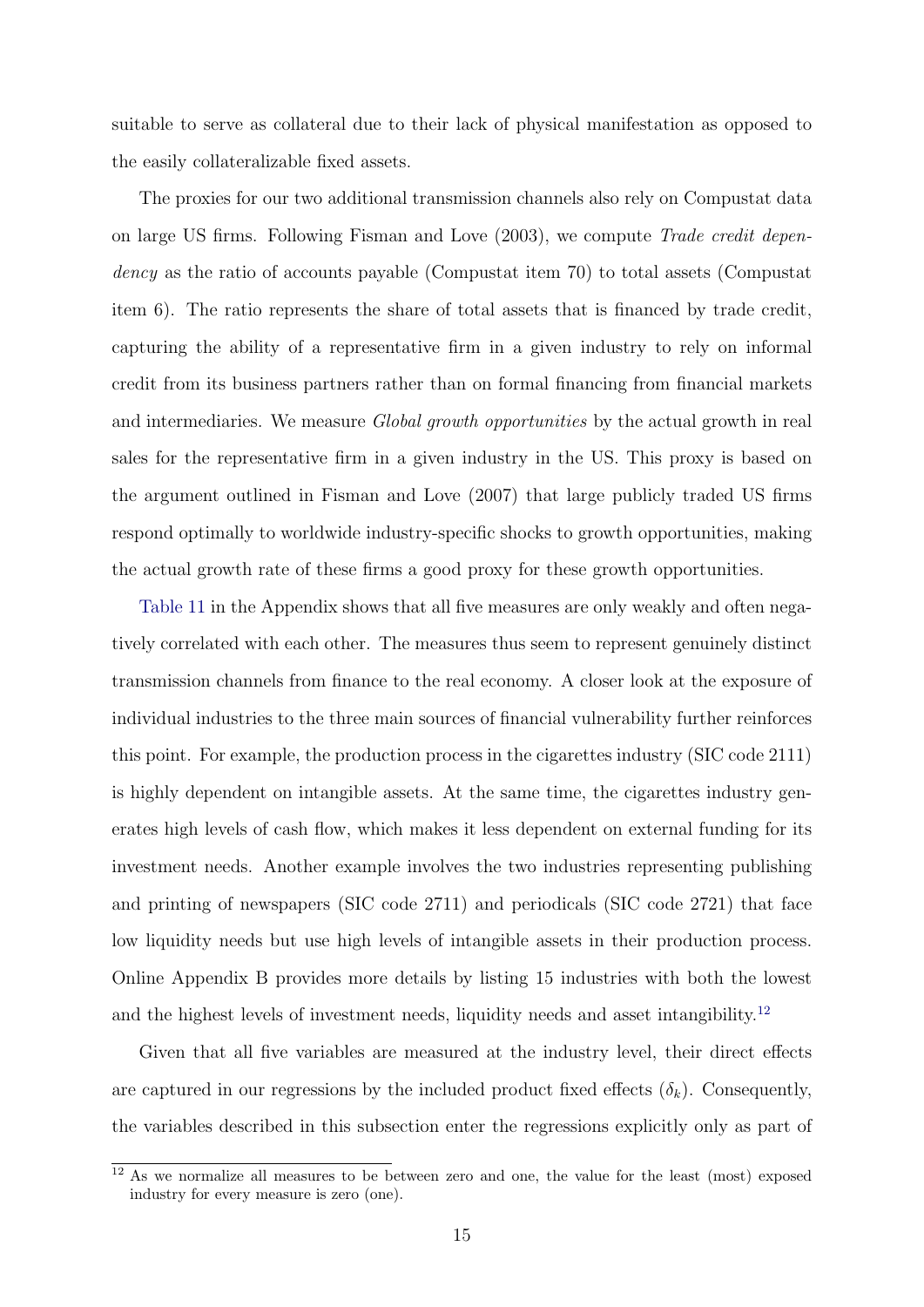suitable to serve as collateral due to their lack of physical manifestation as opposed to the easily collateralizable fixed assets.

The proxies for our two additional transmission channels also rely on Compustat data on large US firms. Following Fisman and Love (2003), we compute *Trade credit dependency* as the ratio of accounts payable (Compustat item 70) to total assets (Compustat item 6). The ratio represents the share of total assets that is financed by trade credit, capturing the ability of a representative firm in a given industry to rely on informal credit from its business partners rather than on formal financing from financial markets and intermediaries. We measure *Global growth opportunities* by the actual growth in real sales for the representative firm in a given industry in the US. This proxy is based on the argument outlined in Fisman and Love (2007) that large publicly traded US firms respond optimally to worldwide industry-specific shocks to growth opportunities, making the actual growth rate of these firms a good proxy for these growth opportunities.

Table 11 in the Appendix shows that all five measures are only weakly and often negatively correlated with each other. The measures thus seem to represent genuinely distinct transmission channels from finance to the real economy. A closer look at the exposure of individual industries to the three main sources of financial vulnerability further reinforces this point. For example, the production process in the cigarettes industry (SIC code 2111) is highly dependent on intangible assets. At the same time, the cigarettes industry generates high levels of cash flow, which makes it less dependent on external funding for its investment needs. Another example involves the two industries representing publishing and printing of newspapers (SIC code 2711) and periodicals (SIC code 2721) that face low liquidity needs but use high levels of intangible assets in their production process. Online Appendix B provides more details by listing 15 industries with both the lowest and the highest levels of investment needs, liquidity needs and asset intangibility.[12]

Given that all five variables are measured at the industry level, their direct effects are captured in our regressions by the included product fixed effects ($\delta_k$). Consequently, the variables described in this subsection enter the regressions explicitly only as part of

[12] As we normalize all measures to be between zero and one, the value for the least (most) exposed industry for every measure is zero (one).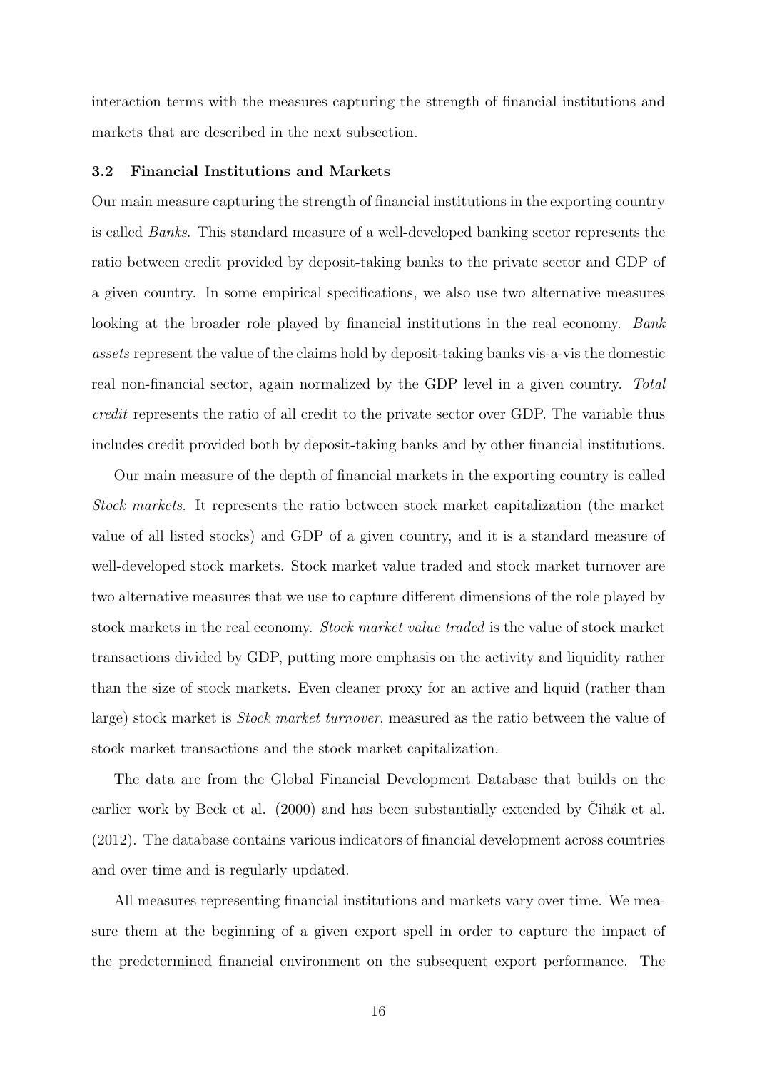interaction terms with the measures capturing the strength of financial institutions and markets that are described in the next subsection.

### 3.2 Financial Institutions and Markets

Our main measure capturing the strength of financial institutions in the exporting country is called *Banks*. This standard measure of a well-developed banking sector represents the ratio between credit provided by deposit-taking banks to the private sector and GDP of a given country. In some empirical specifications, we also use two alternative measures looking at the broader role played by financial institutions in the real economy. *Bank assets* represent the value of the claims hold by deposit-taking banks vis-a-vis the domestic real non-financial sector, again normalized by the GDP level in a given country. *Total credit* represents the ratio of all credit to the private sector over GDP. The variable thus includes credit provided both by deposit-taking banks and by other financial institutions.

Our main measure of the depth of financial markets in the exporting country is called *Stock markets*. It represents the ratio between stock market capitalization (the market value of all listed stocks) and GDP of a given country, and it is a standard measure of well-developed stock markets. Stock market value traded and stock market turnover are two alternative measures that we use to capture different dimensions of the role played by stock markets in the real economy. *Stock market value traded* is the value of stock market transactions divided by GDP, putting more emphasis on the activity and liquidity rather than the size of stock markets. Even cleaner proxy for an active and liquid (rather than large) stock market is *Stock market turnover*, measured as the ratio between the value of stock market transactions and the stock market capitalization.

The data are from the Global Financial Development Database that builds on the earlier work by Beck et al. (2000) and has been substantially extended by Čihák et al. (2012). The database contains various indicators of financial development across countries and over time and is regularly updated.

All measures representing financial institutions and markets vary over time. We measure them at the beginning of a given export spell in order to capture the impact of the predetermined financial environment on the subsequent export performance. The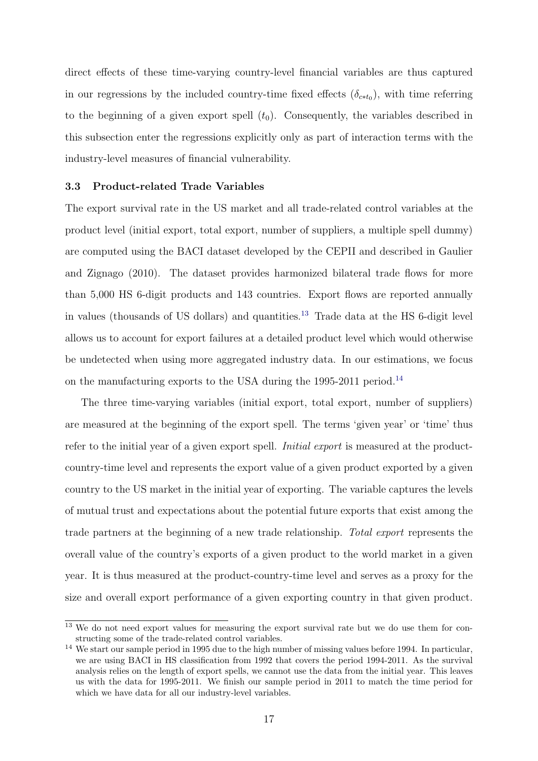direct effects of these time-varying country-level financial variables are thus captured in our regressions by the included country-time fixed effects ($\delta_{c*t_0}$), with time referring to the beginning of a given export spell ($t_0$). Consequently, the variables described in this subsection enter the regressions explicitly only as part of interaction terms with the industry-level measures of financial vulnerability.

### 3.3 Product-related Trade Variables

The export survival rate in the US market and all trade-related control variables at the product level (initial export, total export, number of suppliers, a multiple spell dummy) are computed using the BACI dataset developed by the CEPII and described in Gaulier and Zignago (2010). The dataset provides harmonized bilateral trade flows for more than 5,000 HS 6-digit products and 143 countries. Export flows are reported annually in values (thousands of US dollars) and quantities.[13] Trade data at the HS 6-digit level allows us to account for export failures at a detailed product level which would otherwise be undetected when using more aggregated industry data. In our estimations, we focus on the manufacturing exports to the USA during the 1995-2011 period.[14]

The three time-varying variables (initial export, total export, number of suppliers) are measured at the beginning of the export spell. The terms 'given year' or 'time' thus refer to the initial year of a given export spell. *Initial export* is measured at the product-country-time level and represents the export value of a given product exported by a given country to the US market in the initial year of exporting. The variable captures the levels of mutual trust and expectations about the potential future exports that exist among the trade partners at the beginning of a new trade relationship. *Total export* represents the overall value of the country's exports of a given product to the world market in a given year. It is thus measured at the product-country-time level and serves as a proxy for the size and overall export performance of a given exporting country in that given product.

[13] We do not need export values for measuring the export survival rate but we do use them for constructing some of the trade-related control variables.

[14] We start our sample period in 1995 due to the high number of missing values before 1994. In particular, we are using BACI in HS classification from 1992 that covers the period 1994-2011. As the survival analysis relies on the length of export spells, we cannot use the data from the initial year. This leaves us with the data for 1995-2011. We finish our sample period in 2011 to match the time period for which we have data for all our industry-level variables.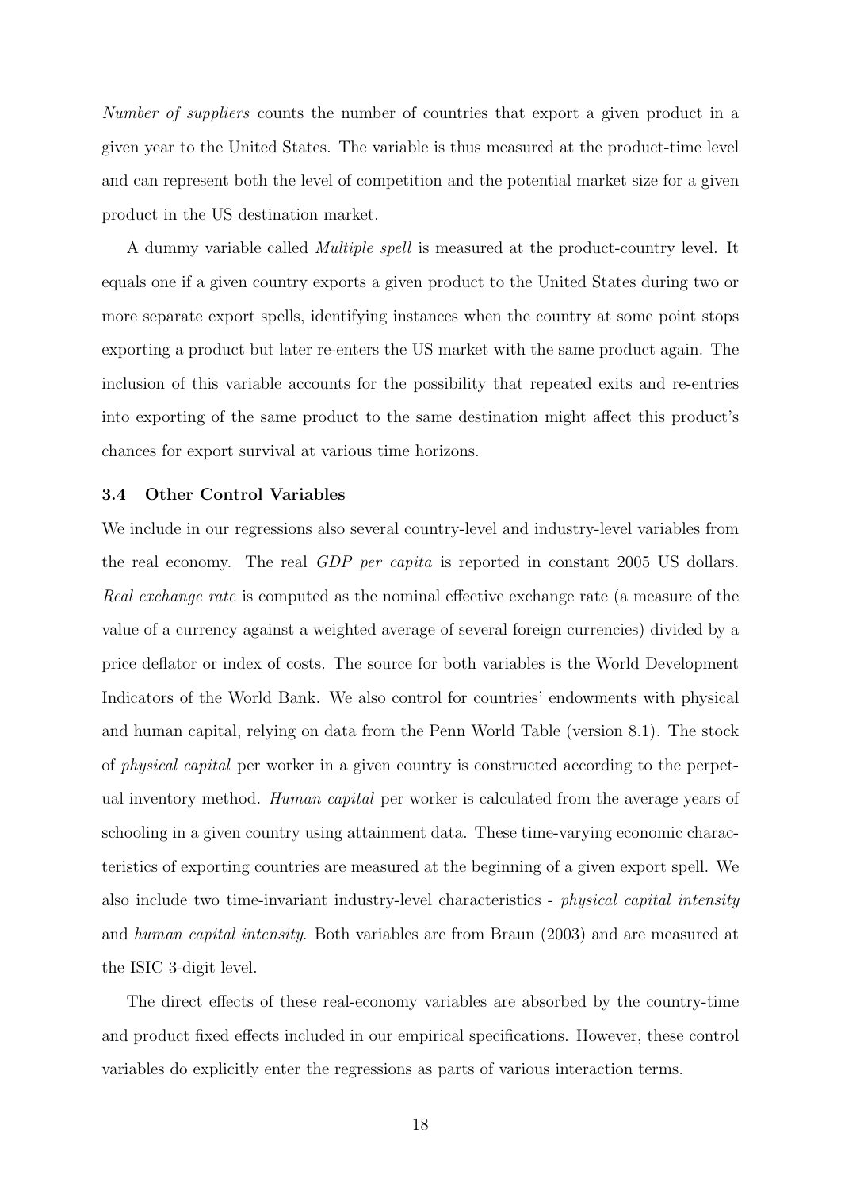*Number of suppliers* counts the number of countries that export a given product in a given year to the United States. The variable is thus measured at the product-time level and can represent both the level of competition and the potential market size for a given product in the US destination market.

A dummy variable called *Multiple spell* is measured at the product-country level. It equals one if a given country exports a given product to the United States during two or more separate export spells, identifying instances when the country at some point stops exporting a product but later re-enters the US market with the same product again. The inclusion of this variable accounts for the possibility that repeated exits and re-entries into exporting of the same product to the same destination might affect this product's chances for export survival at various time horizons.

### 3.4 Other Control Variables

We include in our regressions also several country-level and industry-level variables from the real economy. The real *GDP per capita* is reported in constant 2005 US dollars. *Real exchange rate* is computed as the nominal effective exchange rate (a measure of the value of a currency against a weighted average of several foreign currencies) divided by a price deflator or index of costs. The source for both variables is the World Development Indicators of the World Bank. We also control for countries' endowments with physical and human capital, relying on data from the Penn World Table (version 8.1). The stock of *physical capital* per worker in a given country is constructed according to the perpetual inventory method. *Human capital* per worker is calculated from the average years of schooling in a given country using attainment data. These time-varying economic characteristics of exporting countries are measured at the beginning of a given export spell. We also include two time-invariant industry-level characteristics - *physical capital intensity* and *human capital intensity*. Both variables are from Braun (2003) and are measured at the ISIC 3-digit level.

The direct effects of these real-economy variables are absorbed by the country-time and product fixed effects included in our empirical specifications. However, these control variables do explicitly enter the regressions as parts of various interaction terms.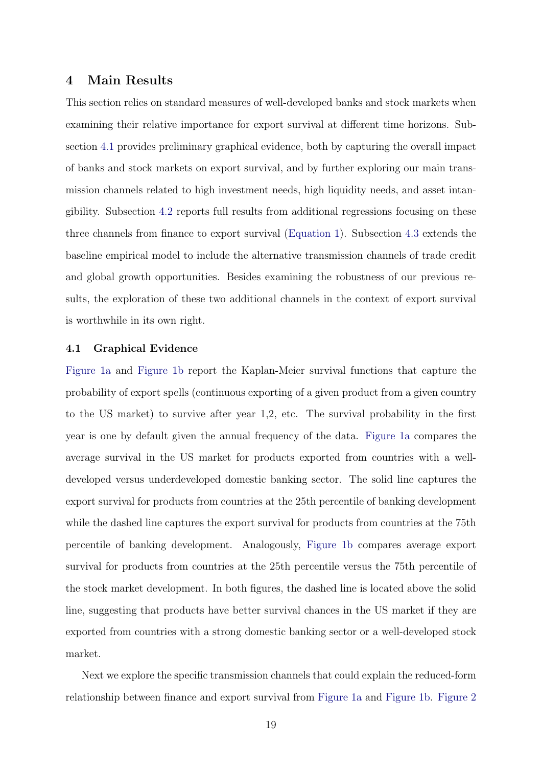## 4 Main Results

This section relies on standard measures of well-developed banks and stock markets when examining their relative importance for export survival at different time horizons. Subsection 4.1 provides preliminary graphical evidence, both by capturing the overall impact of banks and stock markets on export survival, and by further exploring our main transmission channels related to high investment needs, high liquidity needs, and asset intangibility. Subsection 4.2 reports full results from additional regressions focusing on these three channels from finance to export survival (Equation 1). Subsection 4.3 extends the baseline empirical model to include the alternative transmission channels of trade credit and global growth opportunities. Besides examining the robustness of our previous results, the exploration of these two additional channels in the context of export survival is worthwhile in its own right.

### 4.1 Graphical Evidence

Figure 1a and Figure 1b report the Kaplan-Meier survival functions that capture the probability of export spells (continuous exporting of a given product from a given country to the US market) to survive after year 1,2, etc. The survival probability in the first year is one by default given the annual frequency of the data. Figure 1a compares the average survival in the US market for products exported from countries with a well-developed versus underdeveloped domestic banking sector. The solid line captures the export survival for products from countries at the 25th percentile of banking development while the dashed line captures the export survival for products from countries at the 75th percentile of banking development. Analogously, Figure 1b compares average export survival for products from countries at the 25th percentile versus the 75th percentile of the stock market development. In both figures, the dashed line is located above the solid line, suggesting that products have better survival chances in the US market if they are exported from countries with a strong domestic banking sector or a well-developed stock market.

Next we explore the specific transmission channels that could explain the reduced-form relationship between finance and export survival from Figure 1a and Figure 1b. Figure 2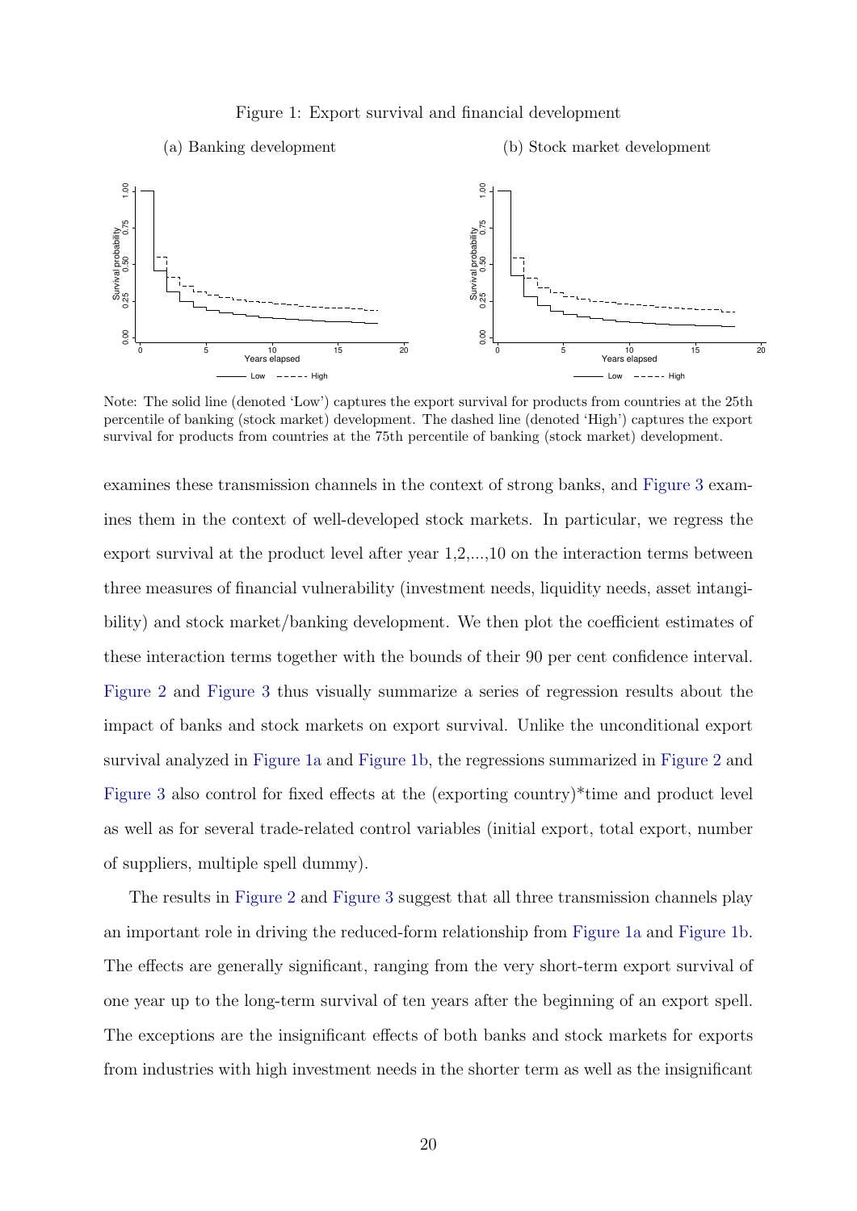Figure 1: Export survival and financial development

(a) Banking development

(b) Stock market development

Note: The solid line (denoted 'Low') captures the export survival for products from countries at the 25th percentile of banking (stock market) development. The dashed line (denoted 'High') captures the export survival for products from countries at the 75th percentile of banking (stock market) development.

examines these transmission channels in the context of strong banks, and Figure 3 examines them in the context of well-developed stock markets. In particular, we regress the export survival at the product level after year 1,2,...,10 on the interaction terms between three measures of financial vulnerability (investment needs, liquidity needs, asset intangibility) and stock market/banking development. We then plot the coefficient estimates of these interaction terms together with the bounds of their 90 per cent confidence interval. Figure 2 and Figure 3 thus visually summarize a series of regression results about the impact of banks and stock markets on export survival. Unlike the unconditional export survival analyzed in Figure 1a and Figure 1b, the regressions summarized in Figure 2 and Figure 3 also control for fixed effects at the (exporting country)*time and product level as well as for several trade-related control variables (initial export, total export, number of suppliers, multiple spell dummy).

The results in Figure 2 and Figure 3 suggest that all three transmission channels play an important role in driving the reduced-form relationship from Figure 1a and Figure 1b. The effects are generally significant, ranging from the very short-term export survival of one year up to the long-term survival of ten years after the beginning of an export spell. The exceptions are the insignificant effects of both banks and stock markets for exports from industries with high investment needs in the shorter term as well as the insignificant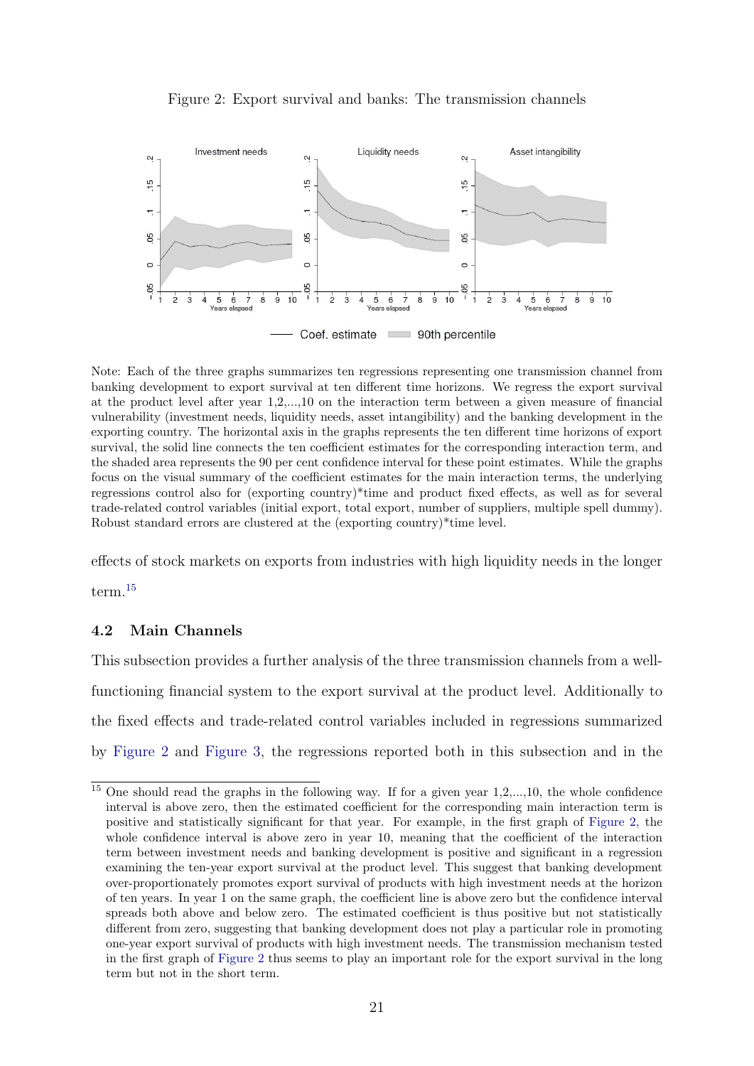Figure 2: Export survival and banks: The transmission channels

Investment needs

Liquidity needs

Asset intangibility

-.05 0 .05 .1 .15 .2

1 2 3 4 5 6 7 8 9 10

Years elapsed

Coef. estimate

90th percentile

Note: Each of the three graphs summarizes ten regressions representing one transmission channel from banking development to export survival at ten different time horizons. We regress the export survival at the product level after year 1,2,...,10 on the interaction term between a given measure of financial vulnerability (investment needs, liquidity needs, asset intangibility) and the banking development in the exporting country. The horizontal axis in the graphs represents the ten different time horizons of export survival, the solid line connects the ten coefficient estimates for the corresponding interaction term, and the shaded area represents the 90 per cent confidence interval for these point estimates. While the graphs focus on the visual summary of the coefficient estimates for the main interaction terms, the underlying regressions control also for (exporting country)*time and product fixed effects, as well as for several trade-related control variables (initial export, total export, number of suppliers, multiple spell dummy). Robust standard errors are clustered at the (exporting country)*time level.

effects of stock markets on exports from industries with high liquidity needs in the longer term.[15]

### 4.2 Main Channels

This subsection provides a further analysis of the three transmission channels from a well-functioning financial system to the export survival at the product level. Additionally to the fixed effects and trade-related control variables included in regressions summarized by Figure 2 and Figure 3, the regressions reported both in this subsection and in the

[15] One should read the graphs in the following way. If for a given year 1,2,...,10, the whole confidence interval is above zero, then the estimated coefficient for the corresponding main interaction term is positive and statistically significant for that year. For example, in the first graph of Figure 2, the whole confidence interval is above zero in year 10, meaning that the coefficient of the interaction term between investment needs and banking development is positive and significant in a regression examining the ten-year export survival at the product level. This suggest that banking development over-proportionately promotes export survival of products with high investment needs at the horizon of ten years. In year 1 on the same graph, the coefficient line is above zero but the confidence interval spreads both above and below zero. The estimated coefficient is thus positive but not statistically different from zero, suggesting that banking development does not play a particular role in promoting one-year export survival of products with high investment needs. The transmission mechanism tested in the first graph of Figure 2 thus seems to play an important role for the export survival in the long term but not in the short term.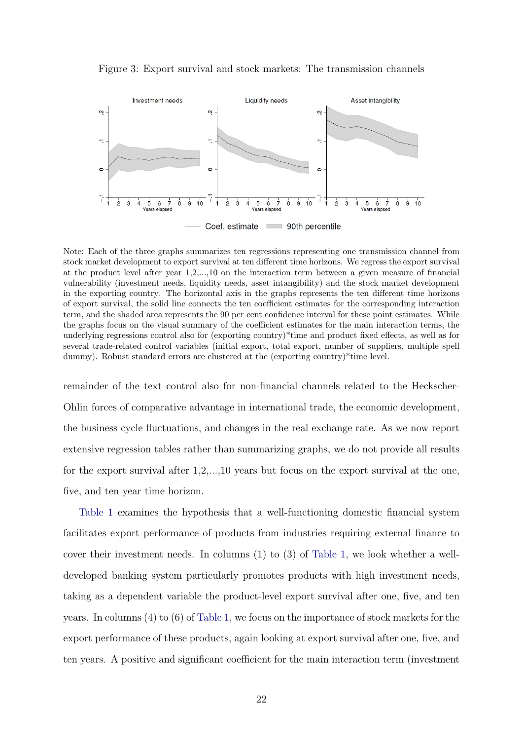Figure 3: Export survival and stock markets: The transmission channels

Investment needs

Liquidity needs

Asset intangibility

-.1
0
.1
.2

1 2 3 4 5 6 7 8 9 10

Years elapsed

Coef. estimate

90th percentile

Note: Each of the three graphs summarizes ten regressions representing one transmission channel from stock market development to export survival at ten different time horizons. We regress the export survival at the product level after year 1,2,...,10 on the interaction term between a given measure of financial vulnerability (investment needs, liquidity needs, asset intangibility) and the stock market development in the exporting country. The horizontal axis in the graphs represents the ten different time horizons of export survival, the solid line connects the ten coefficient estimates for the corresponding interaction term, and the shaded area represents the 90 per cent confidence interval for these point estimates. While the graphs focus on the visual summary of the coefficient estimates for the main interaction terms, the underlying regressions control also for (exporting country)*time and product fixed effects, as well as for several trade-related control variables (initial export, total export, number of suppliers, multiple spell dummy). Robust standard errors are clustered at the (exporting country)*time level.

remainder of the text control also for non-financial channels related to the Heckscher-Ohlin forces of comparative advantage in international trade, the economic development, the business cycle fluctuations, and changes in the real exchange rate. As we now report extensive regression tables rather than summarizing graphs, we do not provide all results for the export survival after 1,2,...,10 years but focus on the export survival at the one, five, and ten year time horizon.

Table 1 examines the hypothesis that a well-functioning domestic financial system facilitates export performance of products from industries requiring external finance to cover their investment needs. In columns (1) to (3) of Table 1, we look whether a well-developed banking system particularly promotes products with high investment needs, taking as a dependent variable the product-level export survival after one, five, and ten years. In columns (4) to (6) of Table 1, we focus on the importance of stock markets for the export performance of these products, again looking at export survival after one, five, and ten years. A positive and significant coefficient for the main interaction term (investment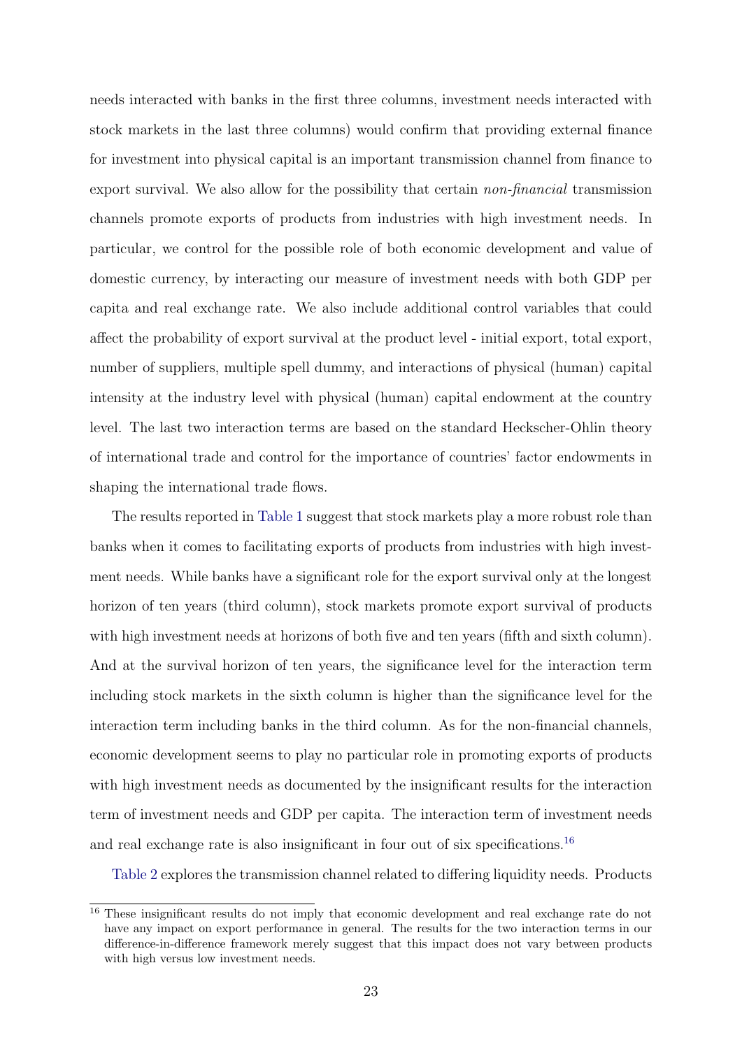needs interacted with banks in the first three columns, investment needs interacted with stock markets in the last three columns) would confirm that providing external finance for investment into physical capital is an important transmission channel from finance to export survival. We also allow for the possibility that certain *non-financial* transmission channels promote exports of products from industries with high investment needs. In particular, we control for the possible role of both economic development and value of domestic currency, by interacting our measure of investment needs with both GDP per capita and real exchange rate. We also include additional control variables that could affect the probability of export survival at the product level - initial export, total export, number of suppliers, multiple spell dummy, and interactions of physical (human) capital intensity at the industry level with physical (human) capital endowment at the country level. The last two interaction terms are based on the standard Heckscher-Ohlin theory of international trade and control for the importance of countries' factor endowments in shaping the international trade flows.

The results reported in Table 1 suggest that stock markets play a more robust role than banks when it comes to facilitating exports of products from industries with high investment needs. While banks have a significant role for the export survival only at the longest horizon of ten years (third column), stock markets promote export survival of products with high investment needs at horizons of both five and ten years (fifth and sixth column). And at the survival horizon of ten years, the significance level for the interaction term including stock markets in the sixth column is higher than the significance level for the interaction term including banks in the third column. As for the non-financial channels, economic development seems to play no particular role in promoting exports of products with high investment needs as documented by the insignificant results for the interaction term of investment needs and GDP per capita. The interaction term of investment needs and real exchange rate is also insignificant in four out of six specifications.[16]

Table 2 explores the transmission channel related to differing liquidity needs. Products

[16] These insignificant results do not imply that economic development and real exchange rate do not have any impact on export performance in general. The results for the two interaction terms in our difference-in-difference framework merely suggest that this impact does not vary between products with high versus low investment needs.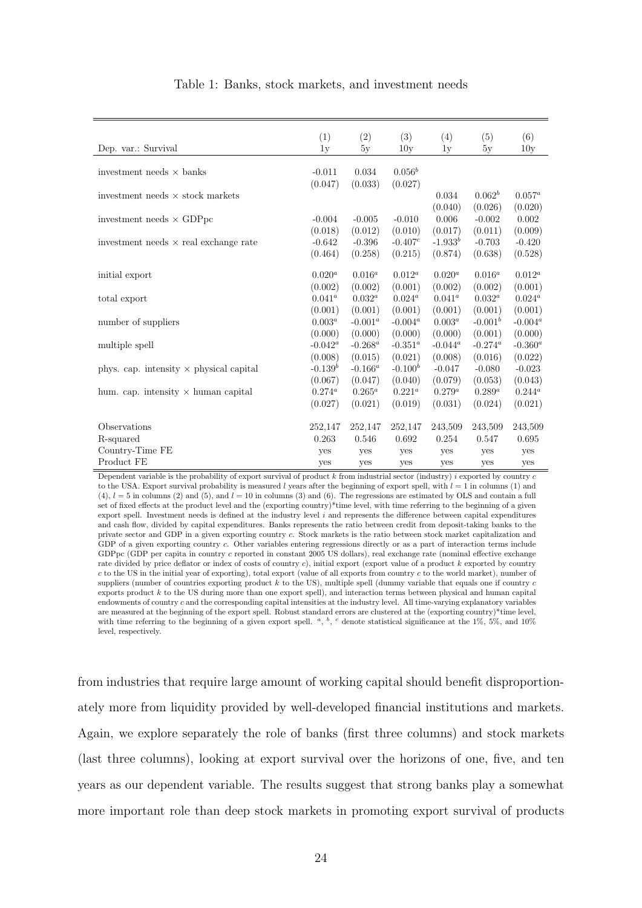Table 1: Banks, stock markets, and investment needs

| Dep. var.: Survival | (1) 1y | (2) 5y | (3) 10y | (4) 1y | (5) 5y | (6) 10y |
|---|---|---|---|---|---|---|
| investment needs × banks | -0.011 | 0.034 | 0.056[b] | | | |
| | (0.047) | (0.033) | (0.027) | | | |
| investment needs × stock markets | | | | 0.034 | 0.062[b] | 0.057[a] |
| | | | | (0.040) | (0.026) | (0.020) |
| investment needs × GDPpc | -0.004 | -0.005 | -0.010 | 0.006 | -0.002 | 0.002 |
| | (0.018) | (0.012) | (0.010) | (0.017) | (0.011) | (0.009) |
| investment needs × real exchange rate | -0.642 | -0.396 | -0.407[c] | -1.933[b] | -0.703 | -0.420 |
| | (0.464) | (0.258) | (0.215) | (0.874) | (0.638) | (0.528) |
| initial export | 0.020[a] | 0.016[a] | 0.012[a] | 0.020[a] | 0.016[a] | 0.012[a] |
| | (0.002) | (0.002) | (0.001) | (0.002) | (0.002) | (0.001) |
| total export | 0.041[a] | 0.032[a] | 0.024[a] | 0.041[a] | 0.032[a] | 0.024[a] |
| | (0.001) | (0.001) | (0.001) | (0.001) | (0.001) | (0.001) |
| number of suppliers | 0.003[a] | -0.001[a] | -0.004[a] | 0.003[a] | -0.001[b] | -0.004[a] |
| | (0.000) | (0.000) | (0.000) | (0.000) | (0.001) | (0.000) |
| multiple spell | -0.042[a] | -0.268[a] | -0.351[a] | -0.044[a] | -0.274[a] | -0.360[a] |
| | (0.008) | (0.015) | (0.021) | (0.008) | (0.016) | (0.022) |
| phys. cap. intensity × physical capital | -0.139[b] | -0.166[a] | -0.100[b] | -0.047 | -0.080 | -0.023 |
| | (0.067) | (0.047) | (0.040) | (0.079) | (0.053) | (0.043) |
| hum. cap. intensity × human capital | 0.274[a] | 0.265[a] | 0.221[a] | 0.279[a] | 0.289[a] | 0.244[a] |
| | (0.027) | (0.021) | (0.019) | (0.031) | (0.024) | (0.021) |
| Observations | 252,147 | 252,147 | 252,147 | 243,509 | 243,509 | 243,509 |
| R-squared | 0.263 | 0.546 | 0.692 | 0.254 | 0.547 | 0.695 |
| Country-Time FE | yes | yes | yes | yes | yes | yes |
| Product FE | yes | yes | yes | yes | yes | yes |

Dependent variable is the probability of export survival of product $k$ from industrial sector (industry) $i$ exported by country $c$ to the USA. Export survival probability is measured $l$ years after the beginning of export spell, with $l = 1$ in columns (1) and (4), $l = 5$ in columns (2) and (5), and $l = 10$ in columns (3) and (6). The regressions are estimated by OLS and contain a full set of fixed effects at the product level and the (exporting country)*time level, with time referring to the beginning of a given export spell. Investment needs is defined at the industry level $i$ and represents the difference between capital expenditures and cash flow, divided by capital expenditures. Banks represents the ratio between credit from deposit-taking banks to the private sector and GDP in a given exporting country $c$. Stock markets is the ratio between stock market capitalization and GDP of a given exporting country $c$. Other variables entering regressions directly or as a part of interaction terms include GDPpc (GDP per capita in country $c$ reported in constant 2005 US dollars), real exchange rate (nominal effective exchange rate divided by price deflator or index of costs of country $c$), initial export (export value of a product $k$ exported by country $c$ to the US in the initial year of exporting), total export (value of all exports from country $c$ to the world market), number of suppliers (number of countries exporting product $k$ to the US), multiple spell (dummy variable that equals one if country $c$ exports product $k$ to the US during more than one export spell), and interaction terms between physical and human capital endowments of country $c$ and the corresponding capital intensities at the industry level. All time-varying explanatory variables are measured at the beginning of the export spell. Robust standard errors are clustered at the (exporting country)*time level, with time referring to the beginning of a given export spell. [a], [b], [c] denote statistical significance at the 1%, 5%, and 10% level, respectively.

from industries that require large amount of working capital should benefit disproportionately more from liquidity provided by well-developed financial institutions and markets. Again, we explore separately the role of banks (first three columns) and stock markets (last three columns), looking at export survival over the horizons of one, five, and ten years as our dependent variable. The results suggest that strong banks play a somewhat more important role than deep stock markets in promoting export survival of products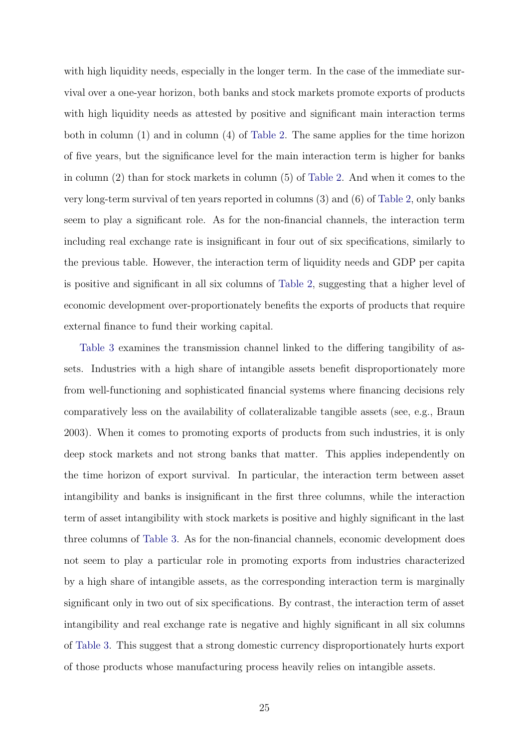with high liquidity needs, especially in the longer term. In the case of the immediate survival over a one-year horizon, both banks and stock markets promote exports of products with high liquidity needs as attested by positive and significant main interaction terms both in column (1) and in column (4) of Table 2. The same applies for the time horizon of five years, but the significance level for the main interaction term is higher for banks in column (2) than for stock markets in column (5) of Table 2. And when it comes to the very long-term survival of ten years reported in columns (3) and (6) of Table 2, only banks seem to play a significant role. As for the non-financial channels, the interaction term including real exchange rate is insignificant in four out of six specifications, similarly to the previous table. However, the interaction term of liquidity needs and GDP per capita is positive and significant in all six columns of Table 2, suggesting that a higher level of economic development over-proportionately benefits the exports of products that require external finance to fund their working capital.

Table 3 examines the transmission channel linked to the differing tangibility of assets. Industries with a high share of intangible assets benefit disproportionately more from well-functioning and sophisticated financial systems where financing decisions rely comparatively less on the availability of collateralizable tangible assets (see, e.g., Braun 2003). When it comes to promoting exports of products from such industries, it is only deep stock markets and not strong banks that matter. This applies independently on the time horizon of export survival. In particular, the interaction term between asset intangibility and banks is insignificant in the first three columns, while the interaction term of asset intangibility with stock markets is positive and highly significant in the last three columns of Table 3. As for the non-financial channels, economic development does not seem to play a particular role in promoting exports from industries characterized by a high share of intangible assets, as the corresponding interaction term is marginally significant only in two out of six specifications. By contrast, the interaction term of asset intangibility and real exchange rate is negative and highly significant in all six columns of Table 3. This suggest that a strong domestic currency disproportionately hurts export of those products whose manufacturing process heavily relies on intangible assets.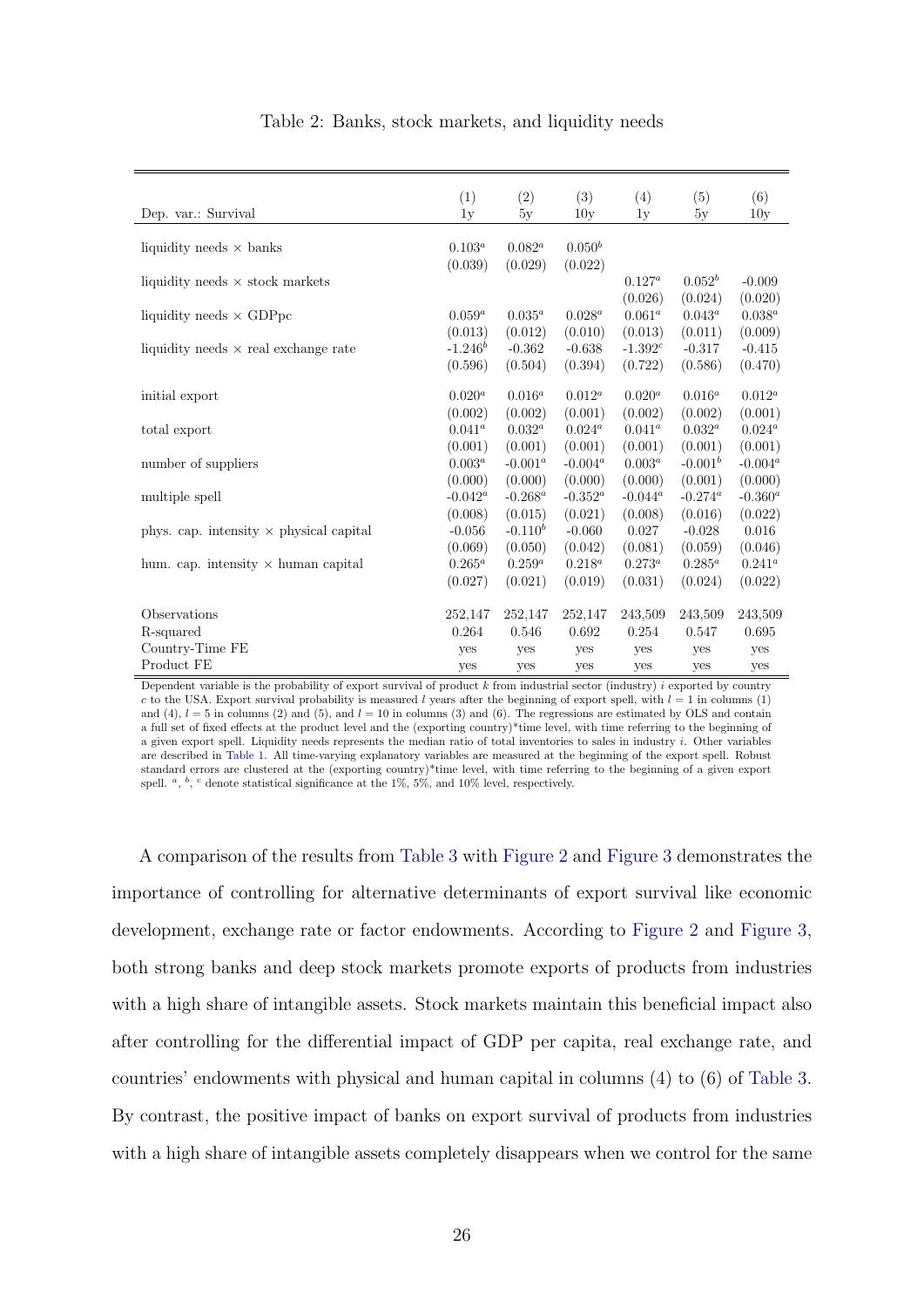Table 2: Banks, stock markets, and liquidity needs

| Dep. var.: Survival | (1)<br>1y | (2)<br>5y | (3)<br>10y | (4)<br>1y | (5)<br>5y | (6)<br>10y |
|---|---|---|---|---|---|---|
| liquidity needs × banks | $0.103^a$ | $0.082^a$ | $0.050^b$ | | | |
| | (0.039) | (0.029) | (0.022) | | | |
| liquidity needs × stock markets | | | | $0.127^a$ | $0.052^b$ | -0.009 |
| | | | | (0.026) | (0.024) | (0.020) |
| liquidity needs × GDPpc | $0.059^a$ | $0.035^a$ | $0.028^a$ | $0.061^a$ | $0.043^a$ | $0.038^a$ |
| | (0.013) | (0.012) | (0.010) | (0.013) | (0.011) | (0.009) |
| liquidity needs × real exchange rate | $-1.246^b$ | -0.362 | -0.638 | $-1.392^c$ | -0.317 | -0.415 |
| | (0.596) | (0.504) | (0.394) | (0.722) | (0.586) | (0.470) |
| initial export | $0.020^a$ | $0.016^a$ | $0.012^a$ | $0.020^a$ | $0.016^a$ | $0.012^a$ |
| | (0.002) | (0.002) | (0.001) | (0.002) | (0.002) | (0.001) |
| total export | $0.041^a$ | $0.032^a$ | $0.024^a$ | $0.041^a$ | $0.032^a$ | $0.024^a$ |
| | (0.001) | (0.001) | (0.001) | (0.001) | (0.001) | (0.001) |
| number of suppliers | $0.003^a$ | $-0.001^a$ | $-0.004^a$ | $0.003^a$ | $-0.001^b$ | $-0.004^a$ |
| | (0.000) | (0.000) | (0.000) | (0.000) | (0.001) | (0.000) |
| multiple spell | $-0.042^a$ | $-0.268^a$ | $-0.352^a$ | $-0.044^a$ | $-0.274^a$ | $-0.360^a$ |
| | (0.008) | (0.015) | (0.021) | (0.008) | (0.016) | (0.022) |
| phys. cap. intensity × physical capital | -0.056 | $-0.110^b$ | -0.060 | 0.027 | -0.028 | 0.016 |
| | (0.069) | (0.050) | (0.042) | (0.081) | (0.059) | (0.046) |
| hum. cap. intensity × human capital | $0.265^a$ | $0.259^a$ | $0.218^a$ | $0.273^a$ | $0.285^a$ | $0.241^a$ |
| | (0.027) | (0.021) | (0.019) | (0.031) | (0.024) | (0.022) |
| Observations | 252,147 | 252,147 | 252,147 | 243,509 | 243,509 | 243,509 |
| R-squared | 0.264 | 0.546 | 0.692 | 0.254 | 0.547 | 0.695 |
| Country-Time FE | yes | yes | yes | yes | yes | yes |
| Product FE | yes | yes | yes | yes | yes | yes |

Dependent variable is the probability of export survival of product $k$ from industrial sector (industry) $i$ exported by country $c$ to the USA. Export survival probability is measured $l$ years after the beginning of export spell, with $l = 1$ in columns (1) and (4), $l = 5$ in columns (2) and (5), and $l = 10$ in columns (3) and (6). The regressions are estimated by OLS and contain a full set of fixed effects at the product level and the (exporting country)*time level, with time referring to the beginning of a given export spell. Liquidity needs represents the median ratio of total inventories to sales in industry $i$. Other variables are described in Table 1. All time-varying explanatory variables are measured at the beginning of the export spell. Robust standard errors are clustered at the (exporting country)*time level, with time referring to the beginning of a given export spell. [a], [b], [c] denote statistical significance at the 1%, 5%, and 10% level, respectively.

A comparison of the results from Table 3 with Figure 2 and Figure 3 demonstrates the importance of controlling for alternative determinants of export survival like economic development, exchange rate or factor endowments. According to Figure 2 and Figure 3, both strong banks and deep stock markets promote exports of products from industries with a high share of intangible assets. Stock markets maintain this beneficial impact also after controlling for the differential impact of GDP per capita, real exchange rate, and countries' endowments with physical and human capital in columns (4) to (6) of Table 3. By contrast, the positive impact of banks on export survival of products from industries with a high share of intangible assets completely disappears when we control for the same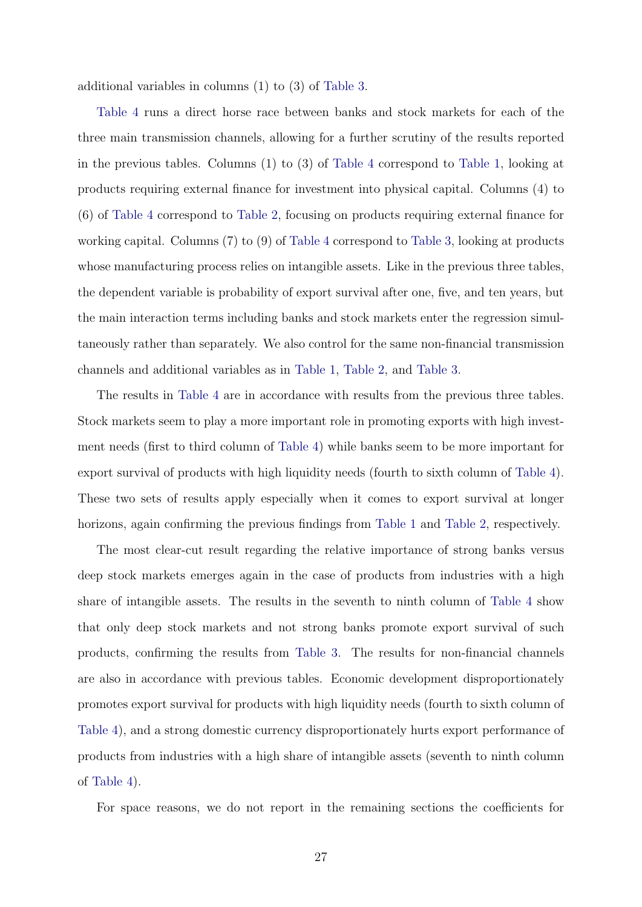additional variables in columns (1) to (3) of Table 3.

Table 4 runs a direct horse race between banks and stock markets for each of the three main transmission channels, allowing for a further scrutiny of the results reported in the previous tables. Columns (1) to (3) of Table 4 correspond to Table 1, looking at products requiring external finance for investment into physical capital. Columns (4) to (6) of Table 4 correspond to Table 2, focusing on products requiring external finance for working capital. Columns (7) to (9) of Table 4 correspond to Table 3, looking at products whose manufacturing process relies on intangible assets. Like in the previous three tables, the dependent variable is probability of export survival after one, five, and ten years, but the main interaction terms including banks and stock markets enter the regression simultaneously rather than separately. We also control for the same non-financial transmission channels and additional variables as in Table 1, Table 2, and Table 3.

The results in Table 4 are in accordance with results from the previous three tables. Stock markets seem to play a more important role in promoting exports with high investment needs (first to third column of Table 4) while banks seem to be more important for export survival of products with high liquidity needs (fourth to sixth column of Table 4). These two sets of results apply especially when it comes to export survival at longer horizons, again confirming the previous findings from Table 1 and Table 2, respectively.

The most clear-cut result regarding the relative importance of strong banks versus deep stock markets emerges again in the case of products from industries with a high share of intangible assets. The results in the seventh to ninth column of Table 4 show that only deep stock markets and not strong banks promote export survival of such products, confirming the results from Table 3. The results for non-financial channels are also in accordance with previous tables. Economic development disproportionately promotes export survival for products with high liquidity needs (fourth to sixth column of Table 4), and a strong domestic currency disproportionately hurts export performance of products from industries with a high share of intangible assets (seventh to ninth column of Table 4).

For space reasons, we do not report in the remaining sections the coefficients for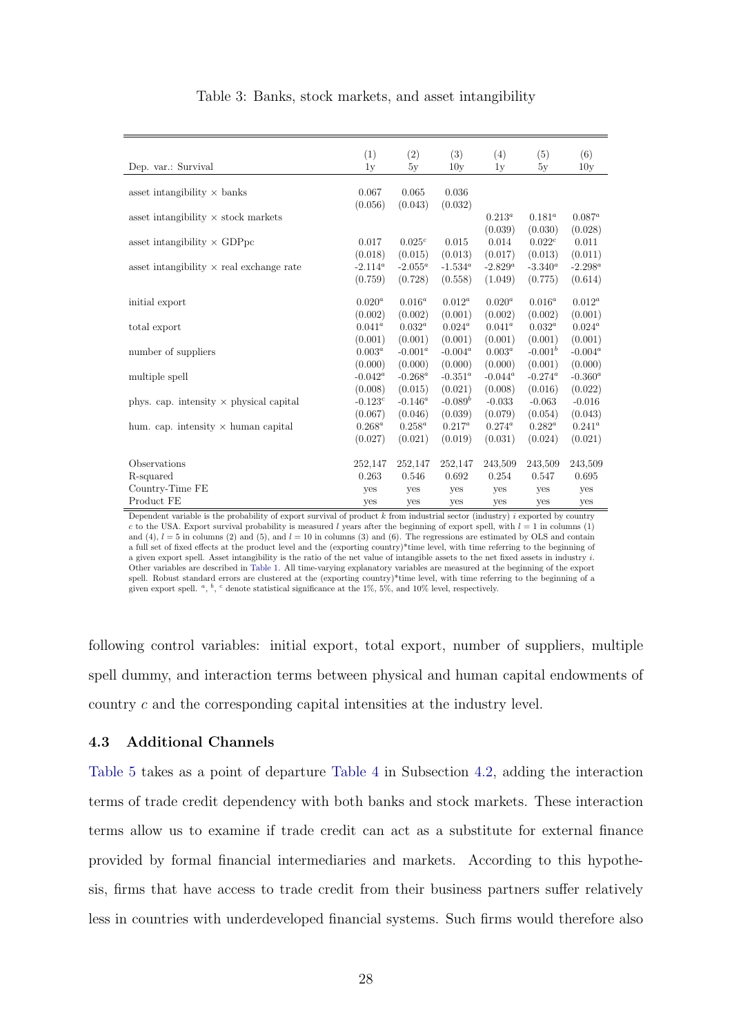Table 3: Banks, stock markets, and asset intangibility

| Dep. var.: Survival | (1) 1y | (2) 5y | (3) 10y | (4) 1y | (5) 5y | (6) 10y |
|---|---|---|---|---|---|---|
| asset intangibility × banks | 0.067 | 0.065 | 0.036 | | | |
| | (0.056) | (0.043) | (0.032) | | | |
| asset intangibility × stock markets | | | | 0.213[a] | 0.181[a] | 0.087[a] |
| | | | | (0.039) | (0.030) | (0.028) |
| asset intangibility × GDPpc | 0.017 | 0.025[c] | 0.015 | 0.014 | 0.022[c] | 0.011 |
| | (0.018) | (0.015) | (0.013) | (0.017) | (0.013) | (0.011) |
| asset intangibility × real exchange rate | -2.114[a] | -2.055[a] | -1.534[a] | -2.829[a] | -3.340[a] | -2.298[a] |
| | (0.759) | (0.728) | (0.558) | (1.049) | (0.775) | (0.614) |
| initial export | 0.020[a] | 0.016[a] | 0.012[a] | 0.020[a] | 0.016[a] | 0.012[a] |
| | (0.002) | (0.002) | (0.001) | (0.002) | (0.002) | (0.001) |
| total export | 0.041[a] | 0.032[a] | 0.024[a] | 0.041[a] | 0.032[a] | 0.024[a] |
| | (0.001) | (0.001) | (0.001) | (0.001) | (0.001) | (0.001) |
| number of suppliers | 0.003[a] | -0.001[a] | -0.004[a] | 0.003[a] | -0.001[b] | -0.004[a] |
| | (0.000) | (0.000) | (0.000) | (0.000) | (0.001) | (0.000) |
| multiple spell | -0.042[a] | -0.268[a] | -0.351[a] | -0.044[a] | -0.274[a] | -0.360[a] |
| | (0.008) | (0.015) | (0.021) | (0.008) | (0.016) | (0.022) |
| phys. cap. intensity × physical capital | -0.123[c] | -0.146[a] | -0.089[b] | -0.033 | -0.063 | -0.016 |
| | (0.067) | (0.046) | (0.039) | (0.079) | (0.054) | (0.043) |
| hum. cap. intensity × human capital | 0.268[a] | 0.258[a] | 0.217[a] | 0.274[a] | 0.282[a] | 0.241[a] |
| | (0.027) | (0.021) | (0.019) | (0.031) | (0.024) | (0.021) |
| Observations | 252,147 | 252,147 | 252,147 | 243,509 | 243,509 | 243,509 |
| R-squared | 0.263 | 0.546 | 0.692 | 0.254 | 0.547 | 0.695 |
| Country-Time FE | yes | yes | yes | yes | yes | yes |
| Product FE | yes | yes | yes | yes | yes | yes |

Dependent variable is the probability of export survival of product $k$ from industrial sector (industry) $i$ exported by country $c$ to the USA. Export survival probability is measured $l$ years after the beginning of export spell, with $l = 1$ in columns (1) and (4), $l = 5$ in columns (2) and (5), and $l = 10$ in columns (3) and (6). The regressions are estimated by OLS and contain a full set of fixed effects at the product level and the (exporting country)*time level, with time referring to the beginning of a given export spell. Asset intangibility is the ratio of the net value of intangible assets to the net fixed assets in industry $i$. Other variables are described in Table 1. All time-varying explanatory variables are measured at the beginning of the export spell. Robust standard errors are clustered at the (exporting country)*time level, with time referring to the beginning of a given export spell. [a], [b], [c] denote statistical significance at the 1%, 5%, and 10% level, respectively.

following control variables: initial export, total export, number of suppliers, multiple spell dummy, and interaction terms between physical and human capital endowments of country $c$ and the corresponding capital intensities at the industry level.

### 4.3 Additional Channels

Table 5 takes as a point of departure Table 4 in Subsection 4.2, adding the interaction terms of trade credit dependency with both banks and stock markets. These interaction terms allow us to examine if trade credit can act as a substitute for external finance provided by formal financial intermediaries and markets. According to this hypothesis, firms that have access to trade credit from their business partners suffer relatively less in countries with underdeveloped financial systems. Such firms would therefore also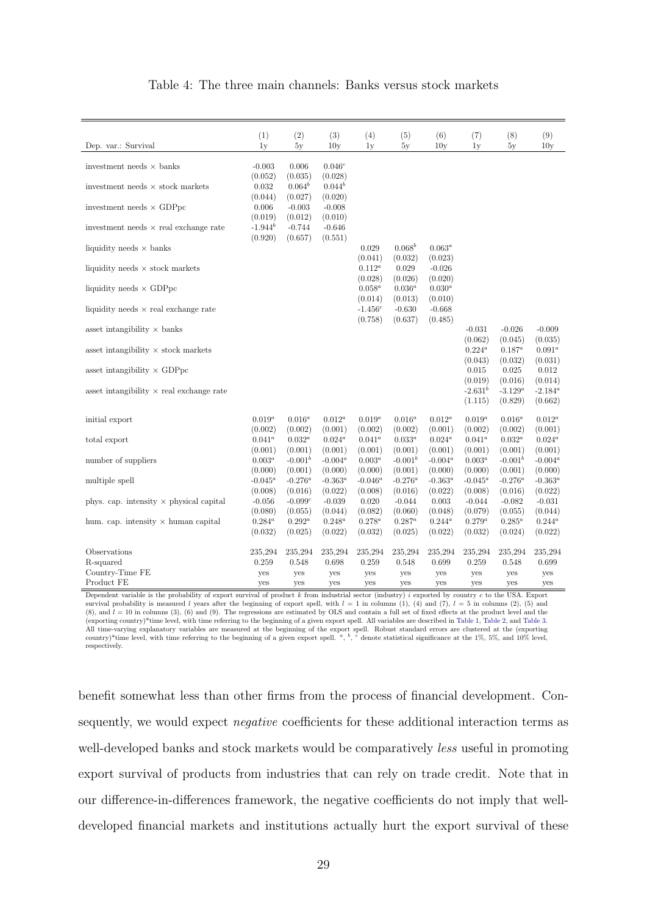Table 4: The three main channels: Banks versus stock markets

| Dep. var.: Survival | (1) 1y | (2) 5y | (3) 10y | (4) 1y | (5) 5y | (6) 10y | (7) 1y | (8) 5y | (9) 10y |
|---|---|---|---|---|---|---|---|---|---|
| investment needs × banks | -0.003 | 0.006 | 0.046[c] | | | | | | |
| | (0.052) | (0.035) | (0.028) | | | | | | |
| investment needs × stock markets | 0.032 | 0.064[b] | 0.044[b] | | | | | | |
| | (0.044) | (0.027) | (0.020) | | | | | | |
| investment needs × GDPpc | 0.006 | -0.003 | -0.008 | | | | | | |
| | (0.019) | (0.012) | (0.010) | | | | | | |
| investment needs × real exchange rate | -1.944[b] | -0.744 | -0.646 | | | | | | |
| | (0.920) | (0.657) | (0.551) | | | | | | |
| liquidity needs × banks | | | | 0.029 | 0.068[b] | 0.063[a] | | | |
| | | | | (0.041) | (0.032) | (0.023) | | | |
| liquidity needs × stock markets | | | | 0.112[a] | 0.029 | -0.026 | | | |
| | | | | (0.028) | (0.026) | (0.020) | | | |
| liquidity needs × GDPpc | | | | 0.058[a] | 0.036[a] | 0.030[a] | | | |
| | | | | (0.014) | (0.013) | (0.010) | | | |
| liquidity needs × real exchange rate | | | | -1.456[c] | -0.630 | -0.668 | | | |
| | | | | (0.758) | (0.637) | (0.485) | | | |
| asset intangibility × banks | | | | | | | -0.031 | -0.026 | -0.009 |
| | | | | | | | (0.062) | (0.045) | (0.035) |
| asset intangibility × stock markets | | | | | | | 0.224[a] | 0.187[a] | 0.091[a] |
| | | | | | | | (0.043) | (0.032) | (0.031) |
| asset intangibility × GDPpc | | | | | | | 0.015 | 0.025 | 0.012 |
| | | | | | | | (0.019) | (0.016) | (0.014) |
| asset intangibility × real exchange rate | | | | | | | -2.631[b] | -3.129[a] | -2.184[a] |
| | | | | | | | (1.115) | (0.829) | (0.662) |
| initial export | 0.019[a] | 0.016[a] | 0.012[a] | 0.019[a] | 0.016[a] | 0.012[a] | 0.019[a] | 0.016[a] | 0.012[a] |
| | (0.002) | (0.002) | (0.001) | (0.002) | (0.002) | (0.001) | (0.002) | (0.002) | (0.001) |
| total export | 0.041[a] | 0.032[a] | 0.024[a] | 0.041[a] | 0.033[a] | 0.024[a] | 0.041[a] | 0.032[a] | 0.024[a] |
| | (0.001) | (0.001) | (0.001) | (0.001) | (0.001) | (0.001) | (0.001) | (0.001) | (0.001) |
| number of suppliers | 0.003[a] | -0.001[b] | -0.004[a] | 0.003[a] | -0.001[b] | -0.004[a] | 0.003[a] | -0.001[b] | -0.004[a] |
| | (0.000) | (0.001) | (0.000) | (0.000) | (0.001) | (0.000) | (0.000) | (0.001) | (0.000) |
| multiple spell | -0.045[a] | -0.276[a] | -0.363[a] | -0.046[a] | -0.276[a] | -0.363[a] | -0.045[a] | -0.276[a] | -0.363[a] |
| | (0.008) | (0.016) | (0.022) | (0.008) | (0.016) | (0.022) | (0.008) | (0.016) | (0.022) |
| phys. cap. intensity × physical capital | -0.056 | -0.099[c] | -0.039 | 0.020 | -0.044 | 0.003 | -0.044 | -0.082 | -0.031 |
| | (0.080) | (0.055) | (0.044) | (0.082) | (0.060) | (0.048) | (0.079) | (0.055) | (0.044) |
| hum. cap. intensity × human capital | 0.284[a] | 0.292[a] | 0.248[a] | 0.278[a] | 0.287[a] | 0.244[a] | 0.279[a] | 0.285[a] | 0.244[a] |
| | (0.032) | (0.025) | (0.022) | (0.032) | (0.025) | (0.022) | (0.032) | (0.024) | (0.022) |
| Observations | 235,294 | 235,294 | 235,294 | 235,294 | 235,294 | 235,294 | 235,294 | 235,294 | 235,294 |
| R-squared | 0.259 | 0.548 | 0.698 | 0.259 | 0.548 | 0.699 | 0.259 | 0.548 | 0.699 |
| Country-Time FE | yes | yes | yes | yes | yes | yes | yes | yes | yes |
| Product FE | yes | yes | yes | yes | yes | yes | yes | yes | yes |

Dependent variable is the probability of export survival of product $k$ from industrial sector (industry) $i$ exported by country $c$ to the USA. Export survival probability is measured $l$ years after the beginning of export spell, with $l = 1$ in columns (1), (4) and (7), $l = 5$ in columns (2), (5) and (8), and $l = 10$ in columns (3), (6) and (9). The regressions are estimated by OLS and contain a full set of fixed effects at the product level and the (exporting country)*time level, with time referring to the beginning of a given export spell. All variables are described in Table 1, Table 2, and Table 3. All time-varying explanatory variables are measured at the beginning of the export spell. Robust standard errors are clustered at the (exporting country)*time level, with time referring to the beginning of a given export spell. [a], [b], [c] denote statistical significance at the 1%, 5%, and 10% level, respectively.

benefit somewhat less than other firms from the process of financial development. Consequently, we would expect *negative* coefficients for these additional interaction terms as well-developed banks and stock markets would be comparatively *less* useful in promoting export survival of products from industries that can rely on trade credit. Note that in our difference-in-differences framework, the negative coefficients do not imply that well-developed financial markets and institutions actually hurt the export survival of these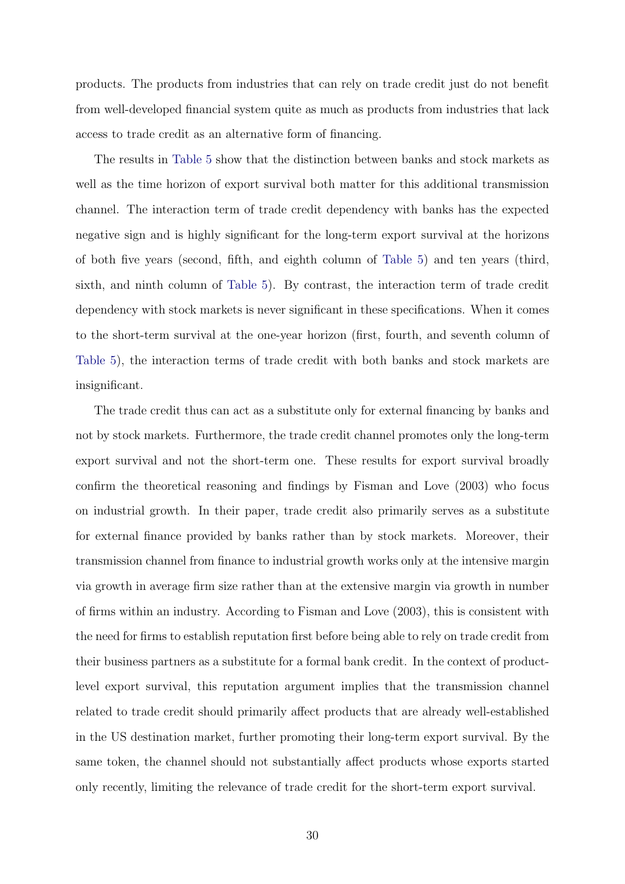products. The products from industries that can rely on trade credit just do not benefit from well-developed financial system quite as much as products from industries that lack access to trade credit as an alternative form of financing.

The results in Table 5 show that the distinction between banks and stock markets as well as the time horizon of export survival both matter for this additional transmission channel. The interaction term of trade credit dependency with banks has the expected negative sign and is highly significant for the long-term export survival at the horizons of both five years (second, fifth, and eighth column of Table 5) and ten years (third, sixth, and ninth column of Table 5). By contrast, the interaction term of trade credit dependency with stock markets is never significant in these specifications. When it comes to the short-term survival at the one-year horizon (first, fourth, and seventh column of Table 5), the interaction terms of trade credit with both banks and stock markets are insignificant.

The trade credit thus can act as a substitute only for external financing by banks and not by stock markets. Furthermore, the trade credit channel promotes only the long-term export survival and not the short-term one. These results for export survival broadly confirm the theoretical reasoning and findings by Fisman and Love (2003) who focus on industrial growth. In their paper, trade credit also primarily serves as a substitute for external finance provided by banks rather than by stock markets. Moreover, their transmission channel from finance to industrial growth works only at the intensive margin via growth in average firm size rather than at the extensive margin via growth in number of firms within an industry. According to Fisman and Love (2003), this is consistent with the need for firms to establish reputation first before being able to rely on trade credit from their business partners as a substitute for a formal bank credit. In the context of product-level export survival, this reputation argument implies that the transmission channel related to trade credit should primarily affect products that are already well-established in the US destination market, further promoting their long-term export survival. By the same token, the channel should not substantially affect products whose exports started only recently, limiting the relevance of trade credit for the short-term export survival.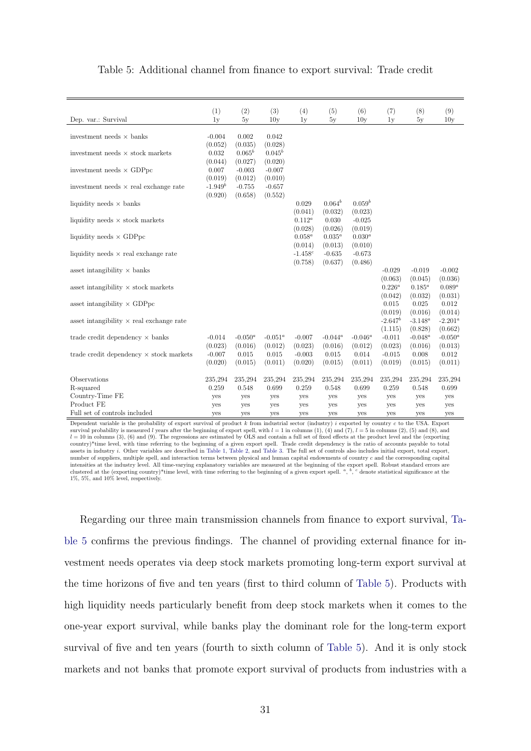Table 5: Additional channel from finance to export survival: Trade credit

| Dep. var.: Survival | (1) 1y | (2) 5y | (3) 10y | (4) 1y | (5) 5y | (6) 10y | (7) 1y | (8) 5y | (9) 10y |
|---|---|---|---|---|---|---|---|---|---|
| investment needs × banks | -0.004 | 0.002 | 0.042 | | | | | | |
| | (0.052) | (0.035) | (0.028) | | | | | | |
| investment needs × stock markets | 0.032 | 0.065[b] | 0.045[b] | | | | | | |
| | (0.044) | (0.027) | (0.020) | | | | | | |
| investment needs × GDPpc | 0.007 | -0.003 | -0.007 | | | | | | |
| | (0.019) | (0.012) | (0.010) | | | | | | |
| investment needs × real exchange rate | -1.949[b] | -0.755 | -0.657 | | | | | | |
| | (0.920) | (0.658) | (0.552) | | | | | | |
| liquidity needs × banks | | | | 0.029 | 0.064[b] | 0.059[b] | | | |
| | | | | (0.041) | (0.032) | (0.023) | | | |
| liquidity needs × stock markets | | | | 0.112[a] | 0.030 | -0.025 | | | |
| | | | | (0.028) | (0.026) | (0.019) | | | |
| liquidity needs × GDPpc | | | | 0.058[a] | 0.035[a] | 0.030[a] | | | |
| | | | | (0.014) | (0.013) | (0.010) | | | |
| liquidity needs × real exchange rate | | | | -1.458[c] | -0.635 | -0.673 | | | |
| | | | | (0.758) | (0.637) | (0.486) | | | |
| asset intangibility × banks | | | | | | | -0.029 | -0.019 | -0.002 |
| | | | | | | | (0.063) | (0.045) | (0.036) |
| asset intangibility × stock markets | | | | | | | 0.226[a] | 0.185[a] | 0.089[a] |
| | | | | | | | (0.042) | (0.032) | (0.031) |
| asset intangibility × GDPpc | | | | | | | 0.015 | 0.025 | 0.012 |
| | | | | | | | (0.019) | (0.016) | (0.014) |
| asset intangibility × real exchange rate | | | | | | | -2.647[b] | -3.148[a] | -2.201[a] |
| | | | | | | | (1.115) | (0.828) | (0.662) |
| trade credit dependency × banks | -0.014 | -0.050[a] | -0.051[a] | -0.007 | -0.044[a] | -0.046[a] | -0.011 | -0.048[a] | -0.050[a] |
| | (0.023) | (0.016) | (0.012) | (0.023) | (0.016) | (0.012) | (0.023) | (0.016) | (0.013) |
| trade credit dependency × stock markets | -0.007 | 0.015 | 0.015 | -0.003 | 0.015 | 0.014 | -0.015 | 0.008 | 0.012 |
| | (0.020) | (0.015) | (0.011) | (0.020) | (0.015) | (0.011) | (0.019) | (0.015) | (0.011) |
| Observations | 235,294 | 235,294 | 235,294 | 235,294 | 235,294 | 235,294 | 235,294 | 235,294 | 235,294 |
| R-squared | 0.259 | 0.548 | 0.699 | 0.259 | 0.548 | 0.699 | 0.259 | 0.548 | 0.699 |
| Country-Time FE | yes | yes | yes | yes | yes | yes | yes | yes | yes |
| Product FE | yes | yes | yes | yes | yes | yes | yes | yes | yes |
| Full set of controls included | yes | yes | yes | yes | yes | yes | yes | yes | yes |

Dependent variable is the probability of export survival of product $k$ from industrial sector (industry) $i$ exported by country $c$ to the USA. Export survival probability is measured $l$ years after the beginning of export spell, with $l = 1$ in columns (1), (4) and (7), $l = 5$ in columns (2), (5) and (8), and $l = 10$ in columns (3), (6) and (9). The regressions are estimated by OLS and contain a full set of fixed effects at the product level and the (exporting country)*time level, with time referring to the beginning of a given export spell. Trade credit dependency is the ratio of accounts payable to total assets in industry $i$. Other variables are described in Table 1, Table 2, and Table 3. The full set of controls also includes initial export, total export, number of suppliers, multiple spell, and interaction terms between physical and human capital endowments of country $c$ and the corresponding capital intensities at the industry level. All time-varying explanatory variables are measured at the beginning of the export spell. Robust standard errors are clustered at the (exporting country)*time level, with time referring to the beginning of a given export spell. [a], [b], [c] denote statistical significance at the 1%, 5%, and 10% level, respectively.

Regarding our three main transmission channels from finance to export survival, Table 5 confirms the previous findings. The channel of providing external finance for investment needs operates via deep stock markets promoting long-term export survival at the time horizons of five and ten years (first to third column of Table 5). Products with high liquidity needs particularly benefit from deep stock markets when it comes to the one-year export survival, while banks play the dominant role for the long-term export survival of five and ten years (fourth to sixth column of Table 5). And it is only stock markets and not banks that promote export survival of products from industries with a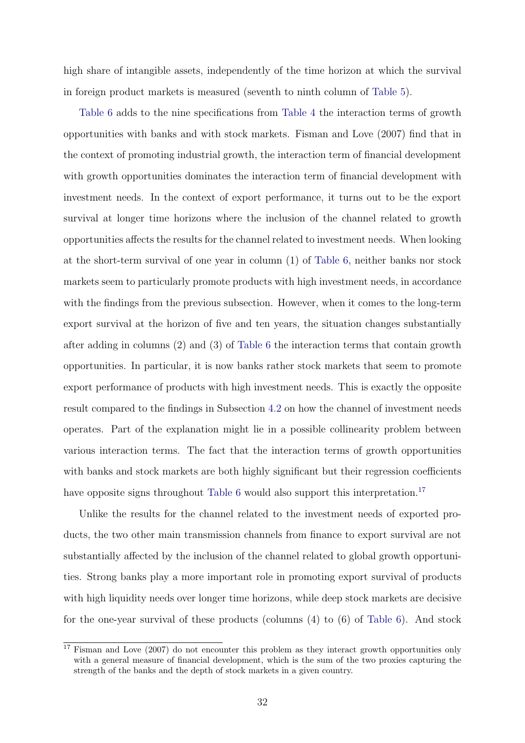high share of intangible assets, independently of the time horizon at which the survival in foreign product markets is measured (seventh to ninth column of Table 5).

Table 6 adds to the nine specifications from Table 4 the interaction terms of growth opportunities with banks and with stock markets. Fisman and Love (2007) find that in the context of promoting industrial growth, the interaction term of financial development with growth opportunities dominates the interaction term of financial development with investment needs. In the context of export performance, it turns out to be the export survival at longer time horizons where the inclusion of the channel related to growth opportunities affects the results for the channel related to investment needs. When looking at the short-term survival of one year in column (1) of Table 6, neither banks nor stock markets seem to particularly promote products with high investment needs, in accordance with the findings from the previous subsection. However, when it comes to the long-term export survival at the horizon of five and ten years, the situation changes substantially after adding in columns (2) and (3) of Table 6 the interaction terms that contain growth opportunities. In particular, it is now banks rather stock markets that seem to promote export performance of products with high investment needs. This is exactly the opposite result compared to the findings in Subsection 4.2 on how the channel of investment needs operates. Part of the explanation might lie in a possible collinearity problem between various interaction terms. The fact that the interaction terms of growth opportunities with banks and stock markets are both highly significant but their regression coefficients have opposite signs throughout Table 6 would also support this interpretation.[17]

Unlike the results for the channel related to the investment needs of exported products, the two other main transmission channels from finance to export survival are not substantially affected by the inclusion of the channel related to global growth opportunities. Strong banks play a more important role in promoting export survival of products with high liquidity needs over longer time horizons, while deep stock markets are decisive for the one-year survival of these products (columns (4) to (6) of Table 6). And stock

[17] Fisman and Love (2007) do not encounter this problem as they interact growth opportunities only with a general measure of financial development, which is the sum of the two proxies capturing the strength of the banks and the depth of stock markets in a given country.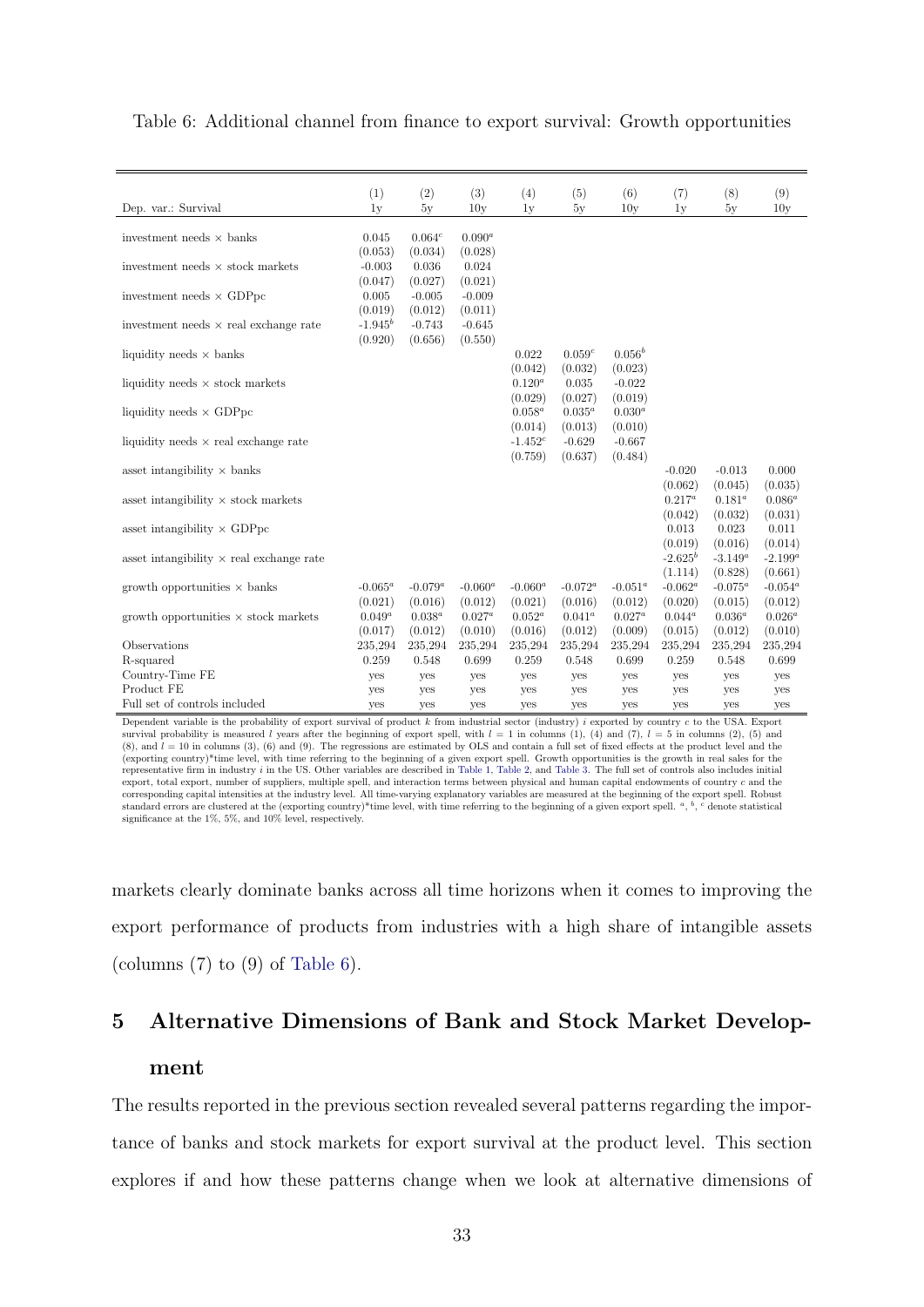Table 6: Additional channel from finance to export survival: Growth opportunities

| Dep. var.: Survival | (1) 1y | (2) 5y | (3) 10y | (4) 1y | (5) 5y | (6) 10y | (7) 1y | (8) 5y | (9) 10y |
|---|---|---|---|---|---|---|---|---|---|
| investment needs × banks | 0.045 | 0.064[c] | 0.090[a] | | | | | | |
| | (0.053) | (0.034) | (0.028) | | | | | | |
| investment needs × stock markets | -0.003 | 0.036 | 0.024 | | | | | | |
| | (0.047) | (0.027) | (0.021) | | | | | | |
| investment needs × GDPpc | 0.005 | -0.005 | -0.009 | | | | | | |
| | (0.019) | (0.012) | (0.011) | | | | | | |
| investment needs × real exchange rate | -1.945[b] | -0.743 | -0.645 | | | | | | |
| | (0.920) | (0.656) | (0.550) | | | | | | |
| liquidity needs × banks | | | | 0.022 | 0.059[c] | 0.056[b] | | | |
| | | | | (0.042) | (0.032) | (0.023) | | | |
| liquidity needs × stock markets | | | | 0.120[a] | 0.035 | -0.022 | | | |
| | | | | (0.029) | (0.027) | (0.019) | | | |
| liquidity needs × GDPpc | | | | 0.058[a] | 0.035[a] | 0.030[a] | | | |
| | | | | (0.014) | (0.013) | (0.010) | | | |
| liquidity needs × real exchange rate | | | | -1.452[c] | -0.629 | -0.667 | | | |
| | | | | (0.759) | (0.637) | (0.484) | | | |
| asset intangibility × banks | | | | | | | -0.020 | -0.013 | 0.000 |
| | | | | | | | (0.062) | (0.045) | (0.035) |
| asset intangibility × stock markets | | | | | | | 0.217[a] | 0.181[a] | 0.086[a] |
| | | | | | | | (0.042) | (0.032) | (0.031) |
| asset intangibility × GDPpc | | | | | | | 0.013 | 0.023 | 0.011 |
| | | | | | | | (0.019) | (0.016) | (0.014) |
| asset intangibility × real exchange rate | | | | | | | -2.625[b] | -3.149[a] | -2.199[a] |
| | | | | | | | (1.114) | (0.828) | (0.661) |
| growth opportunities × banks | -0.065[a] | -0.079[a] | -0.060[a] | -0.060[a] | -0.072[a] | -0.051[a] | -0.062[a] | -0.075[a] | -0.054[a] |
| | (0.021) | (0.016) | (0.012) | (0.021) | (0.016) | (0.012) | (0.020) | (0.015) | (0.012) |
| growth opportunities × stock markets | 0.049[a] | 0.038[a] | 0.027[a] | 0.052[a] | 0.041[a] | 0.027[a] | 0.044[a] | 0.036[a] | 0.026[a] |
| | (0.017) | (0.012) | (0.010) | (0.016) | (0.012) | (0.009) | (0.015) | (0.012) | (0.010) |
| Observations | 235,294 | 235,294 | 235,294 | 235,294 | 235,294 | 235,294 | 235,294 | 235,294 | 235,294 |
| R-squared | 0.259 | 0.548 | 0.699 | 0.259 | 0.548 | 0.699 | 0.259 | 0.548 | 0.699 |
| Country-Time FE | yes | yes | yes | yes | yes | yes | yes | yes | yes |
| Product FE | yes | yes | yes | yes | yes | yes | yes | yes | yes |
| Full set of controls included | yes | yes | yes | yes | yes | yes | yes | yes | yes |

Dependent variable is the probability of export survival of product $k$ from industrial sector (industry) $i$ exported by country $c$ to the USA. Export survival probability is measured $l$ years after the beginning of export spell, with $l = 1$ in columns (1), (4) and (7), $l = 5$ in columns (2), (5) and (8), and $l = 10$ in columns (3), (6) and (9). The regressions are estimated by OLS and contain a full set of fixed effects at the product level and the (exporting country)*time level, with time referring to the beginning of a given export spell. Growth opportunities is the growth in real sales for the representative firm in industry $i$ in the US. Other variables are described in Table 1, Table 2, and Table 3. The full set of controls also includes initial export, total export, number of suppliers, multiple spell, and interaction terms between physical and human capital endowments of country $c$ and the corresponding capital intensities at the industry level. All time-varying explanatory variables are measured at the beginning of the export spell. Robust standard errors are clustered at the (exporting country)*time level, with time referring to the beginning of a given export spell. [a], [b], [c] denote statistical significance at the 1%, 5%, and 10% level, respectively.

markets clearly dominate banks across all time horizons when it comes to improving the export performance of products from industries with a high share of intangible assets (columns (7) to (9) of Table 6).

# 5 Alternative Dimensions of Bank and Stock Market Development

The results reported in the previous section revealed several patterns regarding the importance of banks and stock markets for export survival at the product level. This section explores if and how these patterns change when we look at alternative dimensions of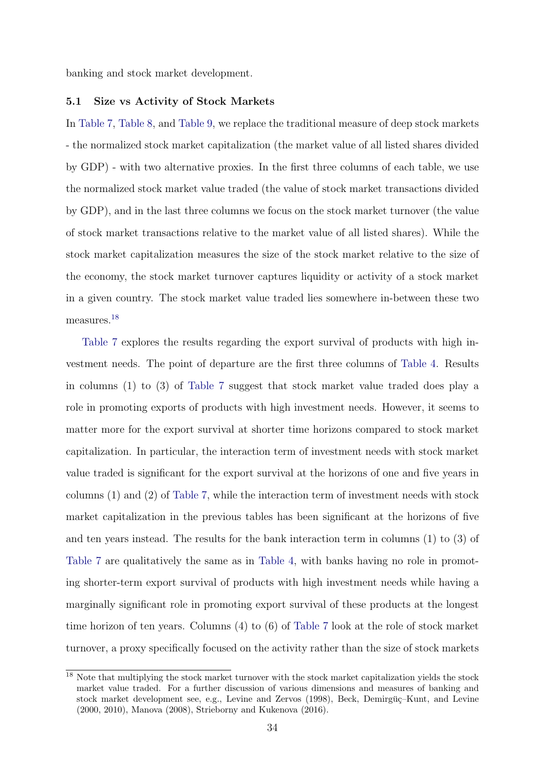banking and stock market development.

### 5.1 Size vs Activity of Stock Markets

In Table 7, Table 8, and Table 9, we replace the traditional measure of deep stock markets - the normalized stock market capitalization (the market value of all listed shares divided by GDP) - with two alternative proxies. In the first three columns of each table, we use the normalized stock market value traded (the value of stock market transactions divided by GDP), and in the last three columns we focus on the stock market turnover (the value of stock market transactions relative to the market value of all listed shares). While the stock market capitalization measures the size of the stock market relative to the size of the economy, the stock market turnover captures liquidity or activity of a stock market in a given country. The stock market value traded lies somewhere in-between these two measures.[18]

Table 7 explores the results regarding the export survival of products with high investment needs. The point of departure are the first three columns of Table 4. Results in columns (1) to (3) of Table 7 suggest that stock market value traded does play a role in promoting exports of products with high investment needs. However, it seems to matter more for the export survival at shorter time horizons compared to stock market capitalization. In particular, the interaction term of investment needs with stock market value traded is significant for the export survival at the horizons of one and five years in columns (1) and (2) of Table 7, while the interaction term of investment needs with stock market capitalization in the previous tables has been significant at the horizons of five and ten years instead. The results for the bank interaction term in columns (1) to (3) of Table 7 are qualitatively the same as in Table 4, with banks having no role in promoting shorter-term export survival of products with high investment needs while having a marginally significant role in promoting export survival of these products at the longest time horizon of ten years. Columns (4) to (6) of Table 7 look at the role of stock market turnover, a proxy specifically focused on the activity rather than the size of stock markets

[18] Note that multiplying the stock market turnover with the stock market capitalization yields the stock market value traded. For a further discussion of various dimensions and measures of banking and stock market development see, e.g., Levine and Zervos (1998), Beck, Demirgüç–Kunt, and Levine (2000, 2010), Manova (2008), Strieborny and Kukenova (2016).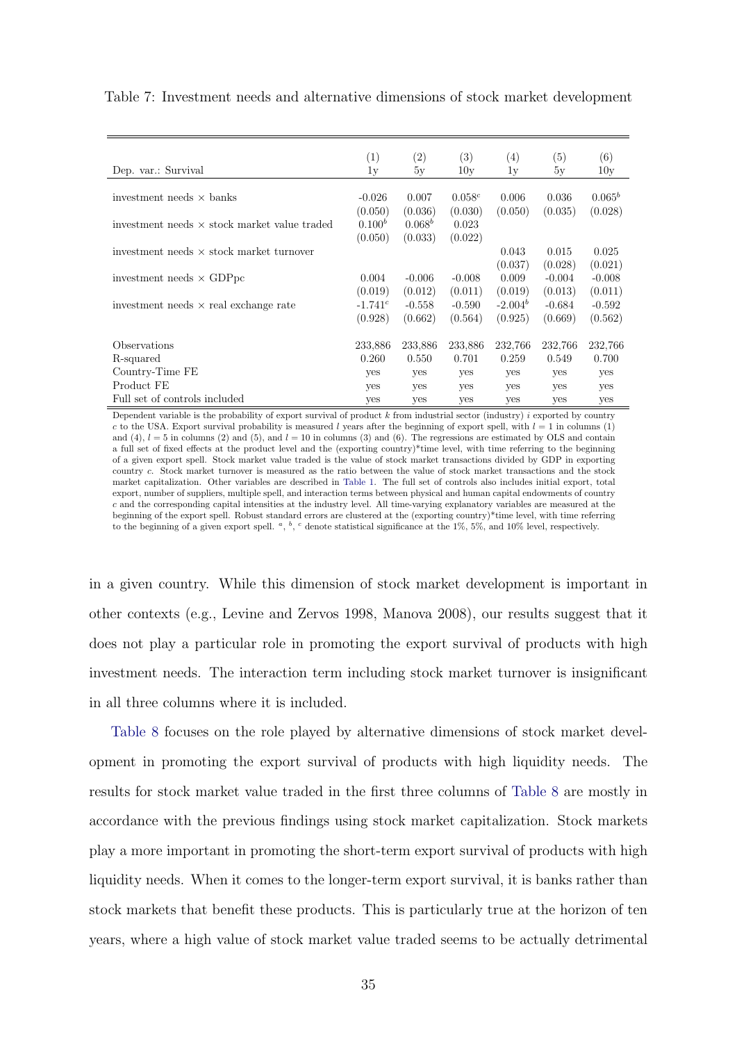Table 7: Investment needs and alternative dimensions of stock market development

| Dep. var.: Survival | (1)<br>1y | (2)<br>5y | (3)<br>10y | (4)<br>1y | (5)<br>5y | (6)<br>10y |
|---|---|---|---|---|---|---|
| investment needs × banks | -0.026 | 0.007 | 0.058$^c$ | 0.006 | 0.036 | 0.065$^b$ |
| | (0.050) | (0.036) | (0.030) | (0.050) | (0.035) | (0.028) |
| investment needs × stock market value traded | 0.100$^b$ | 0.068$^b$ | 0.023 | | | |
| | (0.050) | (0.033) | (0.022) | | | |
| investment needs × stock market turnover | | | | 0.043 | 0.015 | 0.025 |
| | | | | (0.037) | (0.028) | (0.021) |
| investment needs × GDPpc | 0.004 | -0.006 | -0.008 | 0.009 | -0.004 | -0.008 |
| | (0.019) | (0.012) | (0.011) | (0.019) | (0.013) | (0.011) |
| investment needs × real exchange rate | -1.741$^c$ | -0.558 | -0.590 | -2.004$^b$ | -0.684 | -0.592 |
| | (0.928) | (0.662) | (0.564) | (0.925) | (0.669) | (0.562) |
| Observations | 233,886 | 233,886 | 233,886 | 232,766 | 232,766 | 232,766 |
| R-squared | 0.260 | 0.550 | 0.701 | 0.259 | 0.549 | 0.700 |
| Country-Time FE | yes | yes | yes | yes | yes | yes |
| Product FE | yes | yes | yes | yes | yes | yes |
| Full set of controls included | yes | yes | yes | yes | yes | yes |

Dependent variable is the probability of export survival of product $k$ from industrial sector (industry) $i$ exported by country $c$ to the USA. Export survival probability is measured $l$ years after the beginning of export spell, with $l = 1$ in columns (1) and (4), $l = 5$ in columns (2) and (5), and $l = 10$ in columns (3) and (6). The regressions are estimated by OLS and contain a full set of fixed effects at the product level and the (exporting country)*time level, with time referring to the beginning of a given export spell. Stock market value traded is the value of stock market transactions divided by GDP in exporting country $c$. Stock market turnover is measured as the ratio between the value of stock market transactions and the stock market capitalization. Other variables are described in Table 1. The full set of controls also includes initial export, total export, number of suppliers, multiple spell, and interaction terms between physical and human capital endowments of country $c$ and the corresponding capital intensities at the industry level. All time-varying explanatory variables are measured at the beginning of the export spell. Robust standard errors are clustered at the (exporting country)*time level, with time referring to the beginning of a given export spell. $^a$, $^b$, $^c$ denote statistical significance at the 1%, 5%, and 10% level, respectively.

in a given country. While this dimension of stock market development is important in other contexts (e.g., Levine and Zervos 1998, Manova 2008), our results suggest that it does not play a particular role in promoting the export survival of products with high investment needs. The interaction term including stock market turnover is insignificant in all three columns where it is included.

Table 8 focuses on the role played by alternative dimensions of stock market development in promoting the export survival of products with high liquidity needs. The results for stock market value traded in the first three columns of Table 8 are mostly in accordance with the previous findings using stock market capitalization. Stock markets play a more important in promoting the short-term export survival of products with high liquidity needs. When it comes to the longer-term export survival, it is banks rather than stock markets that benefit these products. This is particularly true at the horizon of ten years, where a high value of stock market value traded seems to be actually detrimental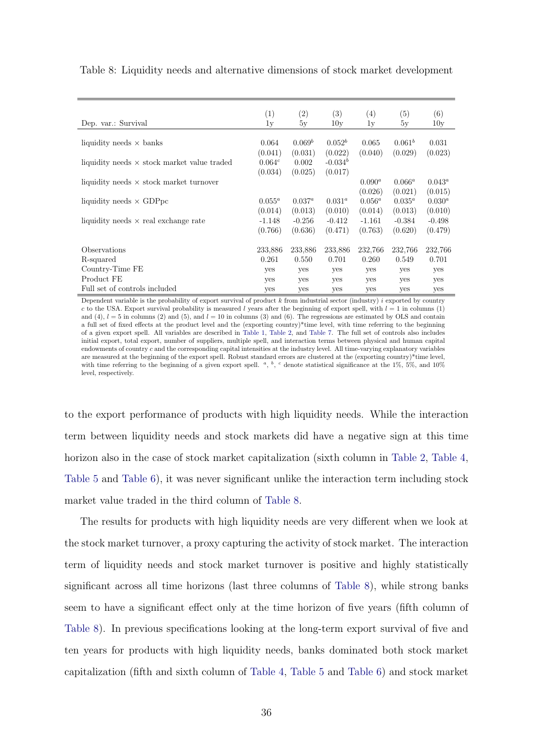Table 8: Liquidity needs and alternative dimensions of stock market development

| Dep. var.: Survival | (1)<br>1y | (2)<br>5y | (3)<br>10y | (4)<br>1y | (5)<br>5y | (6)<br>10y |
|---|---|---|---|---|---|---|
| liquidity needs × banks | 0.064 | 0.069[b] | 0.052[b] | 0.065 | 0.061[b] | 0.031 |
| | (0.041) | (0.031) | (0.022) | (0.040) | (0.029) | (0.023) |
| liquidity needs × stock market value traded | 0.064[c] | 0.002 | -0.034[b] | | | |
| | (0.034) | (0.025) | (0.017) | | | |
| liquidity needs × stock market turnover | | | | 0.090[a] | 0.066[a] | 0.043[a] |
| | | | | (0.026) | (0.021) | (0.015) |
| liquidity needs × GDPpc | 0.055[a] | 0.037[a] | 0.031[a] | 0.056[a] | 0.035[a] | 0.030[a] |
| | (0.014) | (0.013) | (0.010) | (0.014) | (0.013) | (0.010) |
| liquidity needs × real exchange rate | -1.148 | -0.256 | -0.412 | -1.161 | -0.384 | -0.498 |
| | (0.766) | (0.636) | (0.471) | (0.763) | (0.620) | (0.479) |
| Observations | 233,886 | 233,886 | 233,886 | 232,766 | 232,766 | 232,766 |
| R-squared | 0.261 | 0.550 | 0.701 | 0.260 | 0.549 | 0.701 |
| Country-Time FE | yes | yes | yes | yes | yes | yes |
| Product FE | yes | yes | yes | yes | yes | yes |
| Full set of controls included | yes | yes | yes | yes | yes | yes |

Dependent variable is the probability of export survival of product $k$ from industrial sector (industry) $i$ exported by country $c$ to the USA. Export survival probability is measured $l$ years after the beginning of export spell, with $l = 1$ in columns (1) and (4), $l = 5$ in columns (2) and (5), and $l = 10$ in columns (3) and (6). The regressions are estimated by OLS and contain a full set of fixed effects at the product level and the (exporting country)*time level, with time referring to the beginning of a given export spell. All variables are described in Table 1, Table 2, and Table 7. The full set of controls also includes initial export, total export, number of suppliers, multiple spell, and interaction terms between physical and human capital endowments of country $c$ and the corresponding capital intensities at the industry level. All time-varying explanatory variables are measured at the beginning of the export spell. Robust standard errors are clustered at the (exporting country)*time level, with time referring to the beginning of a given export spell. [a], [b], [c] denote statistical significance at the 1%, 5%, and 10% level, respectively.

to the export performance of products with high liquidity needs. While the interaction term between liquidity needs and stock markets did have a negative sign at this time horizon also in the case of stock market capitalization (sixth column in Table 2, Table 4, Table 5 and Table 6), it was never significant unlike the interaction term including stock market value traded in the third column of Table 8.

The results for products with high liquidity needs are very different when we look at the stock market turnover, a proxy capturing the activity of stock market. The interaction term of liquidity needs and stock market turnover is positive and highly statistically significant across all time horizons (last three columns of Table 8), while strong banks seem to have a significant effect only at the time horizon of five years (fifth column of Table 8). In previous specifications looking at the long-term export survival of five and ten years for products with high liquidity needs, banks dominated both stock market capitalization (fifth and sixth column of Table 4, Table 5 and Table 6) and stock market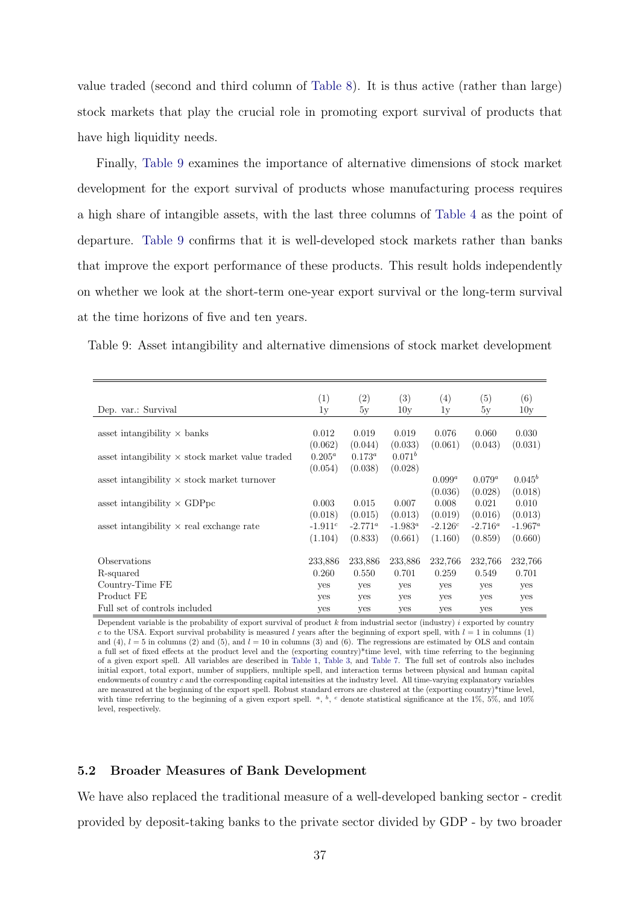value traded (second and third column of Table 8). It is thus active (rather than large) stock markets that play the crucial role in promoting export survival of products that have high liquidity needs.

Finally, Table 9 examines the importance of alternative dimensions of stock market development for the export survival of products whose manufacturing process requires a high share of intangible assets, with the last three columns of Table 4 as the point of departure. Table 9 confirms that it is well-developed stock markets rather than banks that improve the export performance of these products. This result holds independently on whether we look at the short-term one-year export survival or the long-term survival at the time horizons of five and ten years.

Table 9: Asset intangibility and alternative dimensions of stock market development

| Dep. var.: Survival | (1) 1y | (2) 5y | (3) 10y | (4) 1y | (5) 5y | (6) 10y |
|---|---|---|---|---|---|---|
| asset intangibility × banks | 0.012 | 0.019 | 0.019 | 0.076 | 0.060 | 0.030 |
| | (0.062) | (0.044) | (0.033) | (0.061) | (0.043) | (0.031) |
| asset intangibility × stock market value traded | 0.205[a] | 0.173[a] | 0.071[b] | | | |
| | (0.054) | (0.038) | (0.028) | | | |
| asset intangibility × stock market turnover | | | | 0.099[a] | 0.079[a] | 0.045[b] |
| | | | | (0.036) | (0.028) | (0.018) |
| asset intangibility × GDPpc | 0.003 | 0.015 | 0.007 | 0.008 | 0.021 | 0.010 |
| | (0.018) | (0.015) | (0.013) | (0.019) | (0.016) | (0.013) |
| asset intangibility × real exchange rate | -1.911[c] | -2.771[a] | -1.983[a] | -2.126[c] | -2.716[a] | -1.967[a] |
| | (1.104) | (0.833) | (0.661) | (1.160) | (0.859) | (0.660) |
| Observations | 233,886 | 233,886 | 233,886 | 232,766 | 232,766 | 232,766 |
| R-squared | 0.260 | 0.550 | 0.701 | 0.259 | 0.549 | 0.701 |
| Country-Time FE | yes | yes | yes | yes | yes | yes |
| Product FE | yes | yes | yes | yes | yes | yes |
| Full set of controls included | yes | yes | yes | yes | yes | yes |

Dependent variable is the probability of export survival of product $k$ from industrial sector (industry) $i$ exported by country $c$ to the USA. Export survival probability is measured $l$ years after the beginning of export spell, with $l = 1$ in columns (1) and (4), $l = 5$ in columns (2) and (5), and $l = 10$ in columns (3) and (6). The regressions are estimated by OLS and contain a full set of fixed effects at the product level and the (exporting country)*time level, with time referring to the beginning of a given export spell. All variables are described in Table 1, Table 3, and Table 7. The full set of controls also includes initial export, total export, number of suppliers, multiple spell, and interaction terms between physical and human capital endowments of country $c$ and the corresponding capital intensities at the industry level. All time-varying explanatory variables are measured at the beginning of the export spell. Robust standard errors are clustered at the (exporting country)*time level, with time referring to the beginning of a given export spell. [a], [b], [c] denote statistical significance at the 1%, 5%, and 10% level, respectively.

### 5.2 Broader Measures of Bank Development

We have also replaced the traditional measure of a well-developed banking sector - credit provided by deposit-taking banks to the private sector divided by GDP - by two broader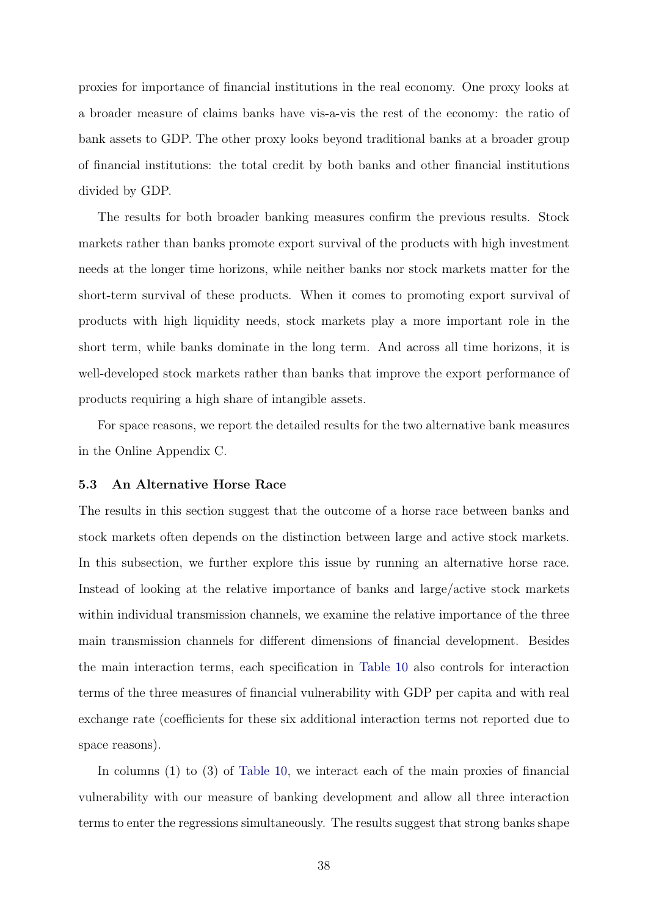proxies for importance of financial institutions in the real economy. One proxy looks at a broader measure of claims banks have vis-a-vis the rest of the economy: the ratio of bank assets to GDP. The other proxy looks beyond traditional banks at a broader group of financial institutions: the total credit by both banks and other financial institutions divided by GDP.

The results for both broader banking measures confirm the previous results. Stock markets rather than banks promote export survival of the products with high investment needs at the longer time horizons, while neither banks nor stock markets matter for the short-term survival of these products. When it comes to promoting export survival of products with high liquidity needs, stock markets play a more important role in the short term, while banks dominate in the long term. And across all time horizons, it is well-developed stock markets rather than banks that improve the export performance of products requiring a high share of intangible assets.

For space reasons, we report the detailed results for the two alternative bank measures in the Online Appendix C.

### 5.3 An Alternative Horse Race

The results in this section suggest that the outcome of a horse race between banks and stock markets often depends on the distinction between large and active stock markets. In this subsection, we further explore this issue by running an alternative horse race. Instead of looking at the relative importance of banks and large/active stock markets within individual transmission channels, we examine the relative importance of the three main transmission channels for different dimensions of financial development. Besides the main interaction terms, each specification in Table 10 also controls for interaction terms of the three measures of financial vulnerability with GDP per capita and with real exchange rate (coefficients for these six additional interaction terms not reported due to space reasons).

In columns (1) to (3) of Table 10, we interact each of the main proxies of financial vulnerability with our measure of banking development and allow all three interaction terms to enter the regressions simultaneously. The results suggest that strong banks shape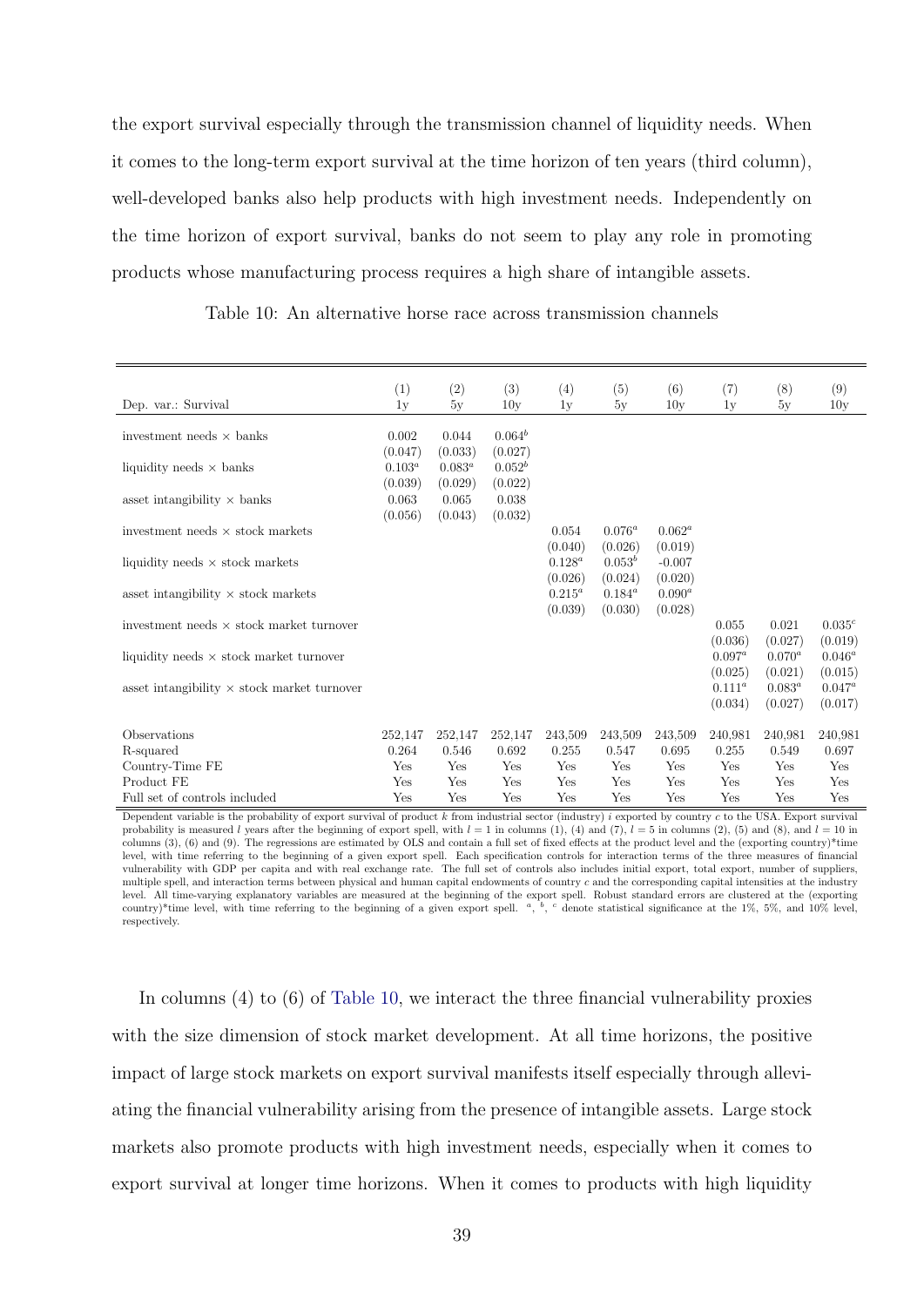the export survival especially through the transmission channel of liquidity needs. When it comes to the long-term export survival at the time horizon of ten years (third column), well-developed banks also help products with high investment needs. Independently on the time horizon of export survival, banks do not seem to play any role in promoting products whose manufacturing process requires a high share of intangible assets.

Table 10: An alternative horse race across transmission channels

| Dep. var.: Survival | (1) 1y | (2) 5y | (3) 10y | (4) 1y | (5) 5y | (6) 10y | (7) 1y | (8) 5y | (9) 10y |
|---|---|---|---|---|---|---|---|---|---|
| investment needs × banks | 0.002 | 0.044 | $0.064^b$ | | | | | | |
| | (0.047) | (0.033) | (0.027) | | | | | | |
| liquidity needs × banks | $0.103^a$ | $0.083^a$ | $0.052^b$ | | | | | | |
| | (0.039) | (0.029) | (0.022) | | | | | | |
| asset intangibility × banks | 0.063 | 0.065 | 0.038 | | | | | | |
| | (0.056) | (0.043) | (0.032) | | | | | | |
| investment needs × stock markets | | | | 0.054 | $0.076^a$ | $0.062^a$ | | | |
| | | | | (0.040) | (0.026) | (0.019) | | | |
| liquidity needs × stock markets | | | | $0.128^a$ | $0.053^b$ | -0.007 | | | |
| | | | | (0.026) | (0.024) | (0.020) | | | |
| asset intangibility × stock markets | | | | $0.215^a$ | $0.184^a$ | $0.090^a$ | | | |
| | | | | (0.039) | (0.030) | (0.028) | | | |
| investment needs × stock market turnover | | | | | | | 0.055 | 0.021 | $0.035^c$ |
| | | | | | | | (0.036) | (0.027) | (0.019) |
| liquidity needs × stock market turnover | | | | | | | $0.097^a$ | $0.070^a$ | $0.046^a$ |
| | | | | | | | (0.025) | (0.021) | (0.015) |
| asset intangibility × stock market turnover | | | | | | | $0.111^a$ | $0.083^a$ | $0.047^a$ |
| | | | | | | | (0.034) | (0.027) | (0.017) |
| Observations | 252,147 | 252,147 | 252,147 | 243,509 | 243,509 | 243,509 | 240,981 | 240,981 | 240,981 |
| R-squared | 0.264 | 0.546 | 0.692 | 0.255 | 0.547 | 0.695 | 0.255 | 0.549 | 0.697 |
| Country-Time FE | Yes | Yes | Yes | Yes | Yes | Yes | Yes | Yes | Yes |
| Product FE | Yes | Yes | Yes | Yes | Yes | Yes | Yes | Yes | Yes |
| Full set of controls included | Yes | Yes | Yes | Yes | Yes | Yes | Yes | Yes | Yes |

Dependent variable is the probability of export survival of product $k$ from industrial sector (industry) $i$ exported by country $c$ to the USA. Export survival probability is measured $l$ years after the beginning of export spell, with $l = 1$ in columns (1), (4) and (7), $l = 5$ in columns (2), (5) and (8), and $l = 10$ in columns (3), (6) and (9). The regressions are estimated by OLS and contain a full set of fixed effects at the product level and the (exporting country)*time level, with time referring to the beginning of a given export spell. Each specification controls for interaction terms of the three measures of financial vulnerability with GDP per capita and with real exchange rate. The full set of controls also includes initial export, total export, number of suppliers, multiple spell, and interaction terms between physical and human capital endowments of country $c$ and the corresponding capital intensities at the industry level. All time-varying explanatory variables are measured at the beginning of the export spell. Robust standard errors are clustered at the (exporting country)*time level, with time referring to the beginning of a given export spell. $^a$, $^b$, $^c$ denote statistical significance at the 1%, 5%, and 10% level, respectively.

In columns (4) to (6) of Table 10, we interact the three financial vulnerability proxies with the size dimension of stock market development. At all time horizons, the positive impact of large stock markets on export survival manifests itself especially through alleviating the financial vulnerability arising from the presence of intangible assets. Large stock markets also promote products with high investment needs, especially when it comes to export survival at longer time horizons. When it comes to products with high liquidity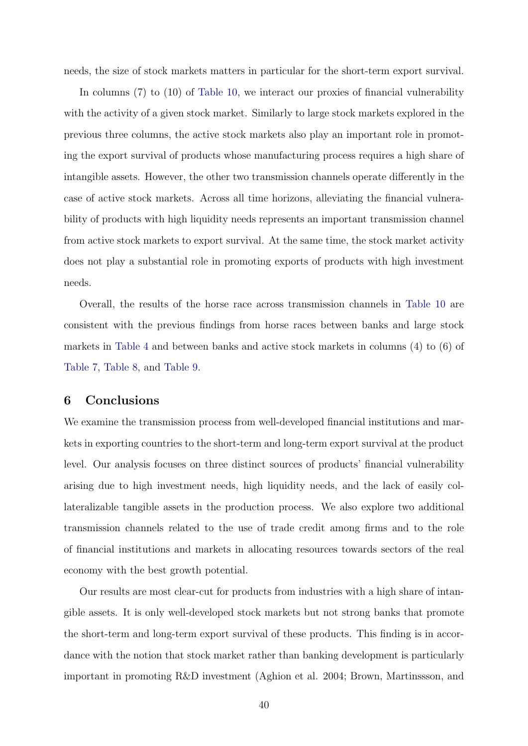needs, the size of stock markets matters in particular for the short-term export survival.

In columns (7) to (10) of Table 10, we interact our proxies of financial vulnerability with the activity of a given stock market. Similarly to large stock markets explored in the previous three columns, the active stock markets also play an important role in promoting the export survival of products whose manufacturing process requires a high share of intangible assets. However, the other two transmission channels operate differently in the case of active stock markets. Across all time horizons, alleviating the financial vulnerability of products with high liquidity needs represents an important transmission channel from active stock markets to export survival. At the same time, the stock market activity does not play a substantial role in promoting exports of products with high investment needs.

Overall, the results of the horse race across transmission channels in Table 10 are consistent with the previous findings from horse races between banks and large stock markets in Table 4 and between banks and active stock markets in columns (4) to (6) of Table 7, Table 8, and Table 9.

## 6 Conclusions

We examine the transmission process from well-developed financial institutions and markets in exporting countries to the short-term and long-term export survival at the product level. Our analysis focuses on three distinct sources of products' financial vulnerability arising due to high investment needs, high liquidity needs, and the lack of easily collateralizable tangible assets in the production process. We also explore two additional transmission channels related to the use of trade credit among firms and to the role of financial institutions and markets in allocating resources towards sectors of the real economy with the best growth potential.

Our results are most clear-cut for products from industries with a high share of intangible assets. It is only well-developed stock markets but not strong banks that promote the short-term and long-term export survival of these products. This finding is in accordance with the notion that stock market rather than banking development is particularly important in promoting R&D investment (Aghion et al. 2004; Brown, Martinssson, and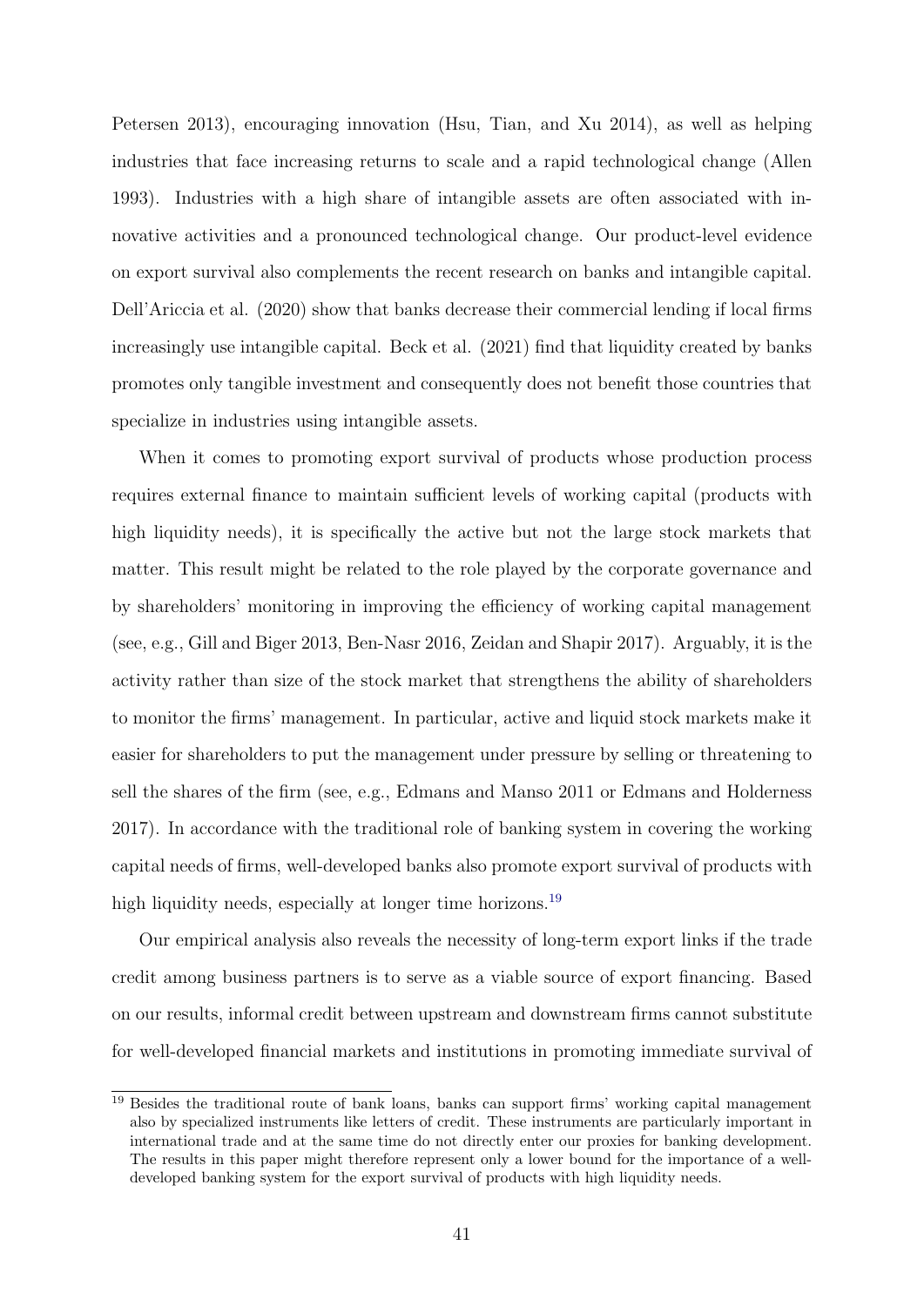Petersen 2013), encouraging innovation (Hsu, Tian, and Xu 2014), as well as helping industries that face increasing returns to scale and a rapid technological change (Allen 1993). Industries with a high share of intangible assets are often associated with innovative activities and a pronounced technological change. Our product-level evidence on export survival also complements the recent research on banks and intangible capital. Dell'Ariccia et al. (2020) show that banks decrease their commercial lending if local firms increasingly use intangible capital. Beck et al. (2021) find that liquidity created by banks promotes only tangible investment and consequently does not benefit those countries that specialize in industries using intangible assets.

When it comes to promoting export survival of products whose production process requires external finance to maintain sufficient levels of working capital (products with high liquidity needs), it is specifically the active but not the large stock markets that matter. This result might be related to the role played by the corporate governance and by shareholders' monitoring in improving the efficiency of working capital management (see, e.g., Gill and Biger 2013, Ben-Nasr 2016, Zeidan and Shapir 2017). Arguably, it is the activity rather than size of the stock market that strengthens the ability of shareholders to monitor the firms' management. In particular, active and liquid stock markets make it easier for shareholders to put the management under pressure by selling or threatening to sell the shares of the firm (see, e.g., Edmans and Manso 2011 or Edmans and Holderness 2017). In accordance with the traditional role of banking system in covering the working capital needs of firms, well-developed banks also promote export survival of products with high liquidity needs, especially at longer time horizons.[19]

Our empirical analysis also reveals the necessity of long-term export links if the trade credit among business partners is to serve as a viable source of export financing. Based on our results, informal credit between upstream and downstream firms cannot substitute for well-developed financial markets and institutions in promoting immediate survival of

[19] Besides the traditional route of bank loans, banks can support firms' working capital management also by specialized instruments like letters of credit. These instruments are particularly important in international trade and at the same time do not directly enter our proxies for banking development. The results in this paper might therefore represent only a lower bound for the importance of a well-developed banking system for the export survival of products with high liquidity needs.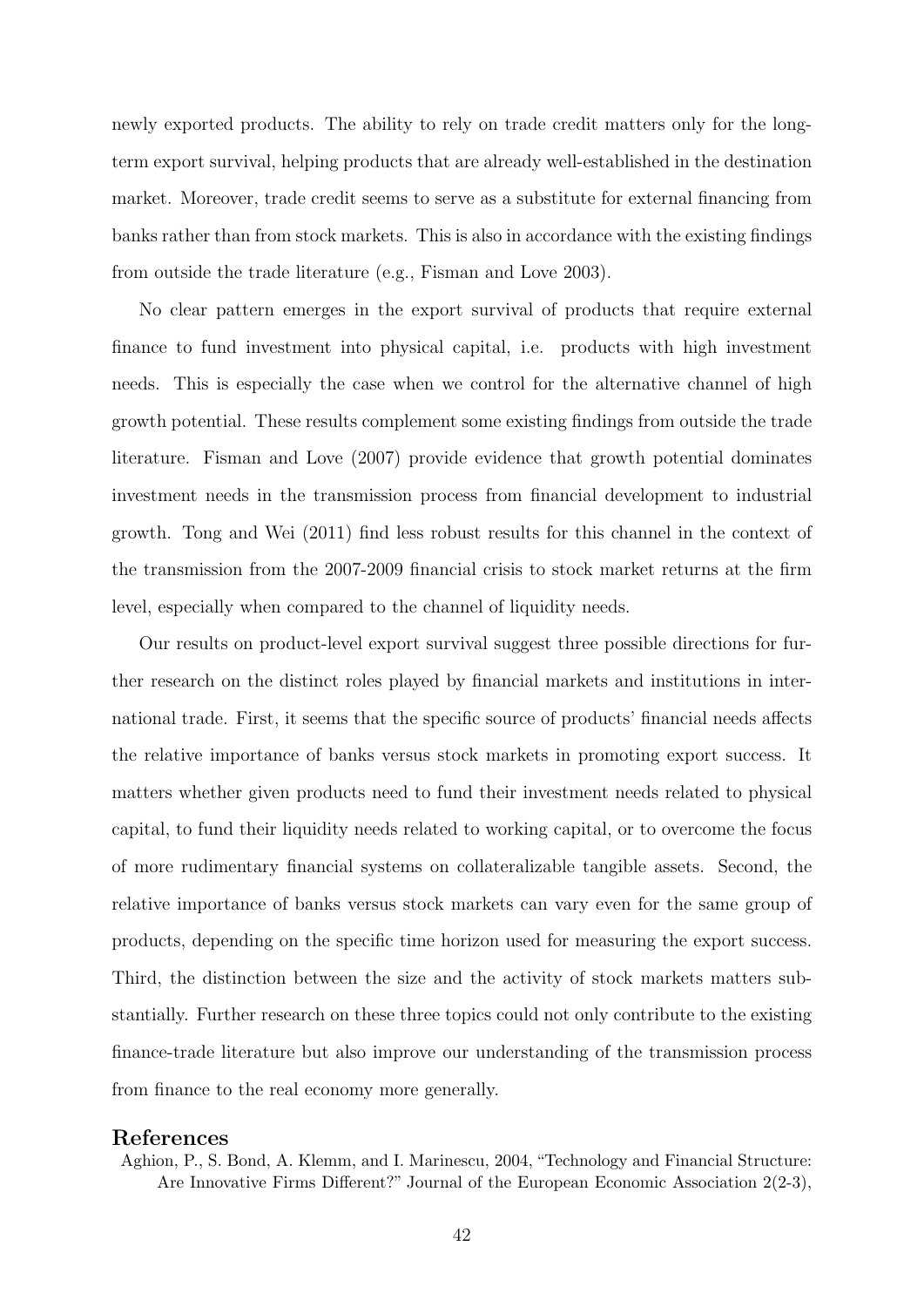newly exported products. The ability to rely on trade credit matters only for the long-term export survival, helping products that are already well-established in the destination market. Moreover, trade credit seems to serve as a substitute for external financing from banks rather than from stock markets. This is also in accordance with the existing findings from outside the trade literature (e.g., Fisman and Love 2003).

No clear pattern emerges in the export survival of products that require external finance to fund investment into physical capital, i.e. products with high investment needs. This is especially the case when we control for the alternative channel of high growth potential. These results complement some existing findings from outside the trade literature. Fisman and Love (2007) provide evidence that growth potential dominates investment needs in the transmission process from financial development to industrial growth. Tong and Wei (2011) find less robust results for this channel in the context of the transmission from the 2007-2009 financial crisis to stock market returns at the firm level, especially when compared to the channel of liquidity needs.

Our results on product-level export survival suggest three possible directions for further research on the distinct roles played by financial markets and institutions in international trade. First, it seems that the specific source of products' financial needs affects the relative importance of banks versus stock markets in promoting export success. It matters whether given products need to fund their investment needs related to physical capital, to fund their liquidity needs related to working capital, or to overcome the focus of more rudimentary financial systems on collateralizable tangible assets. Second, the relative importance of banks versus stock markets can vary even for the same group of products, depending on the specific time horizon used for measuring the export success. Third, the distinction between the size and the activity of stock markets matters substantially. Further research on these three topics could not only contribute to the existing finance-trade literature but also improve our understanding of the transmission process from finance to the real economy more generally.

## References

Aghion, P., S. Bond, A. Klemm, and I. Marinescu, 2004, "Technology and Financial Structure: Are Innovative Firms Different?" Journal of the European Economic Association 2(2-3),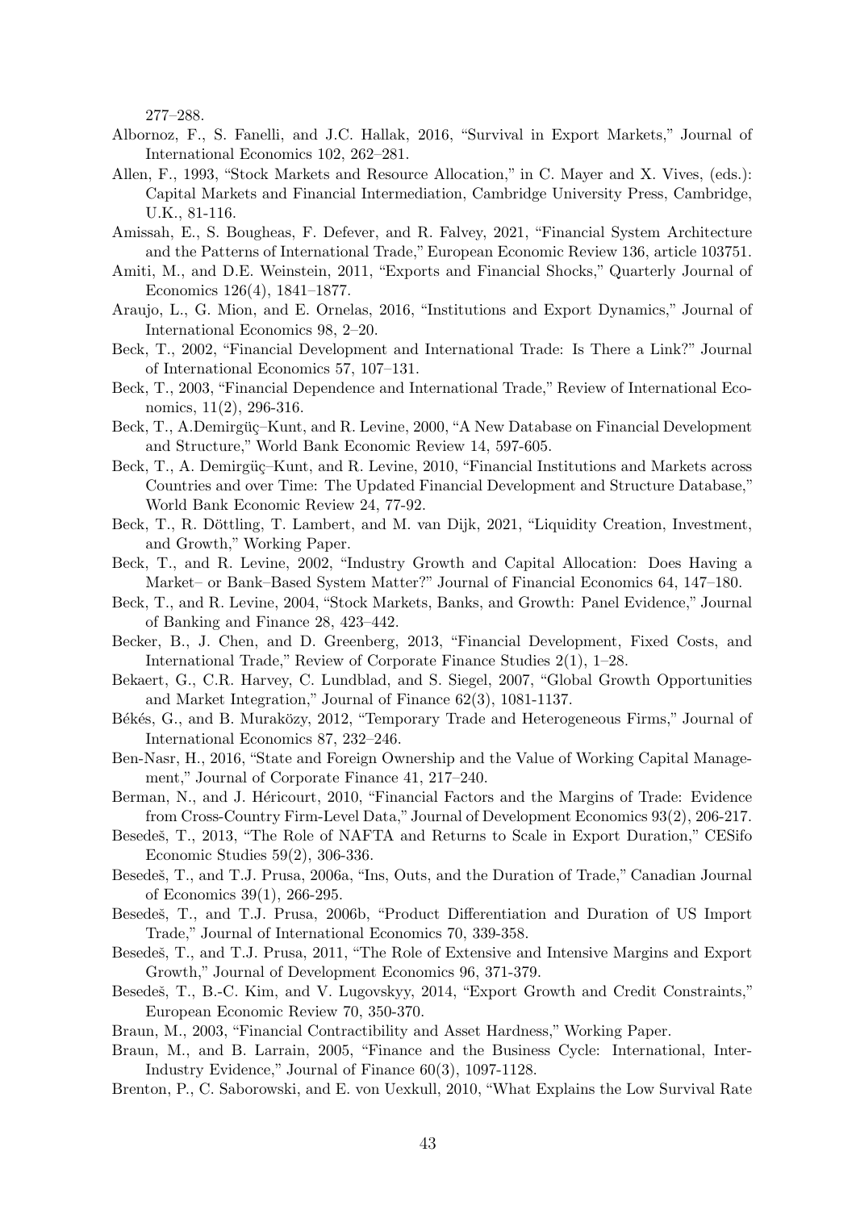277–288.

Albornoz, F., S. Fanelli, and J.C. Hallak, 2016, "Survival in Export Markets," Journal of International Economics 102, 262–281.

Allen, F., 1993, "Stock Markets and Resource Allocation," in C. Mayer and X. Vives, (eds.): Capital Markets and Financial Intermediation, Cambridge University Press, Cambridge, U.K., 81-116.

Amissah, E., S. Bougheas, F. Defever, and R. Falvey, 2021, "Financial System Architecture and the Patterns of International Trade," European Economic Review 136, article 103751.

Amiti, M., and D.E. Weinstein, 2011, "Exports and Financial Shocks," Quarterly Journal of Economics 126(4), 1841–1877.

Araujo, L., G. Mion, and E. Ornelas, 2016, "Institutions and Export Dynamics," Journal of International Economics 98, 2–20.

Beck, T., 2002, "Financial Development and International Trade: Is There a Link?" Journal of International Economics 57, 107–131.

Beck, T., 2003, "Financial Dependence and International Trade," Review of International Economics, 11(2), 296-316.

Beck, T., A.Demirgüç–Kunt, and R. Levine, 2000, "A New Database on Financial Development and Structure," World Bank Economic Review 14, 597-605.

Beck, T., A. Demirgüç–Kunt, and R. Levine, 2010, "Financial Institutions and Markets across Countries and over Time: The Updated Financial Development and Structure Database," World Bank Economic Review 24, 77-92.

Beck, T., R. Döttling, T. Lambert, and M. van Dijk, 2021, "Liquidity Creation, Investment, and Growth," Working Paper.

Beck, T., and R. Levine, 2002, "Industry Growth and Capital Allocation: Does Having a Market– or Bank–Based System Matter?" Journal of Financial Economics 64, 147–180.

Beck, T., and R. Levine, 2004, "Stock Markets, Banks, and Growth: Panel Evidence," Journal of Banking and Finance 28, 423–442.

Becker, B., J. Chen, and D. Greenberg, 2013, "Financial Development, Fixed Costs, and International Trade," Review of Corporate Finance Studies 2(1), 1–28.

Bekaert, G., C.R. Harvey, C. Lundblad, and S. Siegel, 2007, "Global Growth Opportunities and Market Integration," Journal of Finance 62(3), 1081-1137.

Békés, G., and B. Muraközy, 2012, "Temporary Trade and Heterogeneous Firms," Journal of International Economics 87, 232–246.

Ben-Nasr, H., 2016, "State and Foreign Ownership and the Value of Working Capital Management," Journal of Corporate Finance 41, 217–240.

Berman, N., and J. Héricourt, 2010, "Financial Factors and the Margins of Trade: Evidence from Cross-Country Firm-Level Data," Journal of Development Economics 93(2), 206-217.

Besedeš, T., 2013, "The Role of NAFTA and Returns to Scale in Export Duration," CESifo Economic Studies 59(2), 306-336.

Besedeš, T., and T.J. Prusa, 2006a, "Ins, Outs, and the Duration of Trade," Canadian Journal of Economics 39(1), 266-295.

Besedeš, T., and T.J. Prusa, 2006b, "Product Differentiation and Duration of US Import Trade," Journal of International Economics 70, 339-358.

Besedeš, T., and T.J. Prusa, 2011, "The Role of Extensive and Intensive Margins and Export Growth," Journal of Development Economics 96, 371-379.

Besedeš, T., B.-C. Kim, and V. Lugovskyy, 2014, "Export Growth and Credit Constraints," European Economic Review 70, 350-370.

Braun, M., 2003, "Financial Contractibility and Asset Hardness," Working Paper.

Braun, M., and B. Larrain, 2005, "Finance and the Business Cycle: International, Inter-Industry Evidence," Journal of Finance 60(3), 1097-1128.

Brenton, P., C. Saborowski, and E. von Uexkull, 2010, "What Explains the Low Survival Rate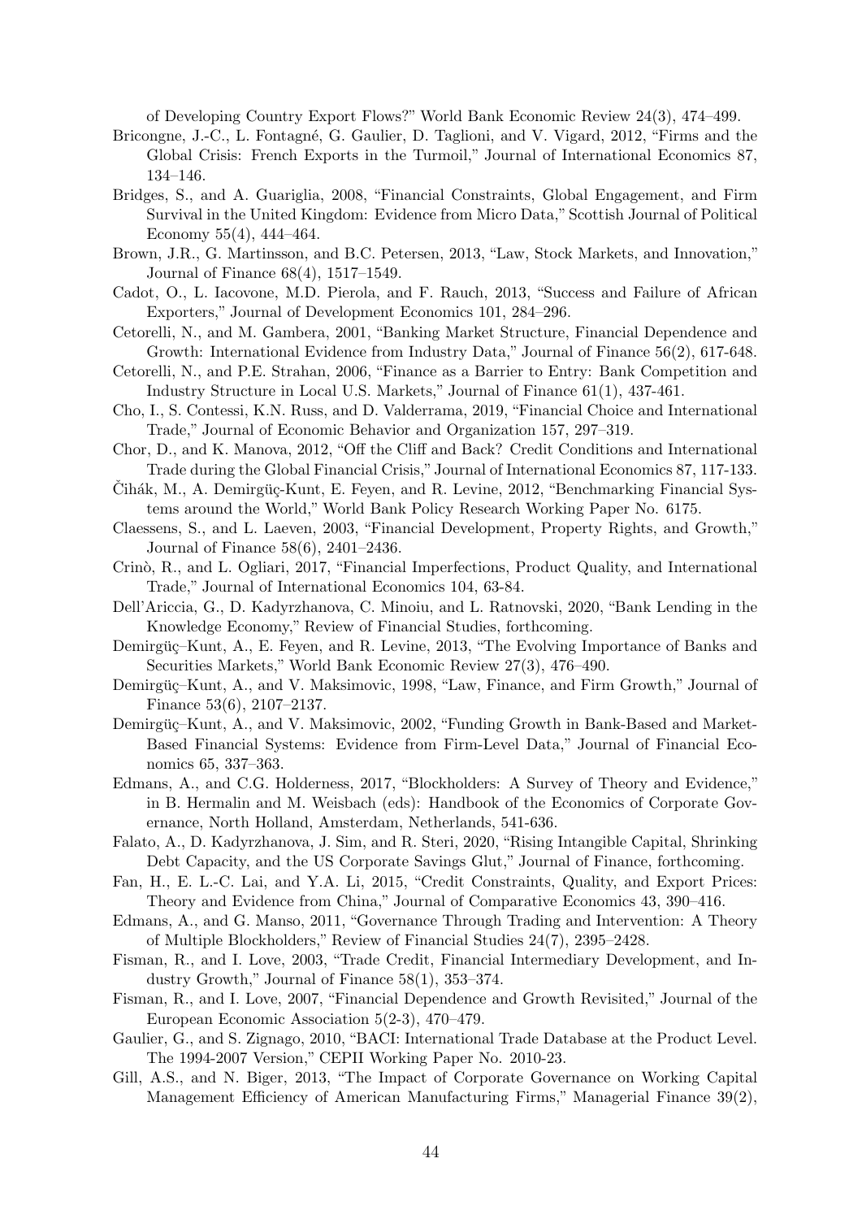of Developing Country Export Flows?" World Bank Economic Review 24(3), 474–499.

Bricongne, J.-C., L. Fontagné, G. Gaulier, D. Taglioni, and V. Vigard, 2012, "Firms and the Global Crisis: French Exports in the Turmoil," Journal of International Economics 87, 134–146.

Bridges, S., and A. Guariglia, 2008, "Financial Constraints, Global Engagement, and Firm Survival in the United Kingdom: Evidence from Micro Data," Scottish Journal of Political Economy 55(4), 444–464.

Brown, J.R., G. Martinsson, and B.C. Petersen, 2013, "Law, Stock Markets, and Innovation," Journal of Finance 68(4), 1517–1549.

Cadot, O., L. Iacovone, M.D. Pierola, and F. Rauch, 2013, "Success and Failure of African Exporters," Journal of Development Economics 101, 284–296.

Cetorelli, N., and M. Gambera, 2001, "Banking Market Structure, Financial Dependence and Growth: International Evidence from Industry Data," Journal of Finance 56(2), 617-648.

Cetorelli, N., and P.E. Strahan, 2006, "Finance as a Barrier to Entry: Bank Competition and Industry Structure in Local U.S. Markets," Journal of Finance 61(1), 437-461.

Cho, I., S. Contessi, K.N. Russ, and D. Valderrama, 2019, "Financial Choice and International Trade," Journal of Economic Behavior and Organization 157, 297–319.

Chor, D., and K. Manova, 2012, "Off the Cliff and Back? Credit Conditions and International Trade during the Global Financial Crisis," Journal of International Economics 87, 117-133.

Čihák, M., A. Demirgüç-Kunt, E. Feyen, and R. Levine, 2012, "Benchmarking Financial Systems around the World," World Bank Policy Research Working Paper No. 6175.

Claessens, S., and L. Laeven, 2003, "Financial Development, Property Rights, and Growth," Journal of Finance 58(6), 2401–2436.

Crinò, R., and L. Ogliari, 2017, "Financial Imperfections, Product Quality, and International Trade," Journal of International Economics 104, 63-84.

Dell'Ariccia, G., D. Kadyrzhanova, C. Minoiu, and L. Ratnovski, 2020, "Bank Lending in the Knowledge Economy," Review of Financial Studies, forthcoming.

Demirgüç–Kunt, A., E. Feyen, and R. Levine, 2013, "The Evolving Importance of Banks and Securities Markets," World Bank Economic Review 27(3), 476–490.

Demirgüç–Kunt, A., and V. Maksimovic, 1998, "Law, Finance, and Firm Growth," Journal of Finance 53(6), 2107–2137.

Demirgüç–Kunt, A., and V. Maksimovic, 2002, "Funding Growth in Bank-Based and Market-Based Financial Systems: Evidence from Firm-Level Data," Journal of Financial Economics 65, 337–363.

Edmans, A., and C.G. Holderness, 2017, "Blockholders: A Survey of Theory and Evidence," in B. Hermalin and M. Weisbach (eds): Handbook of the Economics of Corporate Governance, North Holland, Amsterdam, Netherlands, 541-636.

Falato, A., D. Kadyrzhanova, J. Sim, and R. Steri, 2020, "Rising Intangible Capital, Shrinking Debt Capacity, and the US Corporate Savings Glut," Journal of Finance, forthcoming.

Fan, H., E. L.-C. Lai, and Y.A. Li, 2015, "Credit Constraints, Quality, and Export Prices: Theory and Evidence from China," Journal of Comparative Economics 43, 390–416.

Edmans, A., and G. Manso, 2011, "Governance Through Trading and Intervention: A Theory of Multiple Blockholders," Review of Financial Studies 24(7), 2395–2428.

Fisman, R., and I. Love, 2003, "Trade Credit, Financial Intermediary Development, and Industry Growth," Journal of Finance 58(1), 353–374.

Fisman, R., and I. Love, 2007, "Financial Dependence and Growth Revisited," Journal of the European Economic Association 5(2-3), 470–479.

Gaulier, G., and S. Zignago, 2010, "BACI: International Trade Database at the Product Level. The 1994-2007 Version," CEPII Working Paper No. 2010-23.

Gill, A.S., and N. Biger, 2013, "The Impact of Corporate Governance on Working Capital Management Efficiency of American Manufacturing Firms," Managerial Finance 39(2),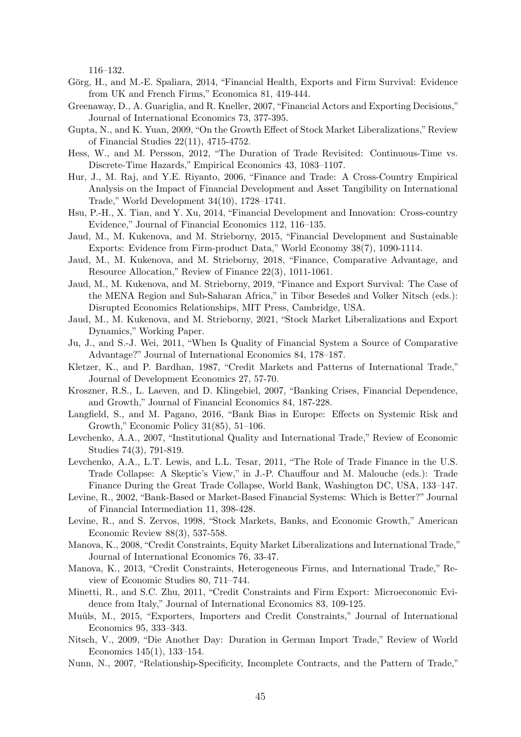116–132.

Görg, H., and M.-E. Spaliara, 2014, "Financial Health, Exports and Firm Survival: Evidence from UK and French Firms," Economica 81, 419-444.

Greenaway, D., A. Guariglia, and R. Kneller, 2007, "Financial Actors and Exporting Decisions," Journal of International Economics 73, 377-395.

Gupta, N., and K. Yuan, 2009, "On the Growth Effect of Stock Market Liberalizations," Review of Financial Studies 22(11), 4715-4752.

Hess, W., and M. Persson, 2012, "The Duration of Trade Revisited: Continuous-Time vs. Discrete-Time Hazards," Empirical Economics 43, 1083–1107.

Hur, J., M. Raj, and Y.E. Riyanto, 2006, "Finance and Trade: A Cross-Country Empirical Analysis on the Impact of Financial Development and Asset Tangibility on International Trade," World Development 34(10), 1728–1741.

Hsu, P.-H., X. Tian, and Y. Xu, 2014, "Financial Development and Innovation: Cross-country Evidence," Journal of Financial Economics 112, 116–135.

Jaud, M., M. Kukenova, and M. Strieborny, 2015, "Financial Development and Sustainable Exports: Evidence from Firm-product Data," World Economy 38(7), 1090-1114.

Jaud, M., M. Kukenova, and M. Strieborny, 2018, "Finance, Comparative Advantage, and Resource Allocation," Review of Finance 22(3), 1011-1061.

Jaud, M., M. Kukenova, and M. Strieborny, 2019, "Finance and Export Survival: The Case of the MENA Region and Sub-Saharan Africa," in Tibor Besedeš and Volker Nitsch (eds.): Disrupted Economics Relationships, MIT Press, Cambridge, USA.

Jaud, M., M. Kukenova, and M. Strieborny, 2021, "Stock Market Liberalizations and Export Dynamics," Working Paper.

Ju, J., and S.-J. Wei, 2011, "When Is Quality of Financial System a Source of Comparative Advantage?" Journal of International Economics 84, 178–187.

Kletzer, K., and P. Bardhan, 1987, "Credit Markets and Patterns of International Trade," Journal of Development Economics 27, 57-70.

Kroszner, R.S., L. Laeven, and D. Klingebiel, 2007, "Banking Crises, Financial Dependence, and Growth," Journal of Financial Economics 84, 187-228.

Langfield, S., and M. Pagano, 2016, "Bank Bias in Europe: Effects on Systemic Risk and Growth," Economic Policy 31(85), 51–106.

Levchenko, A.A., 2007, "Institutional Quality and International Trade," Review of Economic Studies 74(3), 791-819.

Levchenko, A.A., L.T. Lewis, and L.L. Tesar, 2011, "The Role of Trade Finance in the U.S. Trade Collapse: A Skeptic's View," in J.-P. Chauffour and M. Malouche (eds.): Trade Finance During the Great Trade Collapse, World Bank, Washington DC, USA, 133–147.

Levine, R., 2002, "Bank-Based or Market-Based Financial Systems: Which is Better?" Journal of Financial Intermediation 11, 398-428.

Levine, R., and S. Zervos, 1998, "Stock Markets, Banks, and Economic Growth," American Economic Review 88(3), 537-558.

Manova, K., 2008, "Credit Constraints, Equity Market Liberalizations and International Trade," Journal of International Economics 76, 33-47.

Manova, K., 2013, "Credit Constraints, Heterogeneous Firms, and International Trade," Review of Economic Studies 80, 711–744.

Minetti, R., and S.C. Zhu, 2011, "Credit Constraints and Firm Export: Microeconomic Evidence from Italy," Journal of International Economics 83, 109-125.

Muûls, M., 2015, "Exporters, Importers and Credit Constraints," Journal of International Economics 95, 333–343.

Nitsch, V., 2009, "Die Another Day: Duration in German Import Trade," Review of World Economics 145(1), 133–154.

Nunn, N., 2007, "Relationship-Specificity, Incomplete Contracts, and the Pattern of Trade,"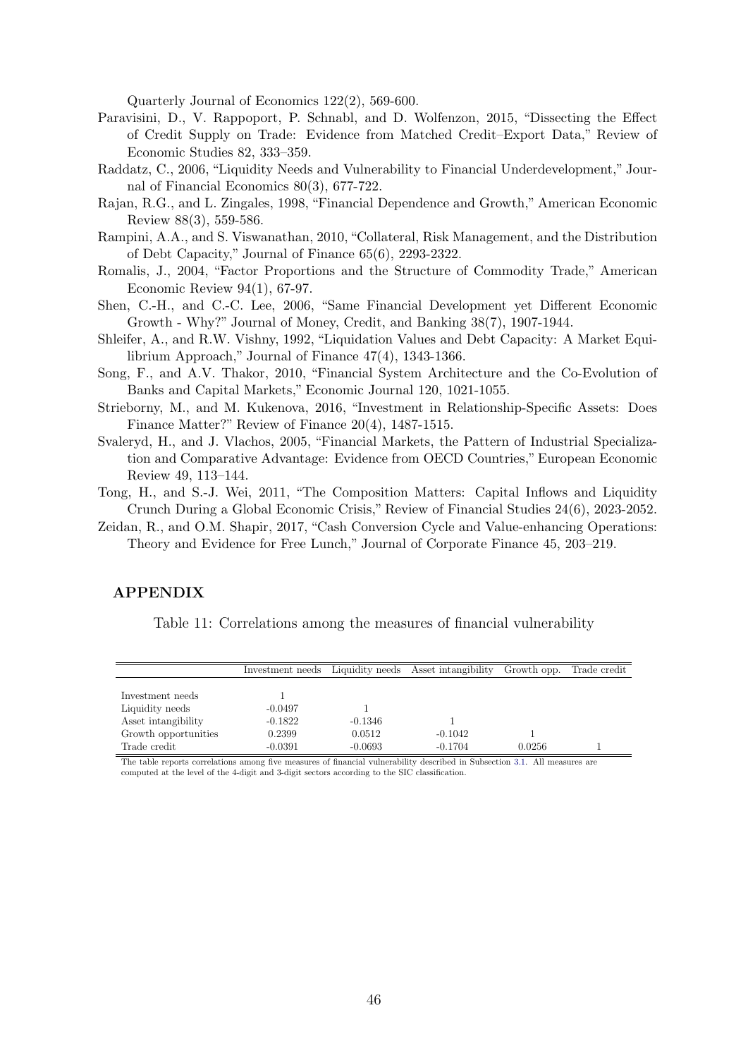Quarterly Journal of Economics 122(2), 569-600.

Paravisini, D., V. Rappoport, P. Schnabl, and D. Wolfenzon, 2015, "Dissecting the Effect of Credit Supply on Trade: Evidence from Matched Credit–Export Data," Review of Economic Studies 82, 333–359.

Raddatz, C., 2006, "Liquidity Needs and Vulnerability to Financial Underdevelopment," Journal of Financial Economics 80(3), 677-722.

Rajan, R.G., and L. Zingales, 1998, "Financial Dependence and Growth," American Economic Review 88(3), 559-586.

Rampini, A.A., and S. Viswanathan, 2010, "Collateral, Risk Management, and the Distribution of Debt Capacity," Journal of Finance 65(6), 2293-2322.

Romalis, J., 2004, "Factor Proportions and the Structure of Commodity Trade," American Economic Review 94(1), 67-97.

Shen, C.-H., and C.-C. Lee, 2006, "Same Financial Development yet Different Economic Growth - Why?" Journal of Money, Credit, and Banking 38(7), 1907-1944.

Shleifer, A., and R.W. Vishny, 1992, "Liquidation Values and Debt Capacity: A Market Equilibrium Approach," Journal of Finance 47(4), 1343-1366.

Song, F., and A.V. Thakor, 2010, "Financial System Architecture and the Co-Evolution of Banks and Capital Markets," Economic Journal 120, 1021-1055.

Strieborny, M., and M. Kukenova, 2016, "Investment in Relationship-Specific Assets: Does Finance Matter?" Review of Finance 20(4), 1487-1515.

Svaleryd, H., and J. Vlachos, 2005, "Financial Markets, the Pattern of Industrial Specialization and Comparative Advantage: Evidence from OECD Countries," European Economic Review 49, 113–144.

Tong, H., and S.-J. Wei, 2011, "The Composition Matters: Capital Inflows and Liquidity Crunch During a Global Economic Crisis," Review of Financial Studies 24(6), 2023-2052.

Zeidan, R., and O.M. Shapir, 2017, "Cash Conversion Cycle and Value-enhancing Operations: Theory and Evidence for Free Lunch," Journal of Corporate Finance 45, 203–219.

## APPENDIX

Table 11: Correlations among the measures of financial vulnerability

| | Investment needs | Liquidity needs | Asset intangibility | Growth opp. | Trade credit |
|---|---|---|---|---|---|
| Investment needs | 1 | | | | |
| Liquidity needs | -0.0497 | 1 | | | |
| Asset intangibility | -0.1822 | -0.1346 | 1 | | |
| Growth opportunities | 0.2399 | 0.0512 | -0.1042 | 1 | |
| Trade credit | -0.0391 | -0.0693 | -0.1704 | 0.0256 | 1 |

The table reports correlations among five measures of financial vulnerability described in Subsection 3.1. All measures are computed at the level of the 4-digit and 3-digit sectors according to the SIC classification.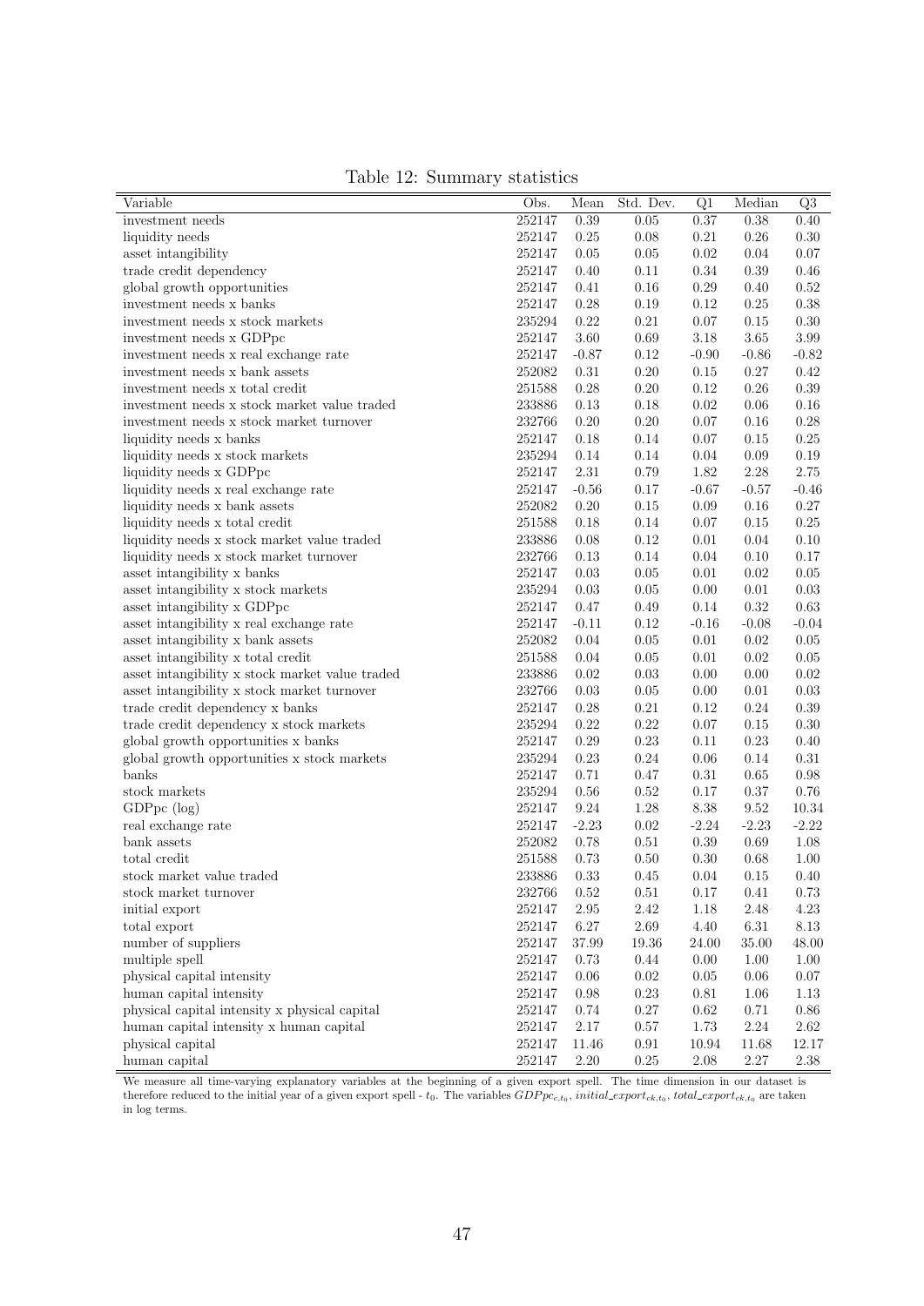Table 12: Summary statistics

| Variable | Obs. | Mean | Std. Dev. | Q1 | Median | Q3 |
|---|---|---|---|---|---|---|
| investment needs | 252147 | 0.39 | 0.05 | 0.37 | 0.38 | 0.40 |
| liquidity needs | 252147 | 0.25 | 0.08 | 0.21 | 0.26 | 0.30 |
| asset intangibility | 252147 | 0.05 | 0.05 | 0.02 | 0.04 | 0.07 |
| trade credit dependency | 252147 | 0.40 | 0.11 | 0.34 | 0.39 | 0.46 |
| global growth opportunities | 252147 | 0.41 | 0.16 | 0.29 | 0.40 | 0.52 |
| investment needs x banks | 252147 | 0.28 | 0.19 | 0.12 | 0.25 | 0.38 |
| investment needs x stock markets | 235294 | 0.22 | 0.21 | 0.07 | 0.15 | 0.30 |
| investment needs x GDPpc | 252147 | 3.60 | 0.69 | 3.18 | 3.65 | 3.99 |
| investment needs x real exchange rate | 252147 | -0.87 | 0.12 | -0.90 | -0.86 | -0.82 |
| investment needs x bank assets | 252082 | 0.31 | 0.20 | 0.15 | 0.27 | 0.42 |
| investment needs x total credit | 251588 | 0.28 | 0.20 | 0.12 | 0.26 | 0.39 |
| investment needs x stock market value traded | 233886 | 0.13 | 0.18 | 0.02 | 0.06 | 0.16 |
| investment needs x stock market turnover | 232766 | 0.20 | 0.20 | 0.07 | 0.16 | 0.28 |
| liquidity needs x banks | 252147 | 0.18 | 0.14 | 0.07 | 0.15 | 0.25 |
| liquidity needs x stock markets | 235294 | 0.14 | 0.14 | 0.04 | 0.09 | 0.19 |
| liquidity needs x GDPpc | 252147 | 2.31 | 0.79 | 1.82 | 2.28 | 2.75 |
| liquidity needs x real exchange rate | 252147 | -0.56 | 0.17 | -0.67 | -0.57 | -0.46 |
| liquidity needs x bank assets | 252082 | 0.20 | 0.15 | 0.09 | 0.16 | 0.27 |
| liquidity needs x total credit | 251588 | 0.18 | 0.14 | 0.07 | 0.15 | 0.25 |
| liquidity needs x stock market value traded | 233886 | 0.08 | 0.12 | 0.01 | 0.04 | 0.10 |
| liquidity needs x stock market turnover | 232766 | 0.13 | 0.14 | 0.04 | 0.10 | 0.17 |
| asset intangibility x banks | 252147 | 0.03 | 0.05 | 0.01 | 0.02 | 0.05 |
| asset intangibility x stock markets | 235294 | 0.03 | 0.05 | 0.00 | 0.01 | 0.03 |
| asset intangibility x GDPpc | 252147 | 0.47 | 0.49 | 0.14 | 0.32 | 0.63 |
| asset intangibility x real exchange rate | 252147 | -0.11 | 0.12 | -0.16 | -0.08 | -0.04 |
| asset intangibility x bank assets | 252082 | 0.04 | 0.05 | 0.01 | 0.02 | 0.05 |
| asset intangibility x total credit | 251588 | 0.04 | 0.05 | 0.01 | 0.02 | 0.05 |
| asset intangibility x stock market value traded | 233886 | 0.02 | 0.03 | 0.00 | 0.00 | 0.02 |
| asset intangibility x stock market turnover | 232766 | 0.03 | 0.05 | 0.00 | 0.01 | 0.03 |
| trade credit dependency x banks | 252147 | 0.28 | 0.21 | 0.12 | 0.24 | 0.39 |
| trade credit dependency x stock markets | 235294 | 0.22 | 0.22 | 0.07 | 0.15 | 0.30 |
| global growth opportunities x banks | 252147 | 0.29 | 0.23 | 0.11 | 0.23 | 0.40 |
| global growth opportunities x stock markets | 235294 | 0.23 | 0.24 | 0.06 | 0.14 | 0.31 |
| banks | 252147 | 0.71 | 0.47 | 0.31 | 0.65 | 0.98 |
| stock markets | 235294 | 0.56 | 0.52 | 0.17 | 0.37 | 0.76 |
| GDPpc (log) | 252147 | 9.24 | 1.28 | 8.38 | 9.52 | 10.34 |
| real exchange rate | 252147 | -2.23 | 0.02 | -2.24 | -2.23 | -2.22 |
| bank assets | 252082 | 0.78 | 0.51 | 0.39 | 0.69 | 1.08 |
| total credit | 251588 | 0.73 | 0.50 | 0.30 | 0.68 | 1.00 |
| stock market value traded | 233886 | 0.33 | 0.45 | 0.04 | 0.15 | 0.40 |
| stock market turnover | 232766 | 0.52 | 0.51 | 0.17 | 0.41 | 0.73 |
| initial export | 252147 | 2.95 | 2.42 | 1.18 | 2.48 | 4.23 |
| total export | 252147 | 6.27 | 2.69 | 4.40 | 6.31 | 8.13 |
| number of suppliers | 252147 | 37.99 | 19.36 | 24.00 | 35.00 | 48.00 |
| multiple spell | 252147 | 0.73 | 0.44 | 0.00 | 1.00 | 1.00 |
| physical capital intensity | 252147 | 0.06 | 0.02 | 0.05 | 0.06 | 0.07 |
| human capital intensity | 252147 | 0.98 | 0.23 | 0.81 | 1.06 | 1.13 |
| physical capital intensity x physical capital | 252147 | 0.74 | 0.27 | 0.62 | 0.71 | 0.86 |
| human capital intensity x human capital | 252147 | 2.17 | 0.57 | 1.73 | 2.24 | 2.62 |
| physical capital | 252147 | 11.46 | 0.91 | 10.94 | 11.68 | 12.17 |
| human capital | 252147 | 2.20 | 0.25 | 2.08 | 2.27 | 2.38 |

We measure all time-varying explanatory variables at the beginning of a given export spell. The time dimension in our dataset is therefore reduced to the initial year of a given export spell - $t_0$. The variables $GDPpc_{c,t_0}$, $initial\_export_{ck,t_0}$, $total\_export_{ck,t_0}$ are taken in log terms.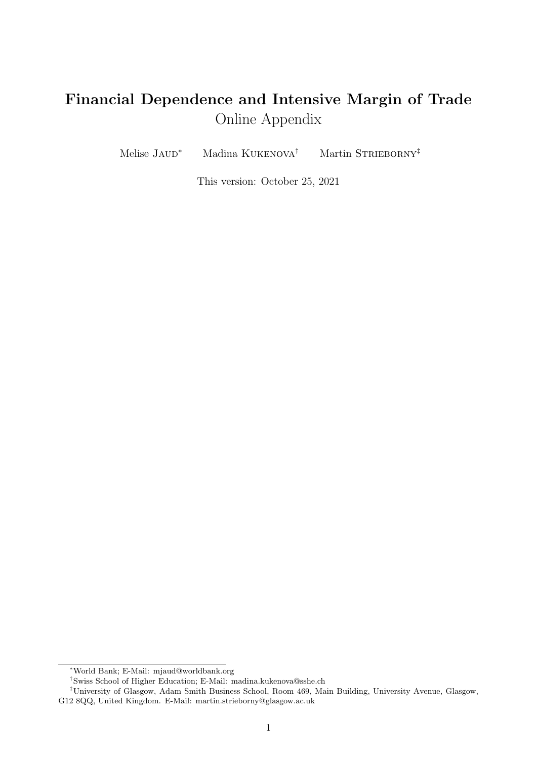# Financial Dependence and Intensive Margin of Trade

Online Appendix

Melise Jaud[*] Madina Kukenova[†] Martin Strieborny[‡]

This version: October 25, 2021

---

[*] World Bank; E-Mail: mjaud@worldbank.org

[†] Swiss School of Higher Education; E-Mail: madina.kukenova@sshe.ch

[‡] University of Glasgow, Adam Smith Business School, Room 469, Main Building, University Avenue, Glasgow, G12 8QQ, United Kingdom. E-Mail: martin.strieborny@glasgow.ac.uk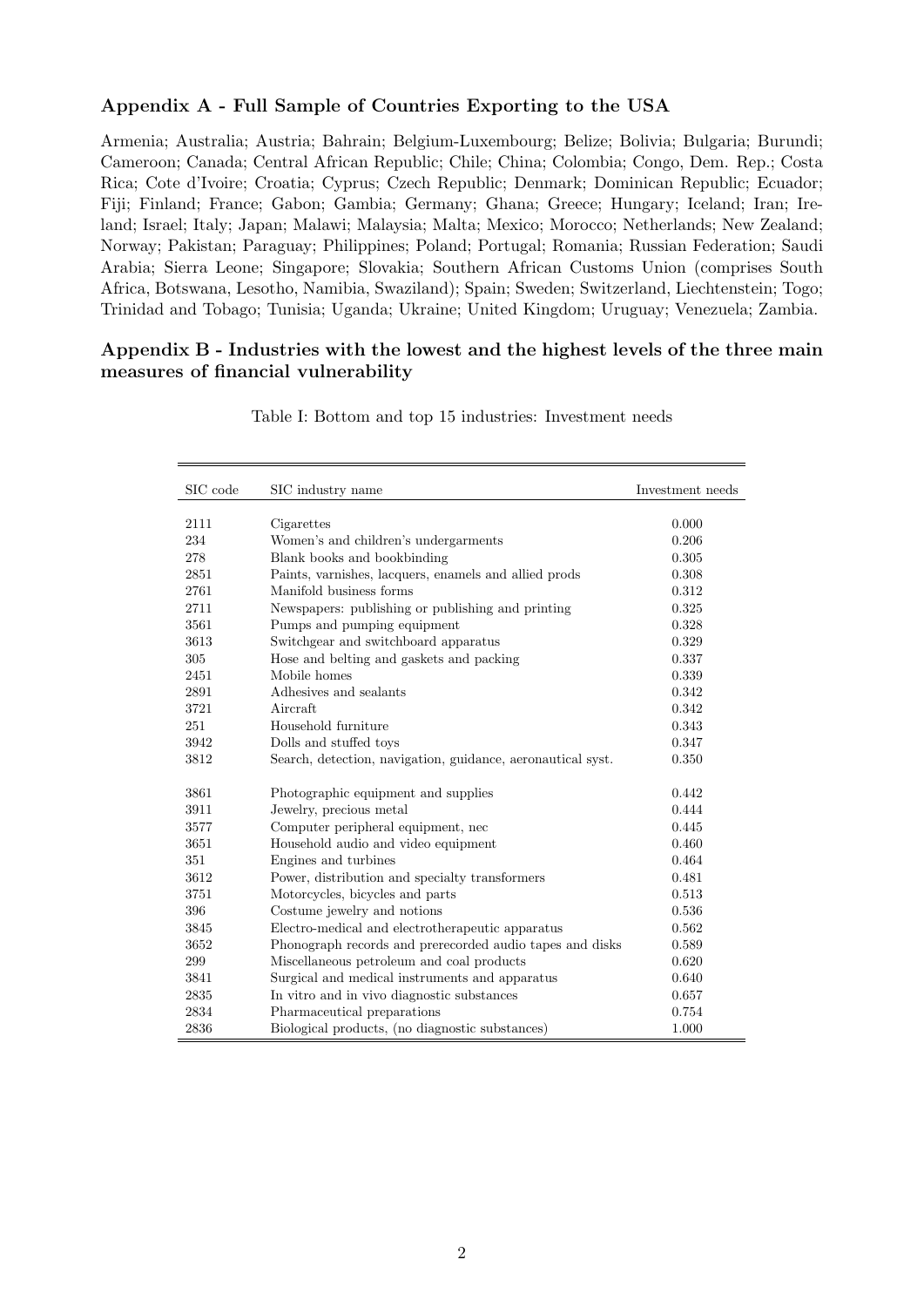### Appendix A - Full Sample of Countries Exporting to the USA

Armenia; Australia; Austria; Bahrain; Belgium-Luxembourg; Belize; Bolivia; Bulgaria; Burundi; Cameroon; Canada; Central African Republic; Chile; China; Colombia; Congo, Dem. Rep.; Costa Rica; Cote d'Ivoire; Croatia; Cyprus; Czech Republic; Denmark; Dominican Republic; Ecuador; Fiji; Finland; France; Gabon; Gambia; Germany; Ghana; Greece; Hungary; Iceland; Iran; Ireland; Israel; Italy; Japan; Malawi; Malaysia; Malta; Mexico; Morocco; Netherlands; New Zealand; Norway; Pakistan; Paraguay; Philippines; Poland; Portugal; Romania; Russian Federation; Saudi Arabia; Sierra Leone; Singapore; Slovakia; Southern African Customs Union (comprises South Africa, Botswana, Lesotho, Namibia, Swaziland); Spain; Sweden; Switzerland, Liechtenstein; Togo; Trinidad and Tobago; Tunisia; Uganda; Ukraine; United Kingdom; Uruguay; Venezuela; Zambia.

### Appendix B - Industries with the lowest and the highest levels of the three main measures of financial vulnerability

Table I: Bottom and top 15 industries: Investment needs

| SIC code | SIC industry name | Investment needs |
|---|---|---|
| 2111 | Cigarettes | 0.000 |
| 234 | Women's and children's undergarments | 0.206 |
| 278 | Blank books and bookbinding | 0.305 |
| 2851 | Paints, varnishes, lacquers, enamels and allied prods | 0.308 |
| 2761 | Manifold business forms | 0.312 |
| 2711 | Newspapers: publishing or publishing and printing | 0.325 |
| 3561 | Pumps and pumping equipment | 0.328 |
| 3613 | Switchgear and switchboard apparatus | 0.329 |
| 305 | Hose and belting and gaskets and packing | 0.337 |
| 2451 | Mobile homes | 0.339 |
| 2891 | Adhesives and sealants | 0.342 |
| 3721 | Aircraft | 0.342 |
| 251 | Household furniture | 0.343 |
| 3942 | Dolls and stuffed toys | 0.347 |
| 3812 | Search, detection, navigation, guidance, aeronautical syst. | 0.350 |
| 3861 | Photographic equipment and supplies | 0.442 |
| 3911 | Jewelry, precious metal | 0.444 |
| 3577 | Computer peripheral equipment, nec | 0.445 |
| 3651 | Household audio and video equipment | 0.460 |
| 351 | Engines and turbines | 0.464 |
| 3612 | Power, distribution and specialty transformers | 0.481 |
| 3751 | Motorcycles, bicycles and parts | 0.513 |
| 396 | Costume jewelry and notions | 0.536 |
| 3845 | Electro-medical and electrotherapeutic apparatus | 0.562 |
| 3652 | Phonograph records and prerecorded audio tapes and disks | 0.589 |
| 299 | Miscellaneous petroleum and coal products | 0.620 |
| 3841 | Surgical and medical instruments and apparatus | 0.640 |
| 2835 | In vitro and in vivo diagnostic substances | 0.657 |
| 2834 | Pharmaceutical preparations | 0.754 |
| 2836 | Biological products, (no diagnostic substances) | 1.000 |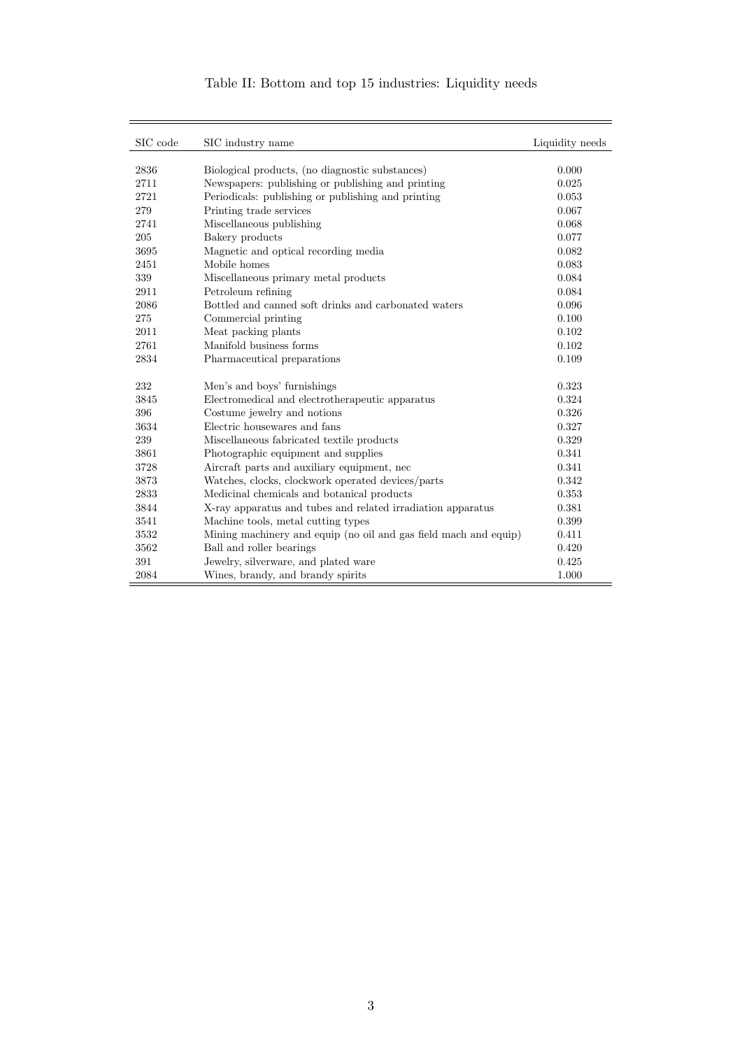Table II: Bottom and top 15 industries: Liquidity needs

| SIC code | SIC industry name | Liquidity needs |
|---|---|---|
| 2836 | Biological products, (no diagnostic substances) | 0.000 |
| 2711 | Newspapers: publishing or publishing and printing | 0.025 |
| 2721 | Periodicals: publishing or publishing and printing | 0.053 |
| 279 | Printing trade services | 0.067 |
| 2741 | Miscellaneous publishing | 0.068 |
| 205 | Bakery products | 0.077 |
| 3695 | Magnetic and optical recording media | 0.082 |
| 2451 | Mobile homes | 0.083 |
| 339 | Miscellaneous primary metal products | 0.084 |
| 2911 | Petroleum refining | 0.084 |
| 2086 | Bottled and canned soft drinks and carbonated waters | 0.096 |
| 275 | Commercial printing | 0.100 |
| 2011 | Meat packing plants | 0.102 |
| 2761 | Manifold business forms | 0.102 |
| 2834 | Pharmaceutical preparations | 0.109 |
| | | |
| 232 | Men's and boys' furnishings | 0.323 |
| 3845 | Electromedical and electrotherapeutic apparatus | 0.324 |
| 396 | Costume jewelry and notions | 0.326 |
| 3634 | Electric housewares and fans | 0.327 |
| 239 | Miscellaneous fabricated textile products | 0.329 |
| 3861 | Photographic equipment and supplies | 0.341 |
| 3728 | Aircraft parts and auxiliary equipment, nec | 0.341 |
| 3873 | Watches, clocks, clockwork operated devices/parts | 0.342 |
| 2833 | Medicinal chemicals and botanical products | 0.353 |
| 3844 | X-ray apparatus and tubes and related irradiation apparatus | 0.381 |
| 3541 | Machine tools, metal cutting types | 0.399 |
| 3532 | Mining machinery and equip (no oil and gas field mach and equip) | 0.411 |
| 3562 | Ball and roller bearings | 0.420 |
| 391 | Jewelry, silverware, and plated ware | 0.425 |
| 2084 | Wines, brandy, and brandy spirits | 1.000 |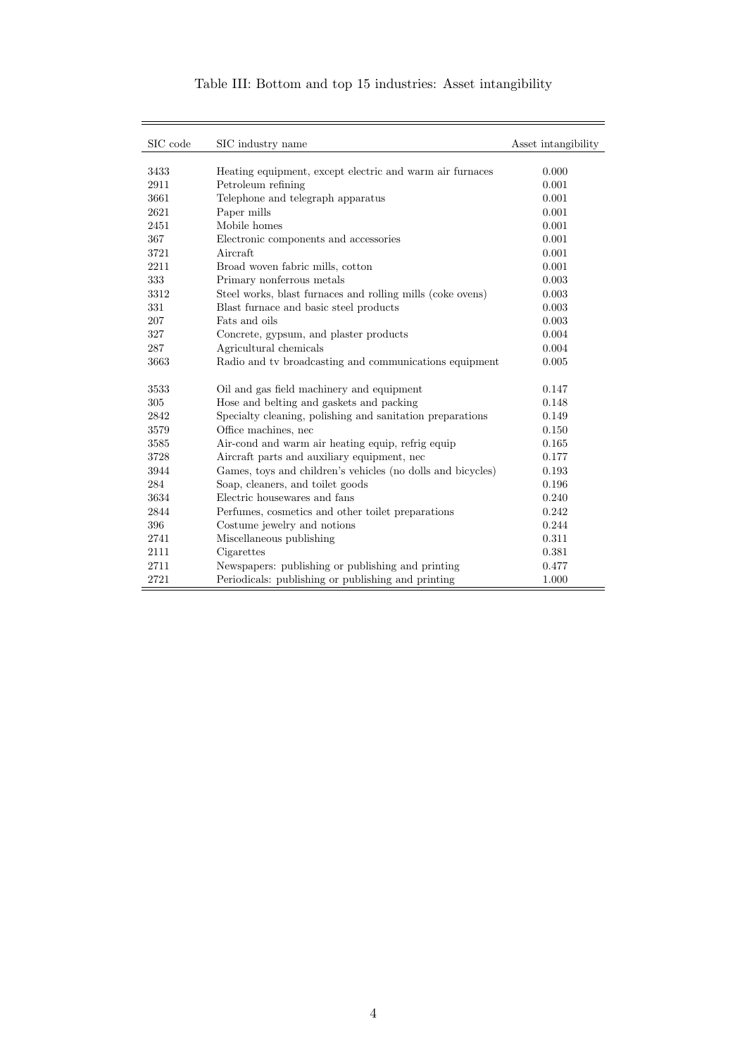Table III: Bottom and top 15 industries: Asset intangibility

| SIC code | SIC industry name | Asset intangibility |
|---|---|---|
| 3433 | Heating equipment, except electric and warm air furnaces | 0.000 |
| 2911 | Petroleum refining | 0.001 |
| 3661 | Telephone and telegraph apparatus | 0.001 |
| 2621 | Paper mills | 0.001 |
| 2451 | Mobile homes | 0.001 |
| 367 | Electronic components and accessories | 0.001 |
| 3721 | Aircraft | 0.001 |
| 2211 | Broad woven fabric mills, cotton | 0.001 |
| 333 | Primary nonferrous metals | 0.003 |
| 3312 | Steel works, blast furnaces and rolling mills (coke ovens) | 0.003 |
| 331 | Blast furnace and basic steel products | 0.003 |
| 207 | Fats and oils | 0.003 |
| 327 | Concrete, gypsum, and plaster products | 0.004 |
| 287 | Agricultural chemicals | 0.004 |
| 3663 | Radio and tv broadcasting and communications equipment | 0.005 |
| 3533 | Oil and gas field machinery and equipment | 0.147 |
| 305 | Hose and belting and gaskets and packing | 0.148 |
| 2842 | Specialty cleaning, polishing and sanitation preparations | 0.149 |
| 3579 | Office machines, nec | 0.150 |
| 3585 | Air-cond and warm air heating equip, refrig equip | 0.165 |
| 3728 | Aircraft parts and auxiliary equipment, nec | 0.177 |
| 3944 | Games, toys and children's vehicles (no dolls and bicycles) | 0.193 |
| 284 | Soap, cleaners, and toilet goods | 0.196 |
| 3634 | Electric housewares and fans | 0.240 |
| 2844 | Perfumes, cosmetics and other toilet preparations | 0.242 |
| 396 | Costume jewelry and notions | 0.244 |
| 2741 | Miscellaneous publishing | 0.311 |
| 2111 | Cigarettes | 0.381 |
| 2711 | Newspapers: publishing or publishing and printing | 0.477 |
| 2721 | Periodicals: publishing or publishing and printing | 1.000 |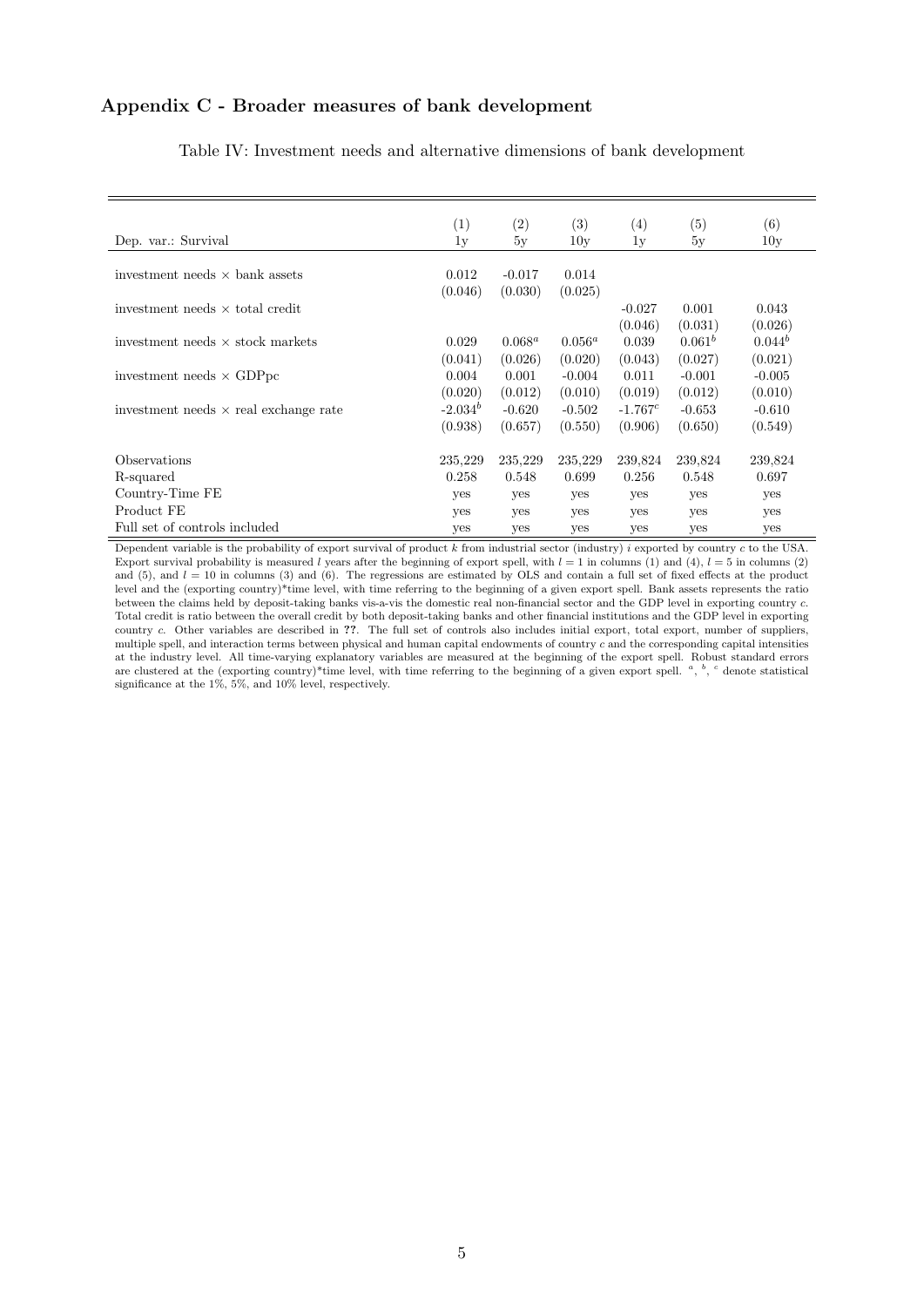## Appendix C - Broader measures of bank development

Table IV: Investment needs and alternative dimensions of bank development

| Dep. var.: Survival | (1)<br>1y | (2)<br>5y | (3)<br>10y | (4)<br>1y | (5)<br>5y | (6)<br>10y |
|---|---|---|---|---|---|---|
| investment needs × bank assets | 0.012 | -0.017 | 0.014 | | | |
| | (0.046) | (0.030) | (0.025) | | | |
| investment needs × total credit | | | | -0.027 | 0.001 | 0.043 |
| | | | | (0.046) | (0.031) | (0.026) |
| investment needs × stock markets | 0.029 | $0.068^a$ | $0.056^a$ | 0.039 | $0.061^b$ | $0.044^b$ |
| | (0.041) | (0.026) | (0.020) | (0.043) | (0.027) | (0.021) |
| investment needs × GDPpc | 0.004 | 0.001 | -0.004 | 0.011 | -0.001 | -0.005 |
| | (0.020) | (0.012) | (0.010) | (0.019) | (0.012) | (0.010) |
| investment needs × real exchange rate | $-2.034^b$ | -0.620 | -0.502 | $-1.767^c$ | -0.653 | -0.610 |
| | (0.938) | (0.657) | (0.550) | (0.906) | (0.650) | (0.549) |
| Observations | 235,229 | 235,229 | 235,229 | 239,824 | 239,824 | 239,824 |
| R-squared | 0.258 | 0.548 | 0.699 | 0.256 | 0.548 | 0.697 |
| Country-Time FE | yes | yes | yes | yes | yes | yes |
| Product FE | yes | yes | yes | yes | yes | yes |
| Full set of controls included | yes | yes | yes | yes | yes | yes |

Dependent variable is the probability of export survival of product $k$ from industrial sector (industry) $i$ exported by country $c$ to the USA. Export survival probability is measured $l$ years after the beginning of export spell, with $l = 1$ in columns (1) and (4), $l = 5$ in columns (2) and (5), and $l = 10$ in columns (3) and (6). The regressions are estimated by OLS and contain a full set of fixed effects at the product level and the (exporting country)*time level, with time referring to the beginning of a given export spell. Bank assets represents the ratio between the claims held by deposit-taking banks vis-a-vis the domestic real non-financial sector and the GDP level in exporting country $c$. Total credit is ratio between the overall credit by both deposit-taking banks and other financial institutions and the GDP level in exporting country $c$. Other variables are described in **??**. The full set of controls also includes initial export, total export, number of suppliers, multiple spell, and interaction terms between physical and human capital endowments of country $c$ and the corresponding capital intensities at the industry level. All time-varying explanatory variables are measured at the beginning of the export spell. Robust standard errors are clustered at the (exporting country)*time level, with time referring to the beginning of a given export spell. $^a$, $^b$, $^c$ denote statistical significance at the 1%, 5%, and 10% level, respectively.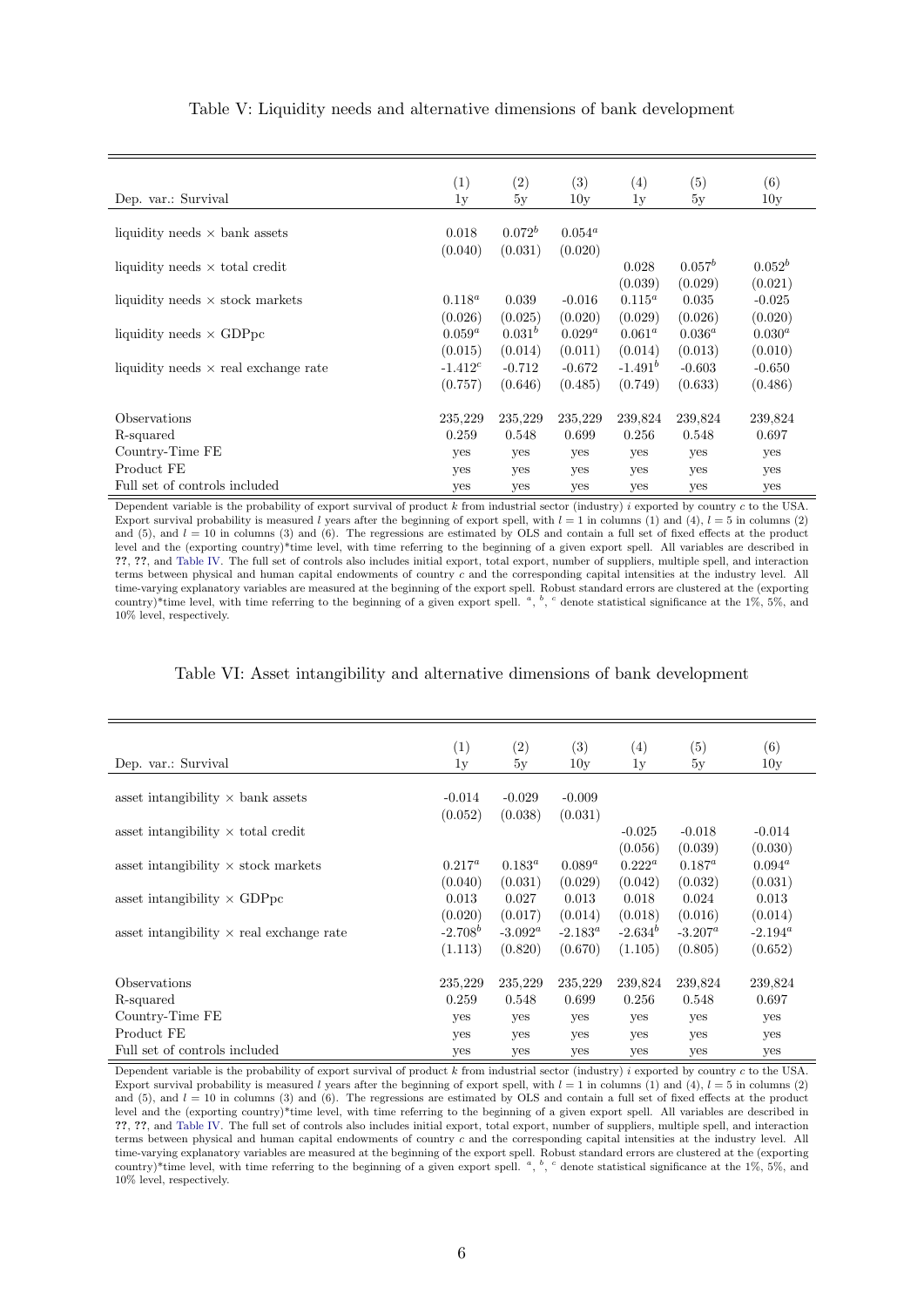Table V: Liquidity needs and alternative dimensions of bank development

| Dep. var.: Survival | (1) 1y | (2) 5y | (3) 10y | (4) 1y | (5) 5y | (6) 10y |
|---|---|---|---|---|---|---|
| liquidity needs × bank assets | 0.018 | $0.072^b$ | $0.054^a$ | | | |
| | (0.040) | (0.031) | (0.020) | | | |
| liquidity needs × total credit | | | | 0.028 | $0.057^b$ | $0.052^b$ |
| | | | | (0.039) | (0.029) | (0.021) |
| liquidity needs × stock markets | $0.118^a$ | 0.039 | -0.016 | $0.115^a$ | 0.035 | -0.025 |
| | (0.026) | (0.025) | (0.020) | (0.029) | (0.026) | (0.020) |
| liquidity needs × GDPpc | $0.059^a$ | $0.031^b$ | $0.029^a$ | $0.061^a$ | $0.036^a$ | $0.030^a$ |
| | (0.015) | (0.014) | (0.011) | (0.014) | (0.013) | (0.010) |
| liquidity needs × real exchange rate | $-1.412^c$ | -0.712 | -0.672 | $-1.491^b$ | -0.603 | -0.650 |
| | (0.757) | (0.646) | (0.485) | (0.749) | (0.633) | (0.486) |
| Observations | 235,229 | 235,229 | 235,229 | 239,824 | 239,824 | 239,824 |
| R-squared | 0.259 | 0.548 | 0.699 | 0.256 | 0.548 | 0.697 |
| Country-Time FE | yes | yes | yes | yes | yes | yes |
| Product FE | yes | yes | yes | yes | yes | yes |
| Full set of controls included | yes | yes | yes | yes | yes | yes |

Dependent variable is the probability of export survival of product $k$ from industrial sector (industry) $i$ exported by country $c$ to the USA. Export survival probability is measured $l$ years after the beginning of export spell, with $l = 1$ in columns (1) and (4), $l = 5$ in columns (2) and (5), and $l = 10$ in columns (3) and (6). The regressions are estimated by OLS and contain a full set of fixed effects at the product level and the (exporting country)*time level, with time referring to the beginning of a given export spell. All variables are described in ??, ??, and Table IV. The full set of controls also includes initial export, total export, number of suppliers, multiple spell, and interaction terms between physical and human capital endowments of country $c$ and the corresponding capital intensities at the industry level. All time-varying explanatory variables are measured at the beginning of the export spell. Robust standard errors are clustered at the (exporting country)*time level, with time referring to the beginning of a given export spell. [a], [b], [c] denote statistical significance at the 1%, 5%, and 10% level, respectively.

Table VI: Asset intangibility and alternative dimensions of bank development

| Dep. var.: Survival | (1) 1y | (2) 5y | (3) 10y | (4) 1y | (5) 5y | (6) 10y |
|---|---|---|---|---|---|---|
| asset intangibility × bank assets | -0.014 | -0.029 | -0.009 | | | |
| | (0.052) | (0.038) | (0.031) | | | |
| asset intangibility × total credit | | | | -0.025 | -0.018 | -0.014 |
| | | | | (0.056) | (0.039) | (0.030) |
| asset intangibility × stock markets | $0.217^a$ | $0.183^a$ | $0.089^a$ | $0.222^a$ | $0.187^a$ | $0.094^a$ |
| | (0.040) | (0.031) | (0.029) | (0.042) | (0.032) | (0.031) |
| asset intangibility × GDPpc | 0.013 | 0.027 | 0.013 | 0.018 | 0.024 | 0.013 |
| | (0.020) | (0.017) | (0.014) | (0.018) | (0.016) | (0.014) |
| asset intangibility × real exchange rate | $-2.708^b$ | $-3.092^a$ | $-2.183^a$ | $-2.634^b$ | $-3.207^a$ | $-2.194^a$ |
| | (1.113) | (0.820) | (0.670) | (1.105) | (0.805) | (0.652) |
| Observations | 235,229 | 235,229 | 235,229 | 239,824 | 239,824 | 239,824 |
| R-squared | 0.259 | 0.548 | 0.699 | 0.256 | 0.548 | 0.697 |
| Country-Time FE | yes | yes | yes | yes | yes | yes |
| Product FE | yes | yes | yes | yes | yes | yes |
| Full set of controls included | yes | yes | yes | yes | yes | yes |

Dependent variable is the probability of export survival of product $k$ from industrial sector (industry) $i$ exported by country $c$ to the USA. Export survival probability is measured $l$ years after the beginning of export spell, with $l = 1$ in columns (1) and (4), $l = 5$ in columns (2) and (5), and $l = 10$ in columns (3) and (6). The regressions are estimated by OLS and contain a full set of fixed effects at the product level and the (exporting country)*time level, with time referring to the beginning of a given export spell. All variables are described in ??, ??, and Table IV. The full set of controls also includes initial export, total export, number of suppliers, multiple spell, and interaction terms between physical and human capital endowments of country $c$ and the corresponding capital intensities at the industry level. All time-varying explanatory variables are measured at the beginning of the export spell. Robust standard errors are clustered at the (exporting country)*time level, with time referring to the beginning of a given export spell. [a], [b], [c] denote statistical significance at the 1%, 5%, and 10% level, respectively.